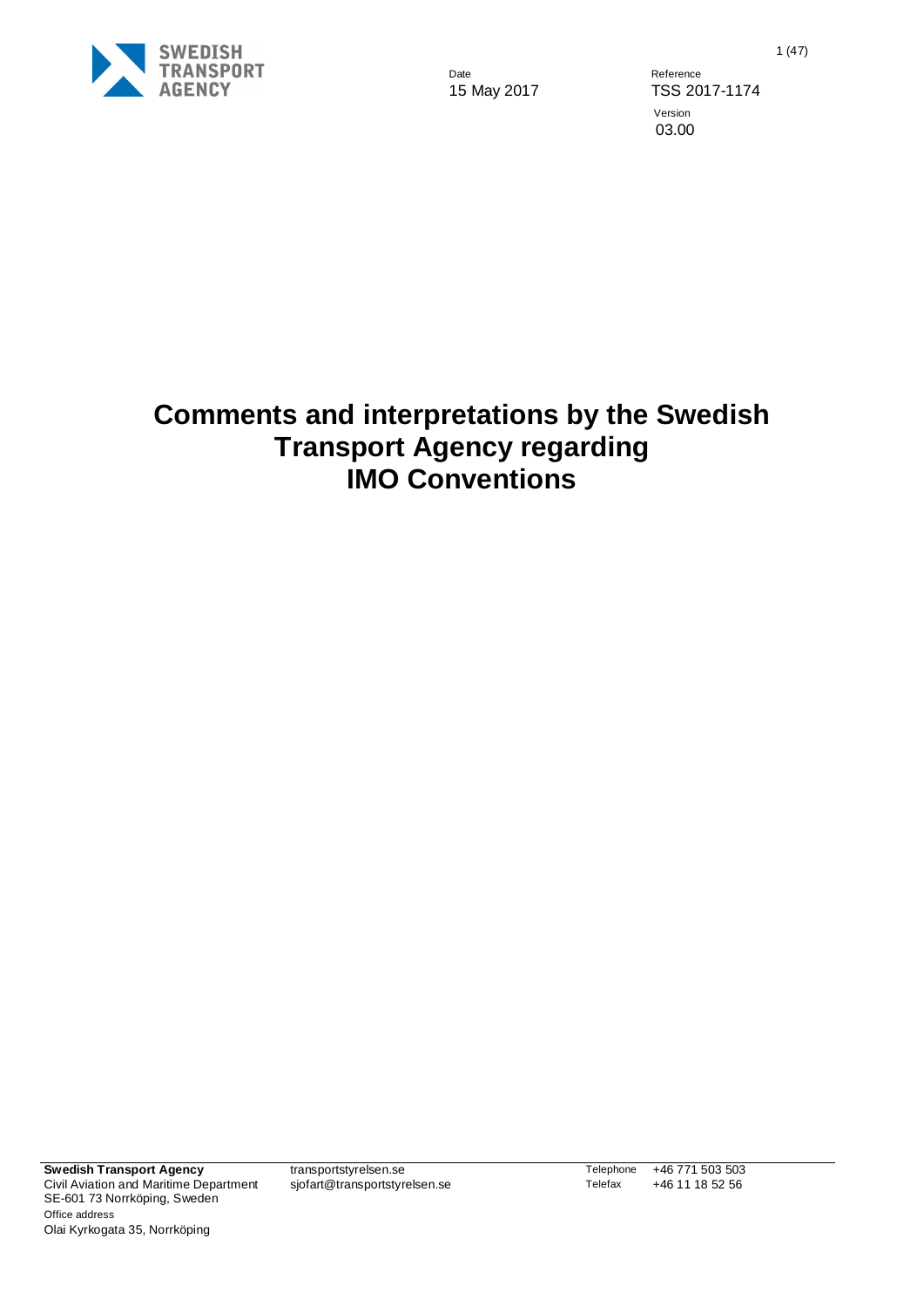Date
15 May 2017

Reference
TSS 2017-1174

Version
03.00

# Comments and interpretations by the Swedish Transport Agency regarding IMO Conventions

**Swedish Transport Agency**
Civil Aviation and Maritime Department
SE-601 73 Norrköping, Sweden
Office address
Olai Kyrkogata 35, Norrköping

transportstyrelsen.se
sjofart@transportstyrelsen.se

Telephone +46 771 503 503
Telefax +46 11 18 52 56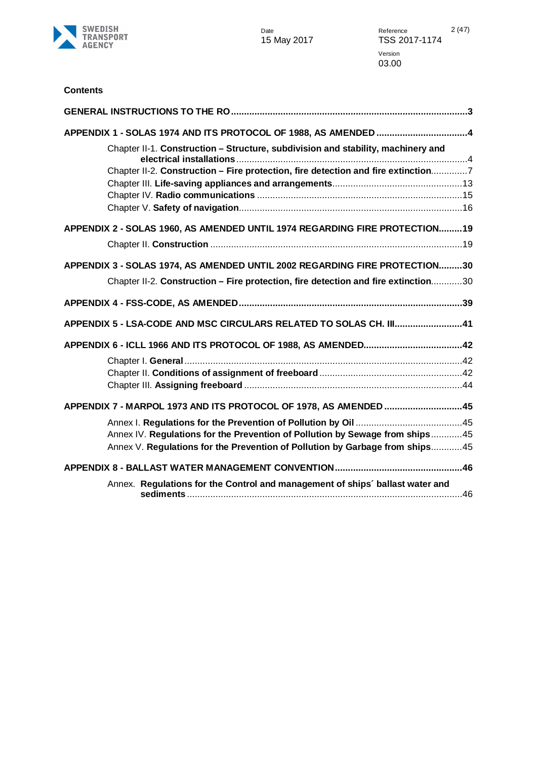**Contents**

**GENERAL INSTRUCTIONS TO THE RO** ..... **3**

**APPENDIX 1 - SOLAS 1974 AND ITS PROTOCOL OF 1988, AS AMENDED** ..... **4**

- Chapter II-1. **Construction – Structure, subdivision and stability, machinery and electrical installations** ..... 4
- Chapter II-2. **Construction – Fire protection, fire detection and fire extinction** ..... 7
- Chapter III. **Life-saving appliances and arrangements** ..... 13
- Chapter IV. **Radio communications** ..... 15
- Chapter V. **Safety of navigation** ..... 16

**APPENDIX 2 - SOLAS 1960, AS AMENDED UNTIL 1974 REGARDING FIRE PROTECTION** ..... **19**

- Chapter II. **Construction** ..... 19

**APPENDIX 3 - SOLAS 1974, AS AMENDED UNTIL 2002 REGARDING FIRE PROTECTION** ..... **30**

- Chapter II-2. **Construction – Fire protection, fire detection and fire extinction** ..... 30

**APPENDIX 4 - FSS-CODE, AS AMENDED** ..... **39**

**APPENDIX 5 - LSA-CODE AND MSC CIRCULARS RELATED TO SOLAS CH. III** ..... **41**

**APPENDIX 6 - ICLL 1966 AND ITS PROTOCOL OF 1988, AS AMENDED** ..... **42**

- Chapter I. **General** ..... 42
- Chapter II. **Conditions of assignment of freeboard** ..... 42
- Chapter III. **Assigning freeboard** ..... 44

**APPENDIX 7 - MARPOL 1973 AND ITS PROTOCOL OF 1978, AS AMENDED** ..... **45**

- Annex I. **Regulations for the Prevention of Pollution by Oil** ..... 45
- Annex IV. **Regulations for the Prevention of Pollution by Sewage from ships** ..... 45
- Annex V. **Regulations for the Prevention of Pollution by Garbage from ships** ..... 45

**APPENDIX 8 - BALLAST WATER MANAGEMENT CONVENTION** ..... **46**

- Annex. **Regulations for the Control and management of ships´ ballast water and sediments** ..... 46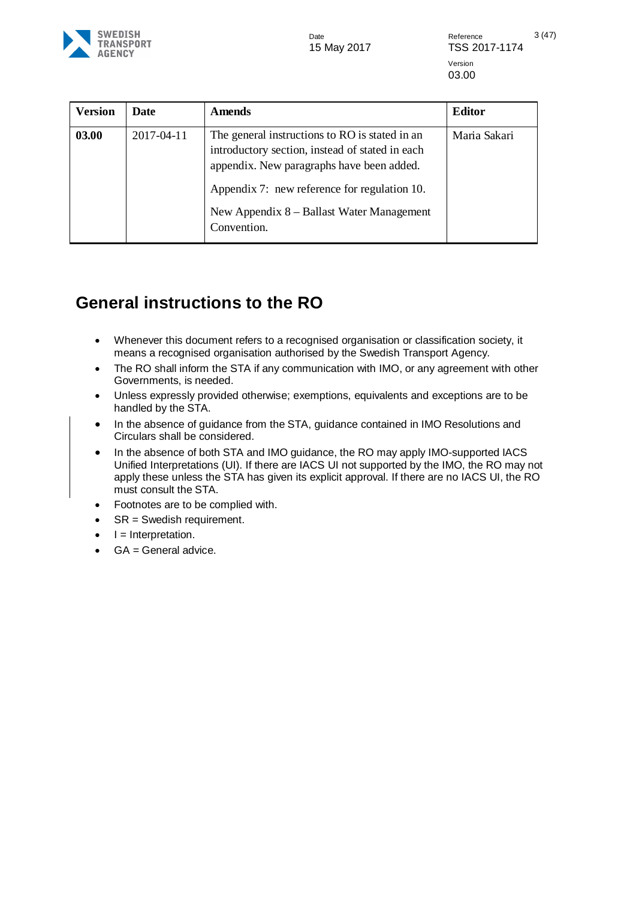| Version | Date | Amends | Editor |
|---|---|---|---|
| **03.00** | 2017-04-11 | The general instructions to RO is stated in an introductory section, instead of stated in each appendix. New paragraphs have been added.<br><br>Appendix 7: new reference for regulation 10.<br><br>New Appendix 8 – Ballast Water Management Convention. | Maria Sakari |

# General instructions to the RO

- Whenever this document refers to a recognised organisation or classification society, it means a recognised organisation authorised by the Swedish Transport Agency.
- The RO shall inform the STA if any communication with IMO, or any agreement with other Governments, is needed.
- Unless expressly provided otherwise; exemptions, equivalents and exceptions are to be handled by the STA.
- In the absence of guidance from the STA, guidance contained in IMO Resolutions and Circulars shall be considered.
- In the absence of both STA and IMO guidance, the RO may apply IMO-supported IACS Unified Interpretations (UI). If there are IACS UI not supported by the IMO, the RO may not apply these unless the STA has given its explicit approval. If there are no IACS UI, the RO must consult the STA.
- Footnotes are to be complied with.
- SR = Swedish requirement.
- I = Interpretation.
- GA = General advice.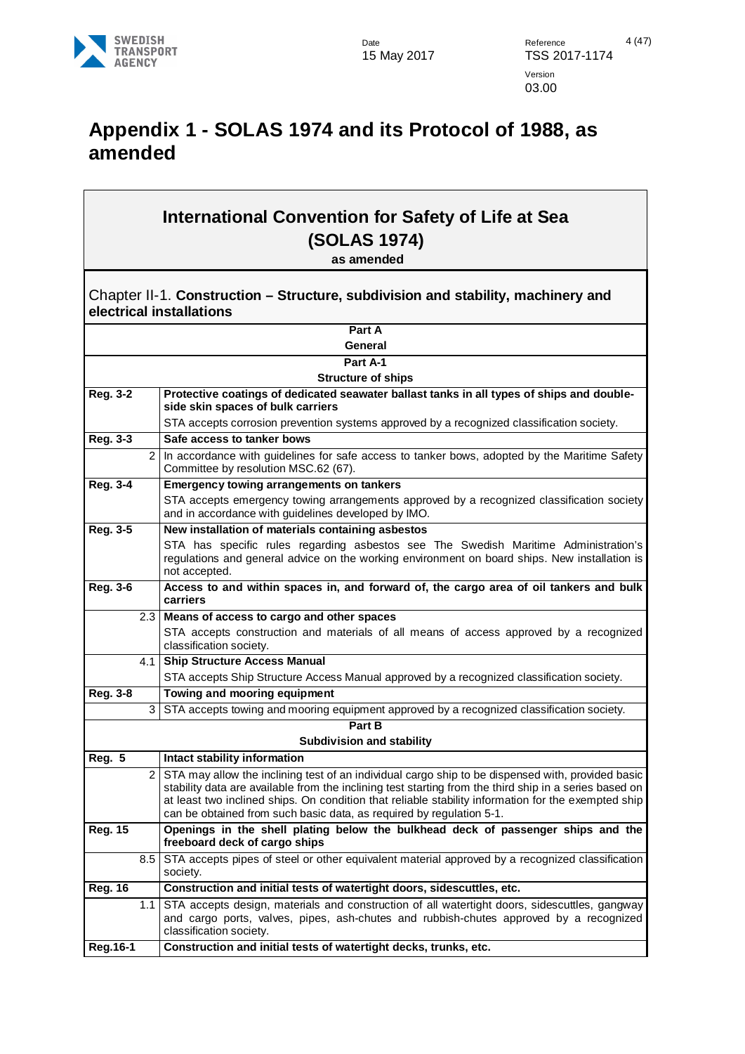# Appendix 1 - SOLAS 1974 and its Protocol of 1988, as amended

## International Convention for Safety of Life at Sea (SOLAS 1974)

**as amended**

### Chapter II-1. **Construction – Structure, subdivision and stability, machinery and electrical installations**

| | |
|---|---|
| | **Part A** **General** |
| | **Part A-1** **Structure of ships** |
| **Reg. 3-2** | **Protective coatings of dedicated seawater ballast tanks in all types of ships and double-side skin spaces of bulk carriers** |
| | STA accepts corrosion prevention systems approved by a recognized classification society. |
| **Reg. 3-3** | **Safe access to tanker bows** |
| 2 | In accordance with guidelines for safe access to tanker bows, adopted by the Maritime Safety Committee by resolution MSC.62 (67). |
| **Reg. 3-4** | **Emergency towing arrangements on tankers** |
| | STA accepts emergency towing arrangements approved by a recognized classification society and in accordance with guidelines developed by IMO. |
| **Reg. 3-5** | **New installation of materials containing asbestos** |
| | STA has specific rules regarding asbestos see The Swedish Maritime Administration's regulations and general advice on the working environment on board ships. New installation is not accepted. |
| **Reg. 3-6** | **Access to and within spaces in, and forward of, the cargo area of oil tankers and bulk carriers** |
| 2.3 | **Means of access to cargo and other spaces** |
| | STA accepts construction and materials of all means of access approved by a recognized classification society. |
| 4.1 | **Ship Structure Access Manual** |
| | STA accepts Ship Structure Access Manual approved by a recognized classification society. |
| **Reg. 3-8** | **Towing and mooring equipment** |
| 3 | STA accepts towing and mooring equipment approved by a recognized classification society. |
| | **Part B** **Subdivision and stability** |
| **Reg. 5** | **Intact stability information** |
| 2 | STA may allow the inclining test of an individual cargo ship to be dispensed with, provided basic stability data are available from the inclining test starting from the third ship in a series based on at least two inclined ships. On condition that reliable stability information for the exempted ship can be obtained from such basic data, as required by regulation 5-1. |
| **Reg. 15** | **Openings in the shell plating below the bulkhead deck of passenger ships and the freeboard deck of cargo ships** |
| 8.5 | STA accepts pipes of steel or other equivalent material approved by a recognized classification society. |
| **Reg. 16** | **Construction and initial tests of watertight doors, sidescuttles, etc.** |
| 1.1 | STA accepts design, materials and construction of all watertight doors, sidescuttles, gangway and cargo ports, valves, pipes, ash-chutes and rubbish-chutes approved by a recognized classification society. |
| **Reg.16-1** | **Construction and initial tests of watertight decks, trunks, etc.** |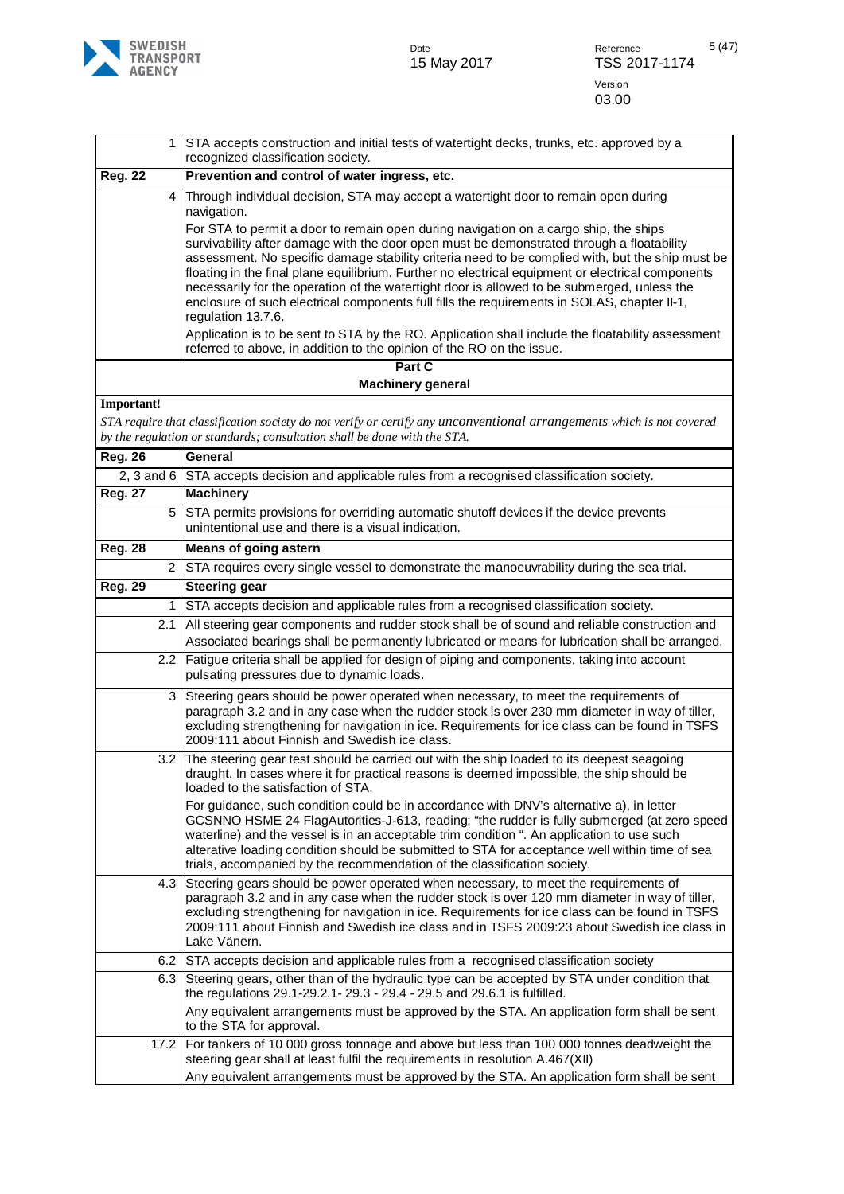| | |
|---|---|
| 1 | STA accepts construction and initial tests of watertight decks, trunks, etc. approved by a recognized classification society. |
| **Reg. 22** | **Prevention and control of water ingress, etc.** |
| 4 | Through individual decision, STA may accept a watertight door to remain open during navigation.<br>For STA to permit a door to remain open during navigation on a cargo ship, the ships survivability after damage with the door open must be demonstrated through a floatability assessment. No specific damage stability criteria need to be complied with, but the ship must be floating in the final plane equilibrium. Further no electrical equipment or electrical components necessarily for the operation of the watertight door is allowed to be submerged, unless the enclosure of such electrical components full fills the requirements in SOLAS, chapter II-1, regulation 13.7.6.<br>Application is to be sent to STA by the RO. Application shall include the floatability assessment referred to above, in addition to the opinion of the RO on the issue. |
| | **Part C**<br>**Machinery general** |
| **Important!** | *STA require that classification society do not verify or certify any unconventional arrangements which is not covered by the regulation or standards; consultation shall be done with the STA.* |
| **Reg. 26** | **General** |
| 2, 3 and 6 | STA accepts decision and applicable rules from a recognised classification society. |
| **Reg. 27** | **Machinery** |
| 5 | STA permits provisions for overriding automatic shutoff devices if the device prevents unintentional use and there is a visual indication. |
| **Reg. 28** | **Means of going astern** |
| 2 | STA requires every single vessel to demonstrate the manoeuvrability during the sea trial. |
| **Reg. 29** | **Steering gear** |
| 1 | STA accepts decision and applicable rules from a recognised classification society. |
| 2.1 | All steering gear components and rudder stock shall be of sound and reliable construction and Associated bearings shall be permanently lubricated or means for lubrication shall be arranged. |
| 2.2 | Fatigue criteria shall be applied for design of piping and components, taking into account pulsating pressures due to dynamic loads. |
| 3 | Steering gears should be power operated when necessary, to meet the requirements of paragraph 3.2 and in any case when the rudder stock is over 230 mm diameter in way of tiller, excluding strengthening for navigation in ice. Requirements for ice class can be found in TSFS 2009:111 about Finnish and Swedish ice class. |
| 3.2 | The steering gear test should be carried out with the ship loaded to its deepest seagoing draught. In cases where it for practical reasons is deemed impossible, the ship should be loaded to the satisfaction of STA.<br>For guidance, such condition could be in accordance with DNV's alternative a), in letter GCSNNO HSME 24 FlagAutorities-J-613, reading; "the rudder is fully submerged (at zero speed waterline) and the vessel is in an acceptable trim condition ". An application to use such alterative loading condition should be submitted to STA for acceptance well within time of sea trials, accompanied by the recommendation of the classification society. |
| 4.3 | Steering gears should be power operated when necessary, to meet the requirements of paragraph 3.2 and in any case when the rudder stock is over 120 mm diameter in way of tiller, excluding strengthening for navigation in ice. Requirements for ice class can be found in TSFS 2009:111 about Finnish and Swedish ice class and in TSFS 2009:23 about Swedish ice class in Lake Vänern. |
| 6.2 | STA accepts decision and applicable rules from a recognised classification society |
| 6.3 | Steering gears, other than of the hydraulic type can be accepted by STA under condition that the regulations 29.1-29.2.1- 29.3 - 29.4 - 29.5 and 29.6.1 is fulfilled.<br>Any equivalent arrangements must be approved by the STA. An application form shall be sent to the STA for approval. |
| 17.2 | For tankers of 10 000 gross tonnage and above but less than 100 000 tonnes deadweight the steering gear shall at least fulfil the requirements in resolution A.467(XII)<br>Any equivalent arrangements must be approved by the STA. An application form shall be sent |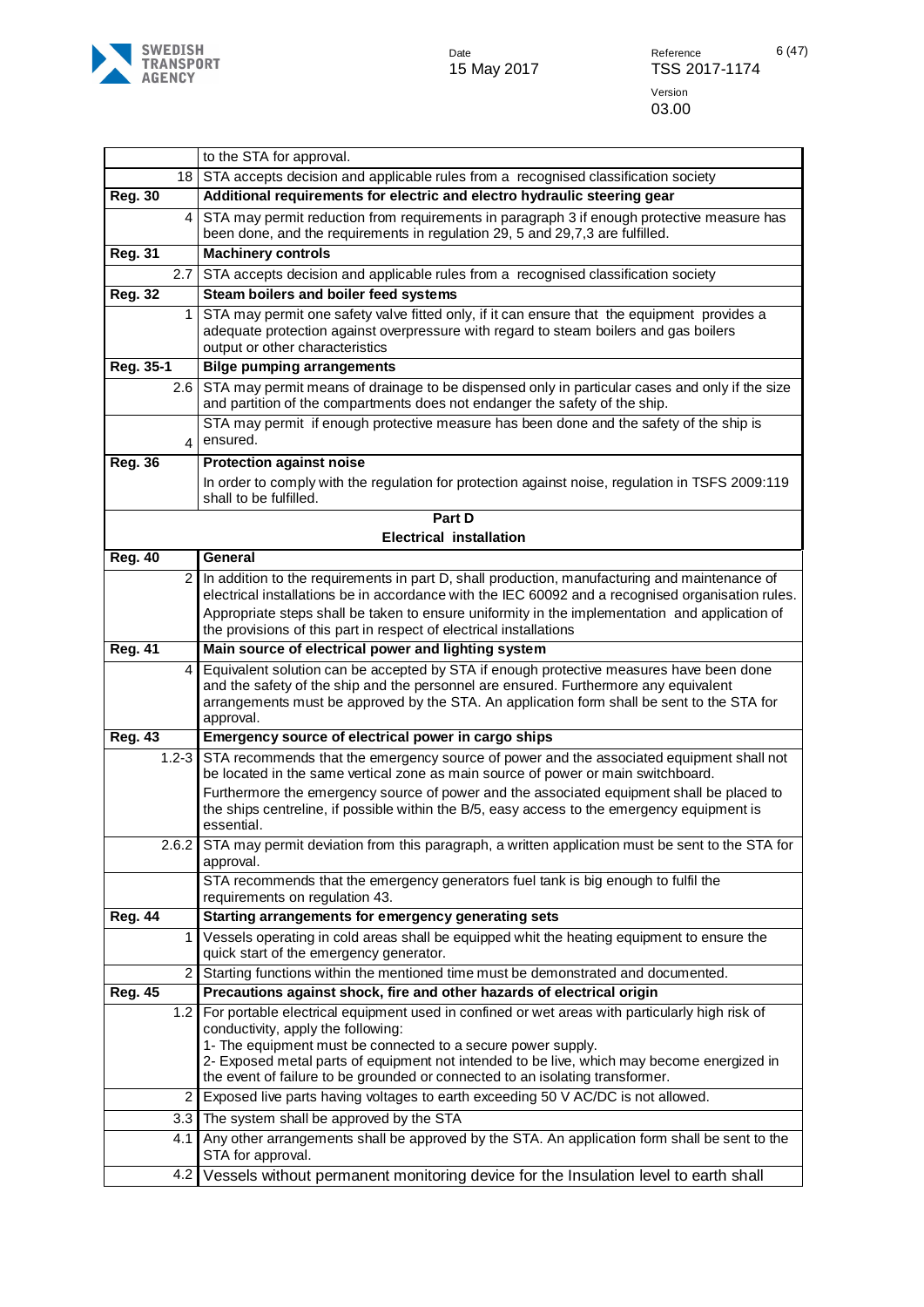| | |
|---|---|
| | to the STA for approval. |
| 18 | STA accepts decision and applicable rules from a recognised classification society |
| **Reg. 30** | **Additional requirements for electric and electro hydraulic steering gear** |
| 4 | STA may permit reduction from requirements in paragraph 3 if enough protective measure has been done, and the requirements in regulation 29, 5 and 29,7,3 are fulfilled. |
| **Reg. 31** | **Machinery controls** |
| 2.7 | STA accepts decision and applicable rules from a recognised classification society |
| **Reg. 32** | **Steam boilers and boiler feed systems** |
| 1 | STA may permit one safety valve fitted only, if it can ensure that the equipment provides a adequate protection against overpressure with regard to steam boilers and gas boilers output or other characteristics |
| **Reg. 35-1** | **Bilge pumping arrangements** |
| 2.6 | STA may permit means of drainage to be dispensed only in particular cases and only if the size and partition of the compartments does not endanger the safety of the ship. |
| 4 | STA may permit if enough protective measure has been done and the safety of the ship is ensured. |
| **Reg. 36** | **Protection against noise** |
| | In order to comply with the regulation for protection against noise, regulation in TSFS 2009:119 shall to be fulfilled. |
| | **Part D**<br>**Electrical installation** |
| **Reg. 40** | **General** |
| 2 | In addition to the requirements in part D, shall production, manufacturing and maintenance of electrical installations be in accordance with the IEC 60092 and a recognised organisation rules. Appropriate steps shall be taken to ensure uniformity in the implementation and application of the provisions of this part in respect of electrical installations |
| **Reg. 41** | **Main source of electrical power and lighting system** |
| 4 | Equivalent solution can be accepted by STA if enough protective measures have been done and the safety of the ship and the personnel are ensured. Furthermore any equivalent arrangements must be approved by the STA. An application form shall be sent to the STA for approval. |
| **Reg. 43** | **Emergency source of electrical power in cargo ships** |
| 1.2-3 | STA recommends that the emergency source of power and the associated equipment shall not be located in the same vertical zone as main source of power or main switchboard. Furthermore the emergency source of power and the associated equipment shall be placed to the ships centreline, if possible within the B/5, easy access to the emergency equipment is essential. |
| 2.6.2 | STA may permit deviation from this paragraph, a written application must be sent to the STA for approval. |
| | STA recommends that the emergency generators fuel tank is big enough to fulfil the requirements on regulation 43. |
| **Reg. 44** | **Starting arrangements for emergency generating sets** |
| 1 | Vessels operating in cold areas shall be equipped whit the heating equipment to ensure the quick start of the emergency generator. |
| 2 | Starting functions within the mentioned time must be demonstrated and documented. |
| **Reg. 45** | **Precautions against shock, fire and other hazards of electrical origin** |
| 1.2 | For portable electrical equipment used in confined or wet areas with particularly high risk of conductivity, apply the following:<br>1- The equipment must be connected to a secure power supply.<br>2- Exposed metal parts of equipment not intended to be live, which may become energized in the event of failure to be grounded or connected to an isolating transformer. |
| 2 | Exposed live parts having voltages to earth exceeding 50 V AC/DC is not allowed. |
| 3.3 | The system shall be approved by the STA |
| 4.1 | Any other arrangements shall be approved by the STA. An application form shall be sent to the STA for approval. |
| 4.2 | Vessels without permanent monitoring device for the Insulation level to earth shall |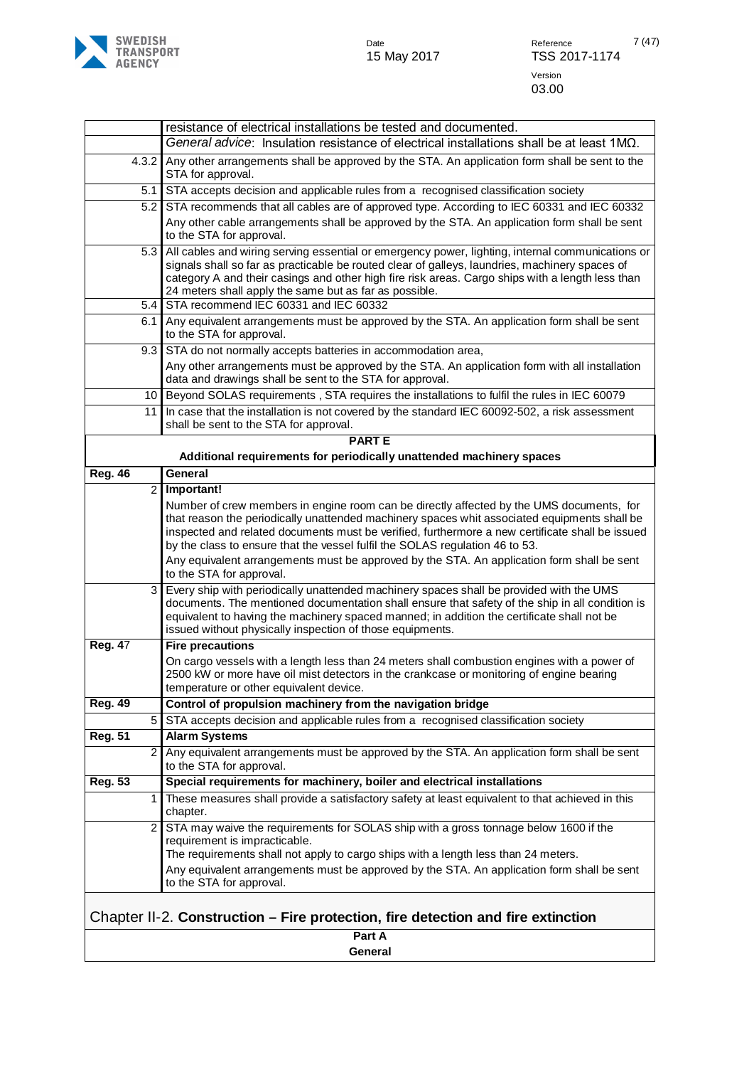| | |
|---|---|
| | resistance of electrical installations be tested and documented. |
| | *General advice*: Insulation resistance of electrical installations shall be at least 1MΩ. |
| 4.3.2 | Any other arrangements shall be approved by the STA. An application form shall be sent to the STA for approval. |
| 5.1 | STA accepts decision and applicable rules from a recognised classification society |
| 5.2 | STA recommends that all cables are of approved type. According to IEC 60331 and IEC 60332<br>Any other cable arrangements shall be approved by the STA. An application form shall be sent to the STA for approval. |
| 5.3 | All cables and wiring serving essential or emergency power, lighting, internal communications or signals shall so far as practicable be routed clear of galleys, laundries, machinery spaces of category A and their casings and other high fire risk areas. Cargo ships with a length less than 24 meters shall apply the same but as far as possible. |
| 5.4 | STA recommend IEC 60331 and IEC 60332 |
| 6.1 | Any equivalent arrangements must be approved by the STA. An application form shall be sent to the STA for approval. |
| 9.3 | STA do not normally accepts batteries in accommodation area,<br>Any other arrangements must be approved by the STA. An application form with all installation data and drawings shall be sent to the STA for approval. |
| 10 | Beyond SOLAS requirements , STA requires the installations to fulfil the rules in IEC 60079 |
| 11 | In case that the installation is not covered by the standard IEC 60092-502, a risk assessment shall be sent to the STA for approval. |
| **PART E**<br>**Additional requirements for periodically unattended machinery spaces** | |
| **Reg. 46** | **General** |
| 2 | **Important!**<br>Number of crew members in engine room can be directly affected by the UMS documents, for that reason the periodically unattended machinery spaces whit associated equipments shall be inspected and related documents must be verified, furthermore a new certificate shall be issued by the class to ensure that the vessel fulfil the SOLAS regulation 46 to 53.<br>Any equivalent arrangements must be approved by the STA. An application form shall be sent to the STA for approval. |
| 3 | Every ship with periodically unattended machinery spaces shall be provided with the UMS documents. The mentioned documentation shall ensure that safety of the ship in all condition is equivalent to having the machinery spaced manned; in addition the certificate shall not be issued without physically inspection of those equipments. |
| **Reg. 47** | **Fire precautions**<br>On cargo vessels with a length less than 24 meters shall combustion engines with a power of 2500 kW or more have oil mist detectors in the crankcase or monitoring of engine bearing temperature or other equivalent device. |
| **Reg. 49** | **Control of propulsion machinery from the navigation bridge** |
| 5 | STA accepts decision and applicable rules from a recognised classification society |
| **Reg. 51** | **Alarm Systems** |
| 2 | Any equivalent arrangements must be approved by the STA. An application form shall be sent to the STA for approval. |
| **Reg. 53** | **Special requirements for machinery, boiler and electrical installations** |
| 1 | These measures shall provide a satisfactory safety at least equivalent to that achieved in this chapter. |
| 2 | STA may waive the requirements for SOLAS ship with a gross tonnage below 1600 if the requirement is impracticable.<br>The requirements shall not apply to cargo ships with a length less than 24 meters.<br>Any equivalent arrangements must be approved by the STA. An application form shall be sent to the STA for approval. |

## Chapter II-2. **Construction – Fire protection, fire detection and fire extinction**

**Part A**
**General**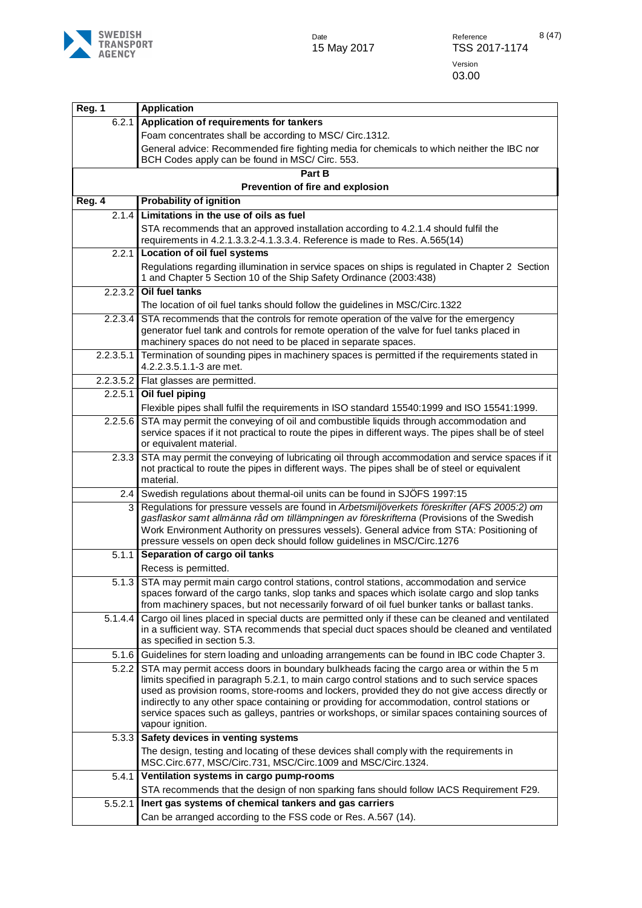| Reg. 1 | Application |
|---|---|
| 6.2.1 | **Application of requirements for tankers** |
| | Foam concentrates shall be according to MSC/ Circ.1312. |
| | General advice: Recommended fire fighting media for chemicals to which neither the IBC nor BCH Codes apply can be found in MSC/ Circ. 553. |
| | **Part B** **Prevention of fire and explosion** |
| **Reg. 4** | **Probability of ignition** |
| 2.1.4 | **Limitations in the use of oils as fuel** |
| | STA recommends that an approved installation according to 4.2.1.4 should fulfil the requirements in 4.2.1.3.3.2-4.1.3.3.4. Reference is made to Res. A.565(14) |
| 2.2.1 | **Location of oil fuel systems** |
| | Regulations regarding illumination in service spaces on ships is regulated in Chapter 2 Section 1 and Chapter 5 Section 10 of the Ship Safety Ordinance (2003:438) |
| 2.2.3.2 | **Oil fuel tanks** |
| | The location of oil fuel tanks should follow the guidelines in MSC/Circ.1322 |
| 2.2.3.4 | STA recommends that the controls for remote operation of the valve for the emergency generator fuel tank and controls for remote operation of the valve for fuel tanks placed in machinery spaces do not need to be placed in separate spaces. |
| 2.2.3.5.1 | Termination of sounding pipes in machinery spaces is permitted if the requirements stated in 4.2.2.3.5.1.1-3 are met. |
| 2.2.3.5.2 | Flat glasses are permitted. |
| 2.2.5.1 | **Oil fuel piping** |
| | Flexible pipes shall fulfil the requirements in ISO standard 15540:1999 and ISO 15541:1999. |
| 2.2.5.6 | STA may permit the conveying of oil and combustible liquids through accommodation and service spaces if it not practical to route the pipes in different ways. The pipes shall be of steel or equivalent material. |
| 2.3.3 | STA may permit the conveying of lubricating oil through accommodation and service spaces if it not practical to route the pipes in different ways. The pipes shall be of steel or equivalent material. |
| 2.4 | Swedish regulations about thermal-oil units can be found in SJÖFS 1997:15 |
| 3 | Regulations for pressure vessels are found in *Arbetsmiljöverkets föreskrifter (AFS 2005:2) om gasflaskor samt allmänna råd om tillämpningen av föreskrifterna* (Provisions of the Swedish Work Environment Authority on pressures vessels). General advice from STA: Positioning of pressure vessels on open deck should follow guidelines in MSC/Circ.1276 |
| 5.1.1 | **Separation of cargo oil tanks** |
| | Recess is permitted. |
| 5.1.3 | STA may permit main cargo control stations, control stations, accommodation and service spaces forward of the cargo tanks, slop tanks and spaces which isolate cargo and slop tanks from machinery spaces, but not necessarily forward of oil fuel bunker tanks or ballast tanks. |
| 5.1.4.4 | Cargo oil lines placed in special ducts are permitted only if these can be cleaned and ventilated in a sufficient way. STA recommends that special duct spaces should be cleaned and ventilated as specified in section 5.3. |
| 5.1.6 | Guidelines for stern loading and unloading arrangements can be found in IBC code Chapter 3. |
| 5.2.2 | STA may permit access doors in boundary bulkheads facing the cargo area or within the 5 m limits specified in paragraph 5.2.1, to main cargo control stations and to such service spaces used as provision rooms, store-rooms and lockers, provided they do not give access directly or indirectly to any other space containing or providing for accommodation, control stations or service spaces such as galleys, pantries or workshops, or similar spaces containing sources of vapour ignition. |
| 5.3.3 | **Safety devices in venting systems** |
| | The design, testing and locating of these devices shall comply with the requirements in MSC.Circ.677, MSC/Circ.731, MSC/Circ.1009 and MSC/Circ.1324. |
| 5.4.1 | **Ventilation systems in cargo pump-rooms** |
| | STA recommends that the design of non sparking fans should follow IACS Requirement F29. |
| 5.5.2.1 | **Inert gas systems of chemical tankers and gas carriers** |
| | Can be arranged according to the FSS code or Res. A.567 (14). |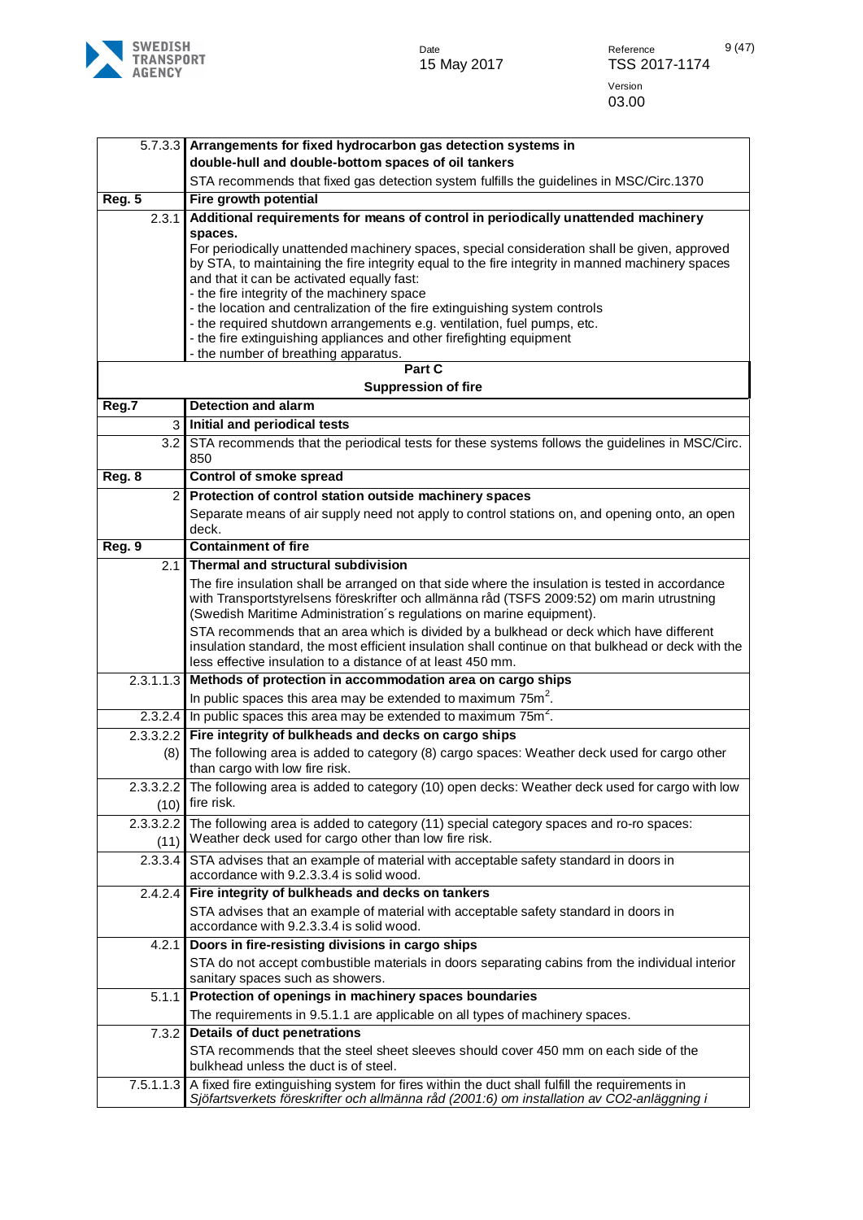| | |
|---|---|
| 5.7.3.3 | **Arrangements for fixed hydrocarbon gas detection systems in double-hull and double-bottom spaces of oil tankers** |
| | STA recommends that fixed gas detection system fulfills the guidelines in MSC/Circ.1370 |
| **Reg. 5** | **Fire growth potential** |
| 2.3.1 | **Additional requirements for means of control in periodically unattended machinery spaces.**<br>For periodically unattended machinery spaces, special consideration shall be given, approved by STA, to maintaining the fire integrity equal to the fire integrity in manned machinery spaces and that it can be activated equally fast:<br>- the fire integrity of the machinery space<br>- the location and centralization of the fire extinguishing system controls<br>- the required shutdown arrangements e.g. ventilation, fuel pumps, etc.<br>- the fire extinguishing appliances and other firefighting equipment<br>- the number of breathing apparatus. |
| | **Part C**<br>**Suppression of fire** |
| **Reg.7** | **Detection and alarm** |
| 3 | **Initial and periodical tests** |
| 3.2 | STA recommends that the periodical tests for these systems follows the guidelines in MSC/Circ. 850 |
| **Reg. 8** | **Control of smoke spread** |
| 2 | **Protection of control station outside machinery spaces** |
| | Separate means of air supply need not apply to control stations on, and opening onto, an open deck. |
| **Reg. 9** | **Containment of fire** |
| 2.1 | **Thermal and structural subdivision** |
| | The fire insulation shall be arranged on that side where the insulation is tested in accordance with Transportstyrelsens föreskrifter och allmänna råd (TSFS 2009:52) om marin utrustning (Swedish Maritime Administration´s regulations on marine equipment).<br>STA recommends that an area which is divided by a bulkhead or deck which have different insulation standard, the most efficient insulation shall continue on that bulkhead or deck with the less effective insulation to a distance of at least 450 mm. |
| 2.3.1.1.3 | **Methods of protection in accommodation area on cargo ships** |
| | In public spaces this area may be extended to maximum 75m$^2$. |
| 2.3.2.4 | In public spaces this area may be extended to maximum 75m$^2$. |
| 2.3.3.2.2 | **Fire integrity of bulkheads and decks on cargo ships** |
| (8) | The following area is added to category (8) cargo spaces: Weather deck used for cargo other than cargo with low fire risk. |
| 2.3.3.2.2 (10) | The following area is added to category (10) open decks: Weather deck used for cargo with low fire risk. |
| 2.3.3.2.2 (11) | The following area is added to category (11) special category spaces and ro-ro spaces: Weather deck used for cargo other than low fire risk. |
| 2.3.3.4 | STA advises that an example of material with acceptable safety standard in doors in accordance with 9.2.3.3.4 is solid wood. |
| 2.4.2.4 | **Fire integrity of bulkheads and decks on tankers** |
| | STA advises that an example of material with acceptable safety standard in doors in accordance with 9.2.3.3.4 is solid wood. |
| 4.2.1 | **Doors in fire-resisting divisions in cargo ships** |
| | STA do not accept combustible materials in doors separating cabins from the individual interior sanitary spaces such as showers. |
| 5.1.1 | **Protection of openings in machinery spaces boundaries** |
| | The requirements in 9.5.1.1 are applicable on all types of machinery spaces. |
| 7.3.2 | **Details of duct penetrations** |
| | STA recommends that the steel sheet sleeves should cover 450 mm on each side of the bulkhead unless the duct is of steel. |
| 7.5.1.1.3 | A fixed fire extinguishing system for fires within the duct shall fulfill the requirements in *Sjöfartsverkets föreskrifter och allmänna råd (2001:6) om installation av CO2-anläggning i* |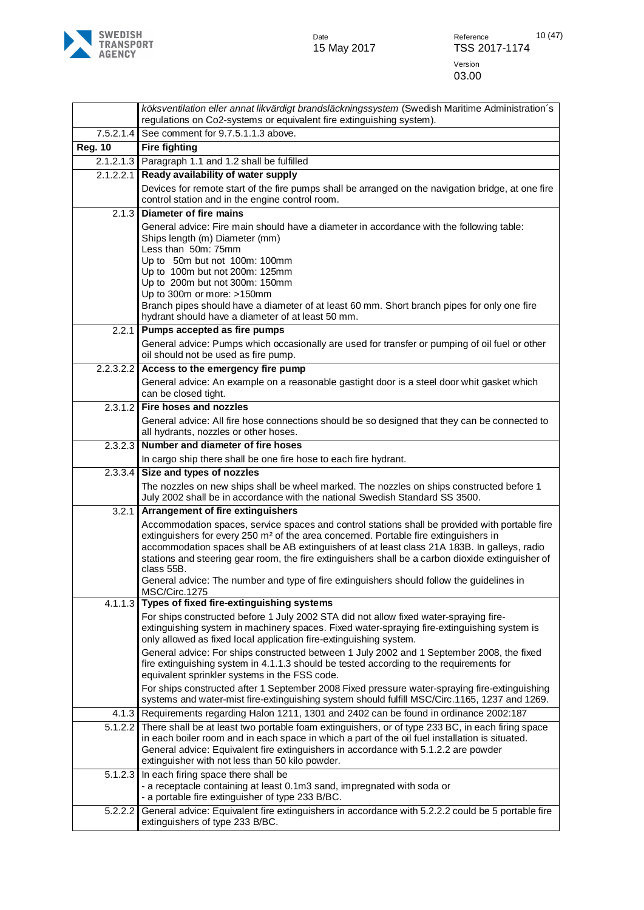| | |
|---|---|
| | *köksventilation eller annat likvärdigt brandsläckningssystem* (Swedish Maritime Administration´s regulations on Co2-systems or equivalent fire extinguishing system). |
| 7.5.2.1.4 | See comment for 9.7.5.1.1.3 above. |
| **Reg. 10** | **Fire fighting** |
| 2.1.2.1.3 | Paragraph 1.1 and 1.2 shall be fulfilled |
| 2.1.2.2.1 | **Ready availability of water supply**<br>Devices for remote start of the fire pumps shall be arranged on the navigation bridge, at one fire control station and in the engine control room. |
| 2.1.3 | **Diameter of fire mains**<br>General advice: Fire main should have a diameter in accordance with the following table:<br>Ships length (m) Diameter (mm)<br>Less than 50m: 75mm<br>Up to 50m but not 100m: 100mm<br>Up to 100m but not 200m: 125mm<br>Up to 200m but not 300m: 150mm<br>Up to 300m or more: >150mm<br>Branch pipes should have a diameter of at least 60 mm. Short branch pipes for only one fire hydrant should have a diameter of at least 50 mm. |
| 2.2.1 | **Pumps accepted as fire pumps**<br>General advice: Pumps which occasionally are used for transfer or pumping of oil fuel or other oil should not be used as fire pump. |
| 2.2.3.2.2 | **Access to the emergency fire pump**<br>General advice: An example on a reasonable gastight door is a steel door whit gasket which can be closed tight. |
| 2.3.1.2 | **Fire hoses and nozzles**<br>General advice: All fire hose connections should be so designed that they can be connected to all hydrants, nozzles or other hoses. |
| 2.3.2.3 | **Number and diameter of fire hoses**<br>In cargo ship there shall be one fire hose to each fire hydrant. |
| 2.3.3.4 | **Size and types of nozzles**<br>The nozzles on new ships shall be wheel marked. The nozzles on ships constructed before 1 July 2002 shall be in accordance with the national Swedish Standard SS 3500. |
| 3.2.1 | **Arrangement of fire extinguishers**<br>Accommodation spaces, service spaces and control stations shall be provided with portable fire extinguishers for every 250 m² of the area concerned. Portable fire extinguishers in accommodation spaces shall be AB extinguishers of at least class 21A 183B. In galleys, radio stations and steering gear room, the fire extinguishers shall be a carbon dioxide extinguisher of class 55B.<br>General advice: The number and type of fire extinguishers should follow the guidelines in MSC/Circ.1275 |
| 4.1.1.3 | **Types of fixed fire-extinguishing systems**<br>For ships constructed before 1 July 2002 STA did not allow fixed water-spraying fire-extinguishing system in machinery spaces. Fixed water-spraying fire-extinguishing system is only allowed as fixed local application fire-extinguishing system.<br>General advice: For ships constructed between 1 July 2002 and 1 September 2008, the fixed fire extinguishing system in 4.1.1.3 should be tested according to the requirements for equivalent sprinkler systems in the FSS code.<br>For ships constructed after 1 September 2008 Fixed pressure water-spraying fire-extinguishing systems and water-mist fire-extinguishing system should fulfill MSC/Circ.1165, 1237 and 1269. |
| 4.1.3 | Requirements regarding Halon 1211, 1301 and 2402 can be found in ordinance 2002:187 |
| 5.1.2.2 | There shall be at least two portable foam extinguishers, or of type 233 BC, in each firing space in each boiler room and in each space in which a part of the oil fuel installation is situated.<br>General advice: Equivalent fire extinguishers in accordance with 5.1.2.2 are powder extinguisher with not less than 50 kilo powder. |
| 5.1.2.3 | In each firing space there shall be<br>- a receptacle containing at least 0.1m3 sand, impregnated with soda or<br>- a portable fire extinguisher of type 233 B/BC. |
| 5.2.2.2 | General advice: Equivalent fire extinguishers in accordance with 5.2.2.2 could be 5 portable fire extinguishers of type 233 B/BC. |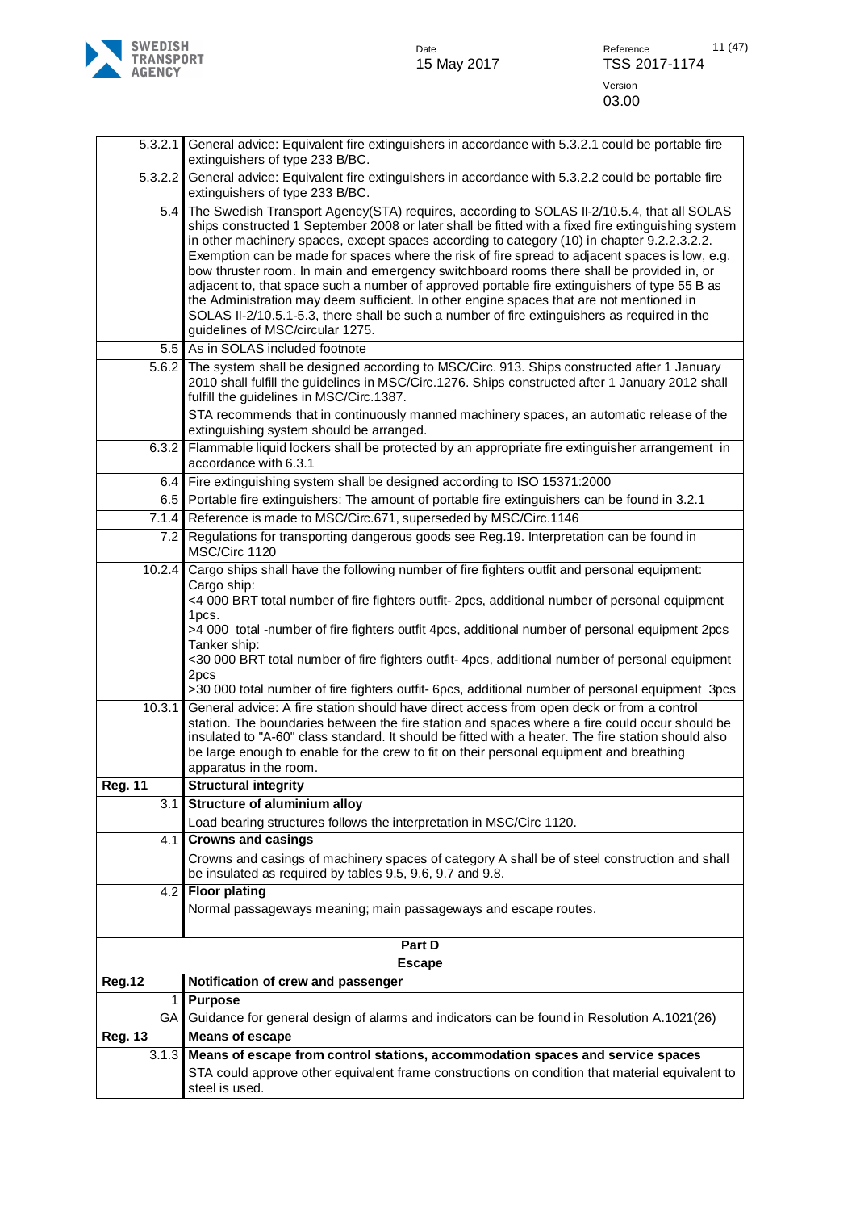| | |
|---|---|
| 5.3.2.1 | General advice: Equivalent fire extinguishers in accordance with 5.3.2.1 could be portable fire extinguishers of type 233 B/BC. |
| 5.3.2.2 | General advice: Equivalent fire extinguishers in accordance with 5.3.2.2 could be portable fire extinguishers of type 233 B/BC. |
| 5.4 | The Swedish Transport Agency(STA) requires, according to SOLAS II-2/10.5.4, that all SOLAS ships constructed 1 September 2008 or later shall be fitted with a fixed fire extinguishing system in other machinery spaces, except spaces according to category (10) in chapter 9.2.2.3.2.2. Exemption can be made for spaces where the risk of fire spread to adjacent spaces is low, e.g. bow thruster room. In main and emergency switchboard rooms there shall be provided in, or adjacent to, that space such a number of approved portable fire extinguishers of type 55 B as the Administration may deem sufficient. In other engine spaces that are not mentioned in SOLAS II-2/10.5.1-5.3, there shall be such a number of fire extinguishers as required in the guidelines of MSC/circular 1275. |
| 5.5 | As in SOLAS included footnote |
| 5.6.2 | The system shall be designed according to MSC/Circ. 913. Ships constructed after 1 January 2010 shall fulfill the guidelines in MSC/Circ.1276. Ships constructed after 1 January 2012 shall fulfill the guidelines in MSC/Circ.1387.<br>STA recommends that in continuously manned machinery spaces, an automatic release of the extinguishing system should be arranged. |
| 6.3.2 | Flammable liquid lockers shall be protected by an appropriate fire extinguisher arrangement in accordance with 6.3.1 |
| 6.4 | Fire extinguishing system shall be designed according to ISO 15371:2000 |
| 6.5 | Portable fire extinguishers: The amount of portable fire extinguishers can be found in 3.2.1 |
| 7.1.4 | Reference is made to MSC/Circ.671, superseded by MSC/Circ.1146 |
| 7.2 | Regulations for transporting dangerous goods see Reg.19. Interpretation can be found in MSC/Circ 1120 |
| 10.2.4 | Cargo ships shall have the following number of fire fighters outfit and personal equipment:<br>Cargo ship:<br><4 000 BRT total number of fire fighters outfit- 2pcs, additional number of personal equipment 1pcs.<br>>4 000 total -number of fire fighters outfit 4pcs, additional number of personal equipment 2pcs<br>Tanker ship:<br><30 000 BRT total number of fire fighters outfit- 4pcs, additional number of personal equipment 2pcs<br>>30 000 total number of fire fighters outfit- 6pcs, additional number of personal equipment 3pcs |
| 10.3.1 | General advice: A fire station should have direct access from open deck or from a control station. The boundaries between the fire station and spaces where a fire could occur should be insulated to "A-60" class standard. It should be fitted with a heater. The fire station should also be large enough to enable for the crew to fit on their personal equipment and breathing apparatus in the room. |
| **Reg. 11** | **Structural integrity** |
| 3.1 | **Structure of aluminium alloy**<br>Load bearing structures follows the interpretation in MSC/Circ 1120. |
| 4.1 | **Crowns and casings**<br>Crowns and casings of machinery spaces of category A shall be of steel construction and shall be insulated as required by tables 9.5, 9.6, 9.7 and 9.8. |
| 4.2 | **Floor plating**<br>Normal passageways meaning; main passageways and escape routes. |
| | **Part D**<br>**Escape** |
| **Reg.12** | **Notification of crew and passenger** |
| 1 | **Purpose** |
| GA | Guidance for general design of alarms and indicators can be found in Resolution A.1021(26) |
| **Reg. 13** | **Means of escape** |
| 3.1.3 | **Means of escape from control stations, accommodation spaces and service spaces**<br>STA could approve other equivalent frame constructions on condition that material equivalent to steel is used. |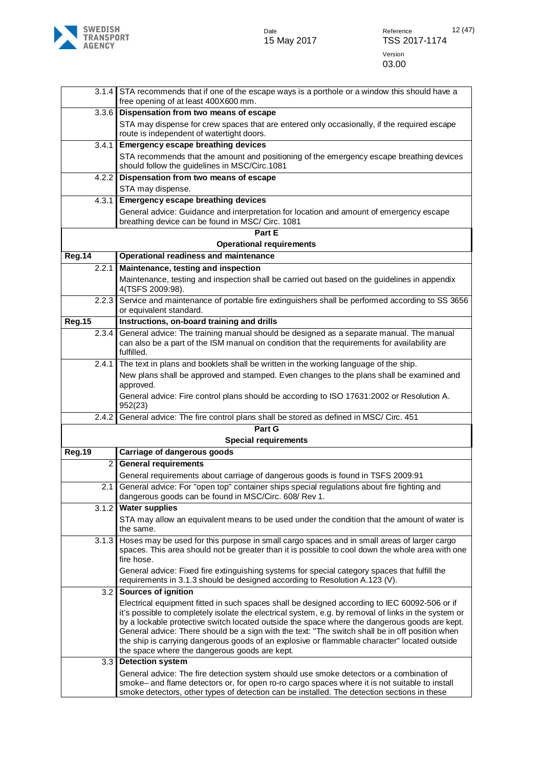| | |
|---|---|
| 3.1.4 | STA recommends that if one of the escape ways is a porthole or a window this should have a free opening of at least 400X600 mm. |
| 3.3.6 | **Dispensation from two means of escape** |
| | STA may dispense for crew spaces that are entered only occasionally, if the required escape route is independent of watertight doors. |
| 3.4.1 | **Emergency escape breathing devices** |
| | STA recommends that the amount and positioning of the emergency escape breathing devices should follow the guidelines in MSC/Circ.1081 |
| 4.2.2 | **Dispensation from two means of escape** |
| | STA may dispense. |
| 4.3.1 | **Emergency escape breathing devices** |
| | General advice: Guidance and interpretation for location and amount of emergency escape breathing device can be found in MSC/ Circ. 1081 |
| **Part E** | |
| **Operational requirements** | |
| **Reg.14** | **Operational readiness and maintenance** |
| 2.2.1 | **Maintenance, testing and inspection** |
| | Maintenance, testing and inspection shall be carried out based on the guidelines in appendix 4(TSFS 2009:98). |
| 2.2.3 | Service and maintenance of portable fire extinguishers shall be performed according to SS 3656 or equivalent standard. |
| **Reg.15** | **Instructions, on-board training and drills** |
| 2.3.4 | General advice: The training manual should be designed as a separate manual. The manual can also be a part of the ISM manual on condition that the requirements for availability are fulfilled. |
| 2.4.1 | The text in plans and booklets shall be written in the working language of the ship. |
| | New plans shall be approved and stamped. Even changes to the plans shall be examined and approved. |
| | General advice: Fire control plans should be according to ISO 17631:2002 or Resolution A. 952(23) |
| 2.4.2 | General advice: The fire control plans shall be stored as defined in MSC/ Circ. 451 |
| **Part G** | |
| **Special requirements** | |
| **Reg.19** | **Carriage of dangerous goods** |
| 2 | **General requirements** |
| | General requirements about carriage of dangerous goods is found in TSFS 2009:91 |
| 2.1 | General advice: For "open top" container ships special regulations about fire fighting and dangerous goods can be found in MSC/Circ. 608/ Rev 1. |
| 3.1.2 | **Water supplies** |
| | STA may allow an equivalent means to be used under the condition that the amount of water is the same. |
| 3.1.3 | Hoses may be used for this purpose in small cargo spaces and in small areas of larger cargo spaces. This area should not be greater than it is possible to cool down the whole area with one fire hose. |
| | General advice: Fixed fire extinguishing systems for special category spaces that fulfill the requirements in 3.1.3 should be designed according to Resolution A.123 (V). |
| 3.2 | **Sources of ignition** |
| | Electrical equipment fitted in such spaces shall be designed according to IEC 60092-506 or if it's possible to completely isolate the electrical system, e.g. by removal of links in the system or by a lockable protective switch located outside the space where the dangerous goods are kept. General advice: There should be a sign with the text: "The switch shall be in off position when the ship is carrying dangerous goods of an explosive or flammable character" located outside the space where the dangerous goods are kept. |
| 3.3 | **Detection system** |
| | General advice: The fire detection system should use smoke detectors or a combination of smoke– and flame detectors or, for open ro-ro cargo spaces where it is not suitable to install smoke detectors, other types of detection can be installed. The detection sections in these |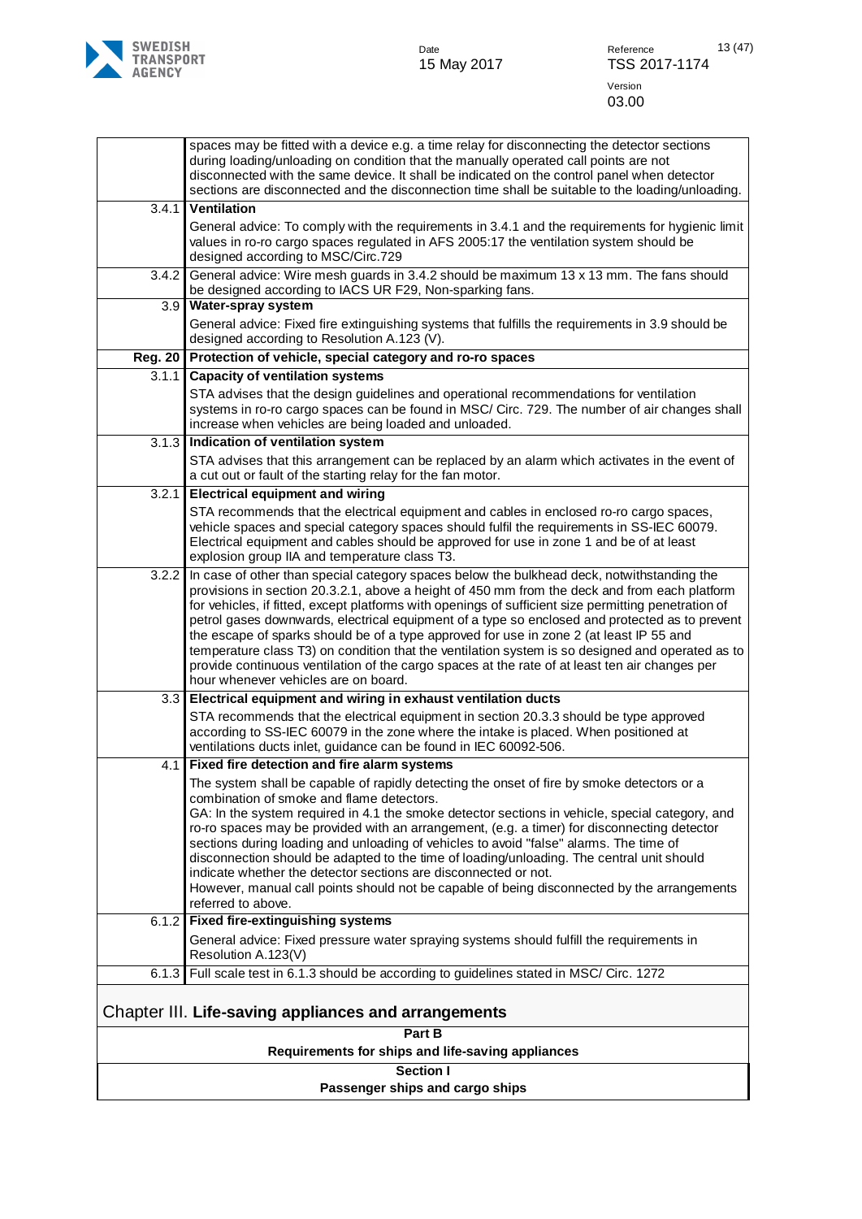| | |
|---|---|
| | spaces may be fitted with a device e.g. a time relay for disconnecting the detector sections during loading/unloading on condition that the manually operated call points are not disconnected with the same device. It shall be indicated on the control panel when detector sections are disconnected and the disconnection time shall be suitable to the loading/unloading. |
| 3.4.1 | **Ventilation**<br>General advice: To comply with the requirements in 3.4.1 and the requirements for hygienic limit values in ro-ro cargo spaces regulated in AFS 2005:17 the ventilation system should be designed according to MSC/Circ.729 |
| 3.4.2 | General advice: Wire mesh guards in 3.4.2 should be maximum 13 x 13 mm. The fans should be designed according to IACS UR F29, Non-sparking fans. |
| 3.9 | **Water-spray system**<br>General advice: Fixed fire extinguishing systems that fulfills the requirements in 3.9 should be designed according to Resolution A.123 (V). |
| **Reg. 20** | **Protection of vehicle, special category and ro-ro spaces** |
| 3.1.1 | **Capacity of ventilation systems**<br>STA advises that the design guidelines and operational recommendations for ventilation systems in ro-ro cargo spaces can be found in MSC/ Circ. 729. The number of air changes shall increase when vehicles are being loaded and unloaded. |
| 3.1.3 | **Indication of ventilation system**<br>STA advises that this arrangement can be replaced by an alarm which activates in the event of a cut out or fault of the starting relay for the fan motor. |
| 3.2.1 | **Electrical equipment and wiring**<br>STA recommends that the electrical equipment and cables in enclosed ro-ro cargo spaces, vehicle spaces and special category spaces should fulfil the requirements in SS-IEC 60079. Electrical equipment and cables should be approved for use in zone 1 and be of at least explosion group IIA and temperature class T3. |
| 3.2.2 | In case of other than special category spaces below the bulkhead deck, notwithstanding the provisions in section 20.3.2.1, above a height of 450 mm from the deck and from each platform for vehicles, if fitted, except platforms with openings of sufficient size permitting penetration of petrol gases downwards, electrical equipment of a type so enclosed and protected as to prevent the escape of sparks should be of a type approved for use in zone 2 (at least IP 55 and temperature class T3) on condition that the ventilation system is so designed and operated as to provide continuous ventilation of the cargo spaces at the rate of at least ten air changes per hour whenever vehicles are on board. |
| 3.3 | **Electrical equipment and wiring in exhaust ventilation ducts**<br>STA recommends that the electrical equipment in section 20.3.3 should be type approved according to SS-IEC 60079 in the zone where the intake is placed. When positioned at ventilations ducts inlet, guidance can be found in IEC 60092-506. |
| 4.1 | **Fixed fire detection and fire alarm systems**<br>The system shall be capable of rapidly detecting the onset of fire by smoke detectors or a combination of smoke and flame detectors.<br>GA: In the system required in 4.1 the smoke detector sections in vehicle, special category, and ro-ro spaces may be provided with an arrangement, (e.g. a timer) for disconnecting detector sections during loading and unloading of vehicles to avoid "false" alarms. The time of disconnection should be adapted to the time of loading/unloading. The central unit should indicate whether the detector sections are disconnected or not.<br>However, manual call points should not be capable of being disconnected by the arrangements referred to above. |
| 6.1.2 | **Fixed fire-extinguishing systems**<br>General advice: Fixed pressure water spraying systems should fulfill the requirements in Resolution A.123(V) |
| 6.1.3 | Full scale test in 6.1.3 should be according to guidelines stated in MSC/ Circ. 1272 |

## Chapter III. **Life-saving appliances and arrangements**

**Part B**

**Requirements for ships and life-saving appliances**

**Section I**

**Passenger ships and cargo ships**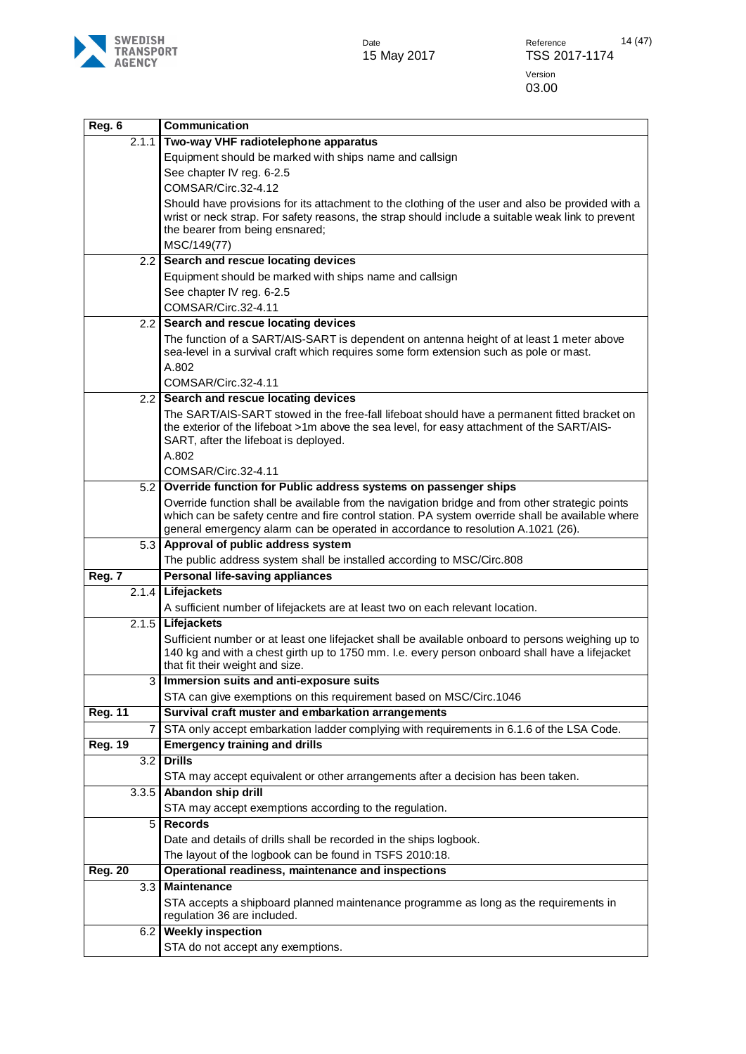| Reg. 6 | Communication |
|---|---|
| 2.1.1 | **Two-way VHF radiotelephone apparatus** |
| | Equipment should be marked with ships name and callsign<br>See chapter IV reg. 6-2.5<br>COMSAR/Circ.32-4.12 |
| | Should have provisions for its attachment to the clothing of the user and also be provided with a wrist or neck strap. For safety reasons, the strap should include a suitable weak link to prevent the bearer from being ensnared;<br>MSC/149(77) |
| 2.2 | **Search and rescue locating devices** |
| | Equipment should be marked with ships name and callsign<br>See chapter IV reg. 6-2.5<br>COMSAR/Circ.32-4.11 |
| 2.2 | **Search and rescue locating devices** |
| | The function of a SART/AIS-SART is dependent on antenna height of at least 1 meter above sea-level in a survival craft which requires some form extension such as pole or mast.<br>A.802<br>COMSAR/Circ.32-4.11 |
| 2.2 | **Search and rescue locating devices** |
| | The SART/AIS-SART stowed in the free-fall lifeboat should have a permanent fitted bracket on the exterior of the lifeboat >1m above the sea level, for easy attachment of the SART/AIS-SART, after the lifeboat is deployed.<br>A.802<br>COMSAR/Circ.32-4.11 |
| 5.2 | **Override function for Public address systems on passenger ships** |
| | Override function shall be available from the navigation bridge and from other strategic points which can be safety centre and fire control station. PA system override shall be available where general emergency alarm can be operated in accordance to resolution A.1021 (26). |
| 5.3 | **Approval of public address system** |
| | The public address system shall be installed according to MSC/Circ.808 |
| **Reg. 7** | **Personal life-saving appliances** |
| 2.1.4 | **Lifejackets** |
| | A sufficient number of lifejackets are at least two on each relevant location. |
| 2.1.5 | **Lifejackets** |
| | Sufficient number or at least one lifejacket shall be available onboard to persons weighing up to 140 kg and with a chest girth up to 1750 mm. I.e. every person onboard shall have a lifejacket that fit their weight and size. |
| 3 | **Immersion suits and anti-exposure suits** |
| | STA can give exemptions on this requirement based on MSC/Circ.1046 |
| **Reg. 11** | **Survival craft muster and embarkation arrangements** |
| 7 | STA only accept embarkation ladder complying with requirements in 6.1.6 of the LSA Code. |
| **Reg. 19** | **Emergency training and drills** |
| 3.2 | **Drills** |
| | STA may accept equivalent or other arrangements after a decision has been taken. |
| 3.3.5 | **Abandon ship drill** |
| | STA may accept exemptions according to the regulation. |
| 5 | **Records** |
| | Date and details of drills shall be recorded in the ships logbook.<br>The layout of the logbook can be found in TSFS 2010:18. |
| **Reg. 20** | **Operational readiness, maintenance and inspections** |
| 3.3 | **Maintenance** |
| | STA accepts a shipboard planned maintenance programme as long as the requirements in regulation 36 are included. |
| 6.2 | **Weekly inspection** |
| | STA do not accept any exemptions. |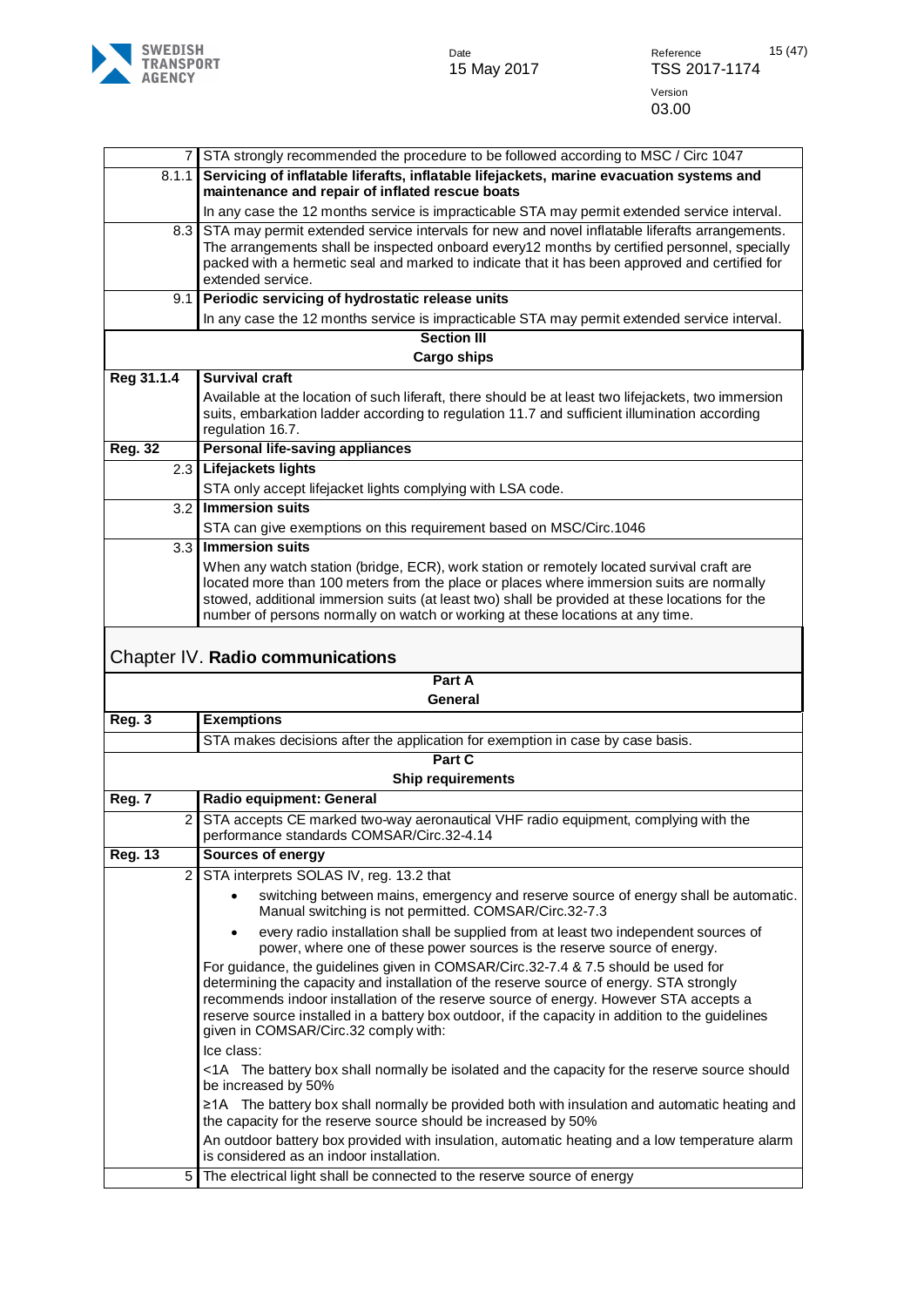| | |
|---|---|
| 7 | STA strongly recommended the procedure to be followed according to MSC / Circ 1047 |
| 8.1.1 | **Servicing of inflatable liferafts, inflatable lifejackets, marine evacuation systems and maintenance and repair of inflated rescue boats** |
| | In any case the 12 months service is impracticable STA may permit extended service interval. |
| 8.3 | STA may permit extended service intervals for new and novel inflatable liferafts arrangements. The arrangements shall be inspected onboard every12 months by certified personnel, specially packed with a hermetic seal and marked to indicate that it has been approved and certified for extended service. |
| 9.1 | **Periodic servicing of hydrostatic release units** |
| | In any case the 12 months service is impracticable STA may permit extended service interval. |
| **Section III** | |
| **Cargo ships** | |
| **Reg 31.1.4** | **Survival craft** |
| | Available at the location of such liferaft, there should be at least two lifejackets, two immersion suits, embarkation ladder according to regulation 11.7 and sufficient illumination according regulation 16.7. |
| **Reg. 32** | **Personal life-saving appliances** |
| 2.3 | **Lifejackets lights** |
| | STA only accept lifejacket lights complying with LSA code. |
| 3.2 | **Immersion suits** |
| | STA can give exemptions on this requirement based on MSC/Circ.1046 |
| 3.3 | **Immersion suits** |
| | When any watch station (bridge, ECR), work station or remotely located survival craft are located more than 100 meters from the place or places where immersion suits are normally stowed, additional immersion suits (at least two) shall be provided at these locations for the number of persons normally on watch or working at these locations at any time. |

## Chapter IV. **Radio communications**

| | |
|---|---|
| **Part A** | |
| **General** | |
| **Reg. 3** | **Exemptions** |
| | STA makes decisions after the application for exemption in case by case basis. |
| **Part C** | |
| **Ship requirements** | |
| **Reg. 7** | **Radio equipment: General** |
| 2 | STA accepts CE marked two-way aeronautical VHF radio equipment, complying with the performance standards COMSAR/Circ.32-4.14 |
| **Reg. 13** | **Sources of energy** |
| 2 | STA interprets SOLAS IV, reg. 13.2 that<br>• switching between mains, emergency and reserve source of energy shall be automatic. Manual switching is not permitted. COMSAR/Circ.32-7.3<br>• every radio installation shall be supplied from at least two independent sources of power, where one of these power sources is the reserve source of energy.<br>For guidance, the guidelines given in COMSAR/Circ.32-7.4 & 7.5 should be used for determining the capacity and installation of the reserve source of energy. STA strongly recommends indoor installation of the reserve source of energy. However STA accepts a reserve source installed in a battery box outdoor, if the capacity in addition to the guidelines given in COMSAR/Circ.32 comply with:<br>Ice class:<br><1A The battery box shall normally be isolated and the capacity for the reserve source should be increased by 50%<br>≥1A The battery box shall normally be provided both with insulation and automatic heating and the capacity for the reserve source should be increased by 50%<br>An outdoor battery box provided with insulation, automatic heating and a low temperature alarm is considered as an indoor installation. |
| 5 | The electrical light shall be connected to the reserve source of energy |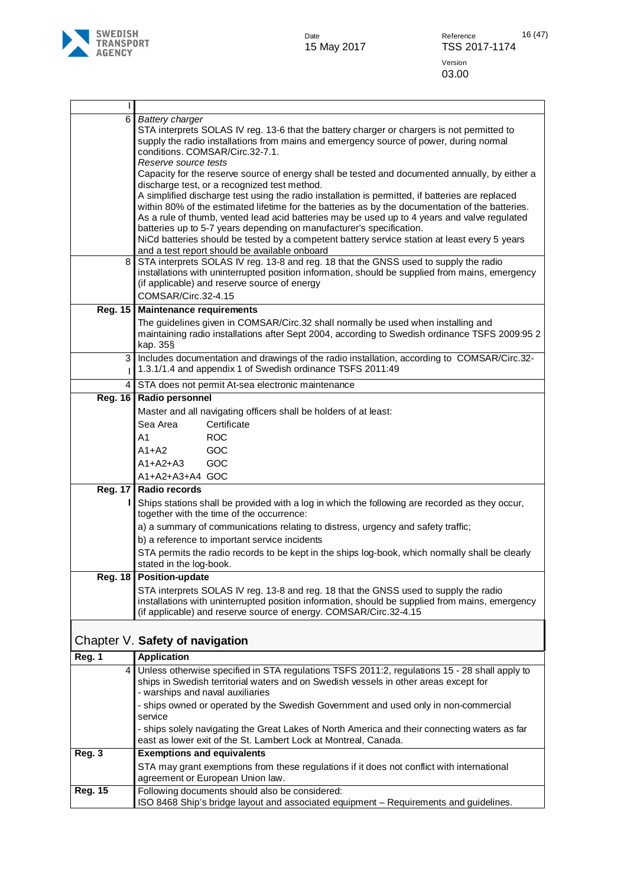| | |
|---|---|
| I | |
| 6 | *Battery charger*<br>STA interprets SOLAS IV reg. 13-6 that the battery charger or chargers is not permitted to supply the radio installations from mains and emergency source of power, during normal conditions. COMSAR/Circ.32-7.1.<br>*Reserve source tests*<br>Capacity for the reserve source of energy shall be tested and documented annually, by either a discharge test, or a recognized test method.<br>A simplified discharge test using the radio installation is permitted, if batteries are replaced within 80% of the estimated lifetime for the batteries as by the documentation of the batteries. As a rule of thumb, vented lead acid batteries may be used up to 4 years and valve regulated batteries up to 5-7 years depending on manufacturer's specification.<br>NiCd batteries should be tested by a competent battery service station at least every 5 years and a test report should be available onboard |
| 8 | STA interprets SOLAS IV reg. 13-8 and reg. 18 that the GNSS used to supply the radio installations with uninterrupted position information, should be supplied from mains, emergency (if applicable) and reserve source of energy<br>COMSAR/Circ.32-4.15 |
| **Reg. 15** | **Maintenance requirements**<br>The guidelines given in COMSAR/Circ.32 shall normally be used when installing and maintaining radio installations after Sept 2004, according to Swedish ordinance TSFS 2009:95 2 kap. 35§ |
| 3<br>I | Includes documentation and drawings of the radio installation, according to COMSAR/Circ.32-1.3.1/1.4 and appendix 1 of Swedish ordinance TSFS 2011:49 |
| 4 | STA does not permit At-sea electronic maintenance |
| **Reg. 16** | **Radio personnel**<br>Master and all navigating officers shall be holders of at least:<br>Sea Area — Certificate<br>A1 — ROC<br>A1+A2 — GOC<br>A1+A2+A3 — GOC<br>A1+A2+A3+A4 — GOC |
| **Reg. 17**<br>**I** | **Radio records**<br>Ships stations shall be provided with a log in which the following are recorded as they occur, together with the time of the occurrence:<br>a) a summary of communications relating to distress, urgency and safety traffic;<br>b) a reference to important service incidents<br>STA permits the radio records to be kept in the ships log-book, which normally shall be clearly stated in the log-book. |
| **Reg. 18** | **Position-update**<br>STA interprets SOLAS IV reg. 13-8 and reg. 18 that the GNSS used to supply the radio installations with uninterrupted position information, should be supplied from mains, emergency (if applicable) and reserve source of energy. COMSAR/Circ.32-4.15 |

## Chapter V. **Safety of navigation**

| | |
|---|---|
| **Reg. 1** | **Application** |
| 4 | Unless otherwise specified in STA regulations TSFS 2011:2, regulations 15 - 28 shall apply to ships in Swedish territorial waters and on Swedish vessels in other areas except for<br>- warships and naval auxiliaries<br>- ships owned or operated by the Swedish Government and used only in non-commercial service<br>- ships solely navigating the Great Lakes of North America and their connecting waters as far east as lower exit of the St. Lambert Lock at Montreal, Canada. |
| **Reg. 3** | **Exemptions and equivalents**<br>STA may grant exemptions from these regulations if it does not conflict with international agreement or European Union law. |
| **Reg. 15** | Following documents should also be considered:<br>ISO 8468 Ship's bridge layout and associated equipment – Requirements and guidelines. |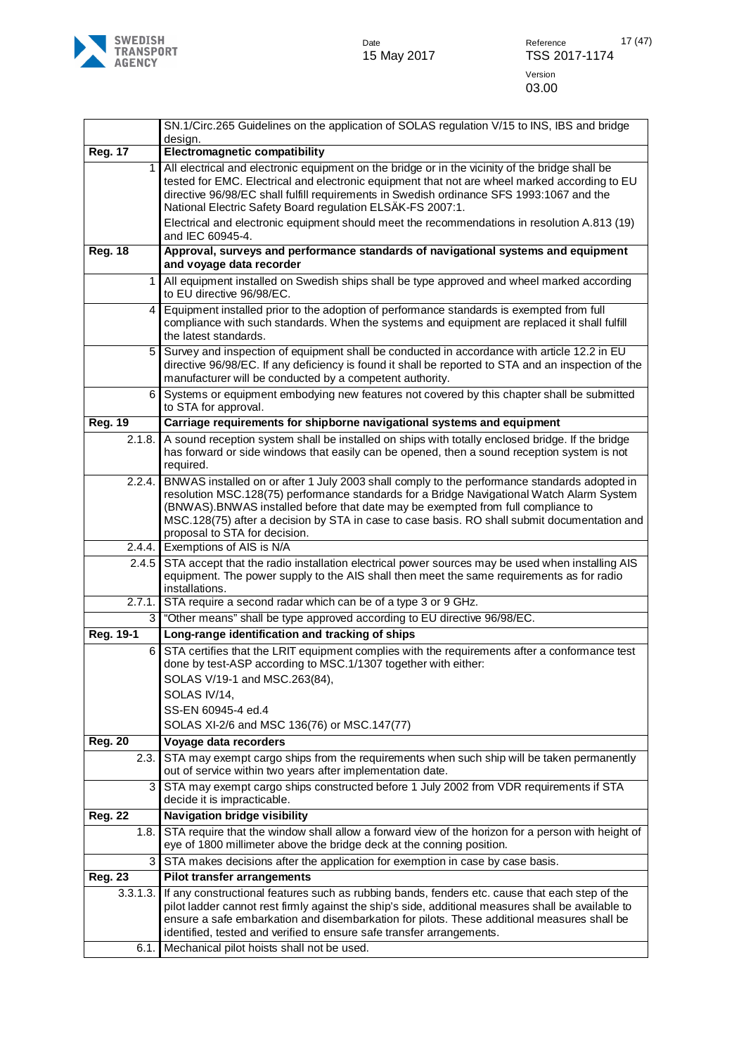|  | SN.1/Circ.265 Guidelines on the application of SOLAS regulation V/15 to INS, IBS and bridge design. |
|---|---|
| **Reg. 17** | **Electromagnetic compatibility** |
| 1 | All electrical and electronic equipment on the bridge or in the vicinity of the bridge shall be tested for EMC. Electrical and electronic equipment that are not are wheel marked according to EU directive 96/98/EC shall fulfill requirements in Swedish ordinance SFS 1993:1067 and the National Electric Safety Board regulation ELSÄK-FS 2007:1.<br>Electrical and electronic equipment should meet the recommendations in resolution A.813 (19) and IEC 60945-4. |
| **Reg. 18** | **Approval, surveys and performance standards of navigational systems and equipment and voyage data recorder** |
| 1 | All equipment installed on Swedish ships shall be type approved and wheel marked according to EU directive 96/98/EC. |
| 4 | Equipment installed prior to the adoption of performance standards is exempted from full compliance with such standards. When the systems and equipment are replaced it shall fulfill the latest standards. |
| 5 | Survey and inspection of equipment shall be conducted in accordance with article 12.2 in EU directive 96/98/EC. If any deficiency is found it shall be reported to STA and an inspection of the manufacturer will be conducted by a competent authority. |
| 6 | Systems or equipment embodying new features not covered by this chapter shall be submitted to STA for approval. |
| **Reg. 19** | **Carriage requirements for shipborne navigational systems and equipment** |
| 2.1.8. | A sound reception system shall be installed on ships with totally enclosed bridge. If the bridge has forward or side windows that easily can be opened, then a sound reception system is not required. |
| 2.2.4. | BNWAS installed on or after 1 July 2003 shall comply to the performance standards adopted in resolution MSC.128(75) performance standards for a Bridge Navigational Watch Alarm System (BNWAS).BNWAS installed before that date may be exempted from full compliance to MSC.128(75) after a decision by STA in case to case basis. RO shall submit documentation and proposal to STA for decision. |
| 2.4.4. | Exemptions of AIS is N/A |
| 2.4.5 | STA accept that the radio installation electrical power sources may be used when installing AIS equipment. The power supply to the AIS shall then meet the same requirements as for radio installations. |
| 2.7.1. | STA require a second radar which can be of a type 3 or 9 GHz. |
| 3 | "Other means" shall be type approved according to EU directive 96/98/EC. |
| **Reg. 19-1** | **Long-range identification and tracking of ships** |
| 6 | STA certifies that the LRIT equipment complies with the requirements after a conformance test done by test-ASP according to MSC.1/1307 together with either:<br>SOLAS V/19-1 and MSC.263(84),<br>SOLAS IV/14,<br>SS-EN 60945-4 ed.4<br>SOLAS XI-2/6 and MSC 136(76) or MSC.147(77) |
| **Reg. 20** | **Voyage data recorders** |
| 2.3. | STA may exempt cargo ships from the requirements when such ship will be taken permanently out of service within two years after implementation date. |
| 3 | STA may exempt cargo ships constructed before 1 July 2002 from VDR requirements if STA decide it is impracticable. |
| **Reg. 22** | **Navigation bridge visibility** |
| 1.8. | STA require that the window shall allow a forward view of the horizon for a person with height of eye of 1800 millimeter above the bridge deck at the conning position. |
| 3 | STA makes decisions after the application for exemption in case by case basis. |
| **Reg. 23** | **Pilot transfer arrangements** |
| 3.3.1.3. | If any constructional features such as rubbing bands, fenders etc. cause that each step of the pilot ladder cannot rest firmly against the ship's side, additional measures shall be available to ensure a safe embarkation and disembarkation for pilots. These additional measures shall be identified, tested and verified to ensure safe transfer arrangements. |
| 6.1. | Mechanical pilot hoists shall not be used. |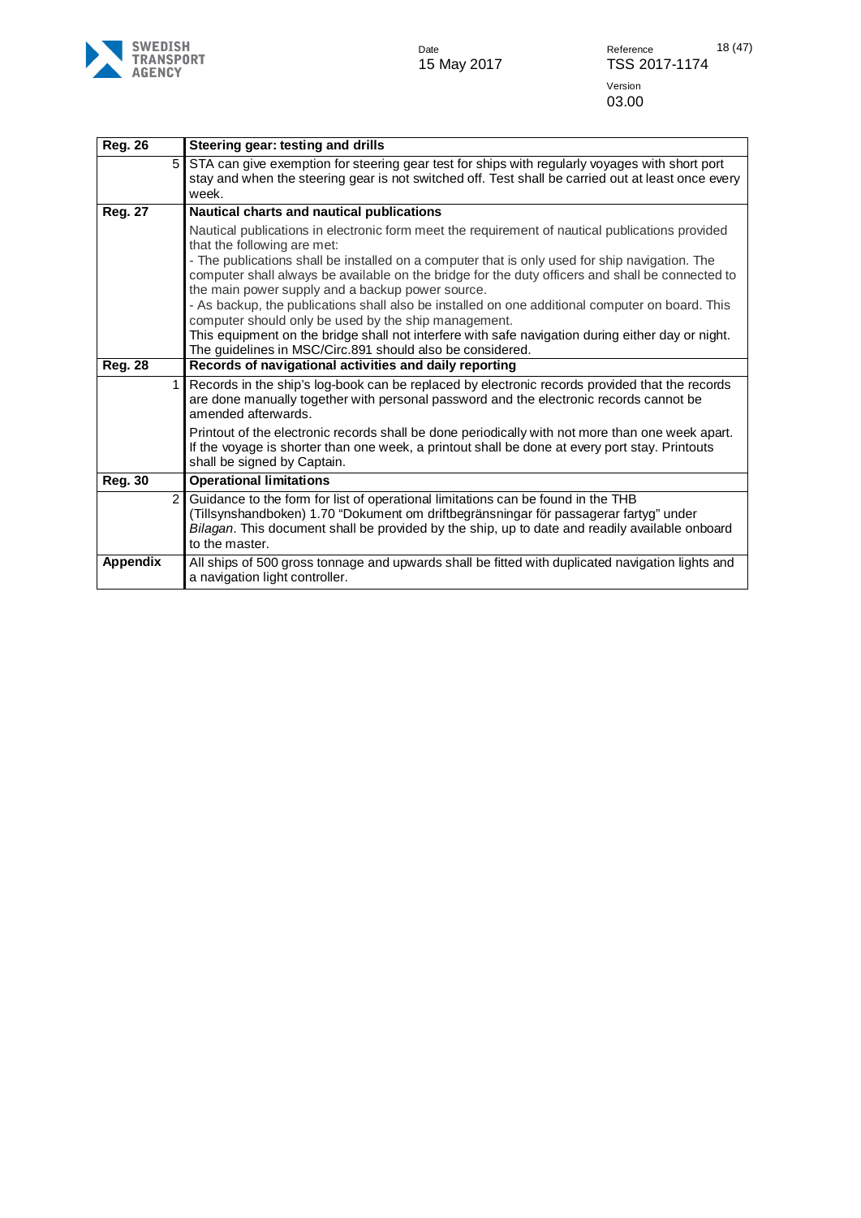| Reg. 26 | Steering gear: testing and drills |
|---|---|
| 5 | STA can give exemption for steering gear test for ships with regularly voyages with short port stay and when the steering gear is not switched off. Test shall be carried out at least once every week. |
| **Reg. 27** | **Nautical charts and nautical publications** |
| | Nautical publications in electronic form meet the requirement of nautical publications provided that the following are met:<br>- The publications shall be installed on a computer that is only used for ship navigation. The computer shall always be available on the bridge for the duty officers and shall be connected to the main power supply and a backup power source.<br>- As backup, the publications shall also be installed on one additional computer on board. This computer should only be used by the ship management.<br>This equipment on the bridge shall not interfere with safe navigation during either day or night. The guidelines in MSC/Circ.891 should also be considered. |
| **Reg. 28** | **Records of navigational activities and daily reporting** |
| 1 | Records in the ship's log-book can be replaced by electronic records provided that the records are done manually together with personal password and the electronic records cannot be amended afterwards.<br>Printout of the electronic records shall be done periodically with not more than one week apart. If the voyage is shorter than one week, a printout shall be done at every port stay. Printouts shall be signed by Captain. |
| **Reg. 30** | **Operational limitations** |
| 2 | Guidance to the form for list of operational limitations can be found in the THB (Tillsynshandboken) 1.70 "Dokument om driftbegränsningar för passagerar fartyg" under *Bilagan*. This document shall be provided by the ship, up to date and readily available onboard to the master. |
| **Appendix** | All ships of 500 gross tonnage and upwards shall be fitted with duplicated navigation lights and a navigation light controller. |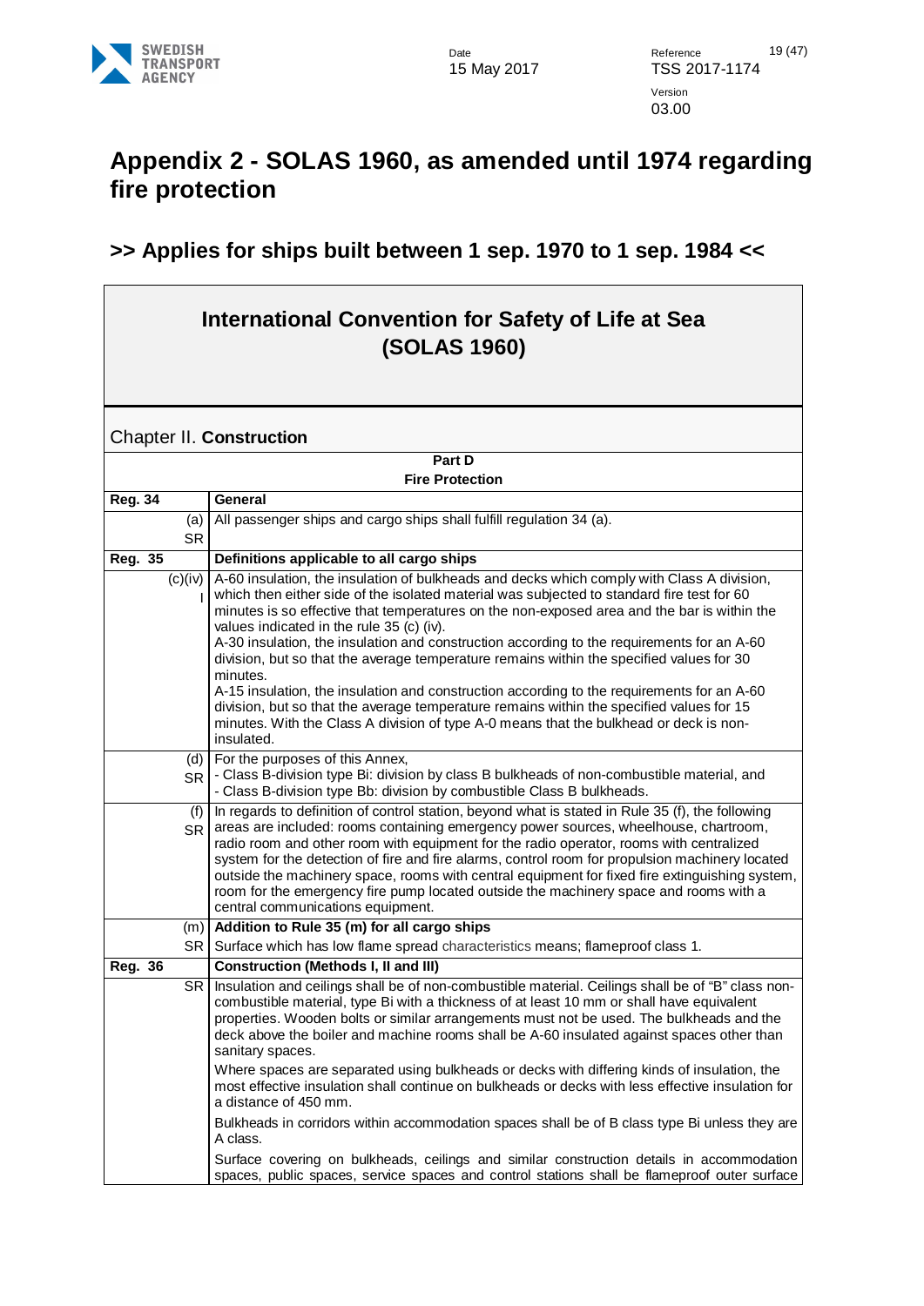# Appendix 2 - SOLAS 1960, as amended until 1974 regarding fire protection

## >> Applies for ships built between 1 sep. 1970 to 1 sep. 1984 <<

## International Convention for Safety of Life at Sea (SOLAS 1960)

### Chapter II. **Construction**

| Part D<br>Fire Protection | |
|---|---|
| **Reg. 34** | **General** |
| (a)<br>SR | All passenger ships and cargo ships shall fulfill regulation 34 (a). |
| **Reg. 35** | **Definitions applicable to all cargo ships** |
| (c)(iv)<br>I | A-60 insulation, the insulation of bulkheads and decks which comply with Class A division, which then either side of the isolated material was subjected to standard fire test for 60 minutes is so effective that temperatures on the non-exposed area and the bar is within the values indicated in the rule 35 (c) (iv).<br>A-30 insulation, the insulation and construction according to the requirements for an A-60 division, but so that the average temperature remains within the specified values for 30 minutes.<br>A-15 insulation, the insulation and construction according to the requirements for an A-60 division, but so that the average temperature remains within the specified values for 15 minutes. With the Class A division of type A-0 means that the bulkhead or deck is non-insulated. |
| (d)<br>SR | For the purposes of this Annex,<br>- Class B-division type Bi: division by class B bulkheads of non-combustible material, and<br>- Class B-division type Bb: division by combustible Class B bulkheads. |
| (f)<br>SR | In regards to definition of control station, beyond what is stated in Rule 35 (f), the following areas are included: rooms containing emergency power sources, wheelhouse, chartroom, radio room and other room with equipment for the radio operator, rooms with centralized system for the detection of fire and fire alarms, control room for propulsion machinery located outside the machinery space, rooms with central equipment for fixed fire extinguishing system, room for the emergency fire pump located outside the machinery space and rooms with a central communications equipment. |
| (m)<br>SR | **Addition to Rule 35 (m) for all cargo ships**<br>Surface which has low flame spread characteristics means; flameproof class 1. |
| **Reg. 36** | **Construction (Methods I, II and III)** |
| SR | Insulation and ceilings shall be of non-combustible material. Ceilings shall be of "B" class non-combustible material, type Bi with a thickness of at least 10 mm or shall have equivalent properties. Wooden bolts or similar arrangements must not be used. The bulkheads and the deck above the boiler and machine rooms shall be A-60 insulated against spaces other than sanitary spaces.<br>Where spaces are separated using bulkheads or decks with differing kinds of insulation, the most effective insulation shall continue on bulkheads or decks with less effective insulation for a distance of 450 mm.<br>Bulkheads in corridors within accommodation spaces shall be of B class type Bi unless they are A class.<br>Surface covering on bulkheads, ceilings and similar construction details in accommodation spaces, public spaces, service spaces and control stations shall be flameproof outer surface |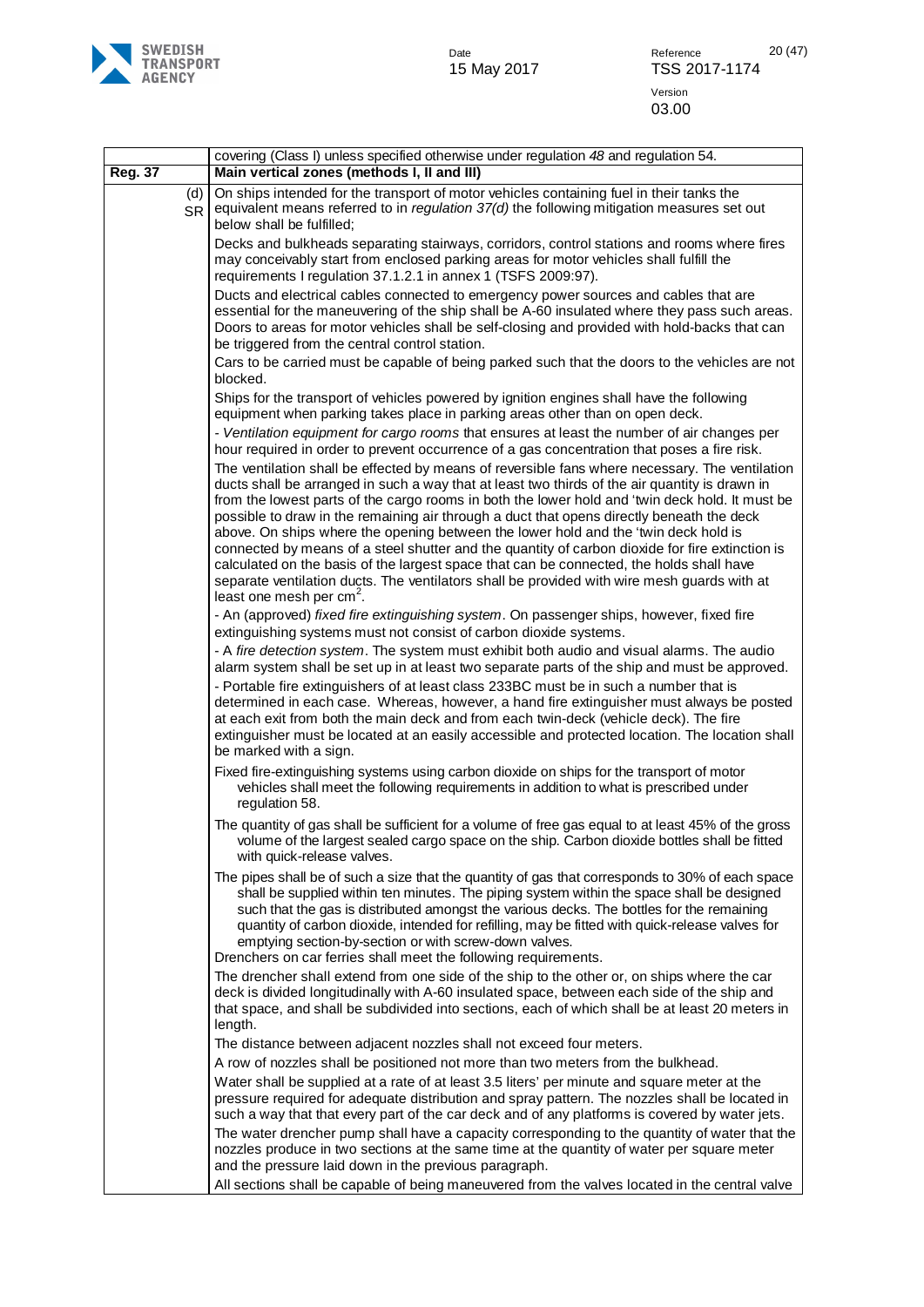|  | covering (Class I) unless specified otherwise under regulation *48* and regulation 54. |
|---|---|
| **Reg. 37** | **Main vertical zones (methods I, II and III)** |
| (d) SR | On ships intended for the transport of motor vehicles containing fuel in their tanks the equivalent means referred to in *regulation 37(d)* the following mitigation measures set out below shall be fulfilled;<br><br>Decks and bulkheads separating stairways, corridors, control stations and rooms where fires may conceivably start from enclosed parking areas for motor vehicles shall fulfill the requirements I regulation 37.1.2.1 in annex 1 (TSFS 2009:97).<br><br>Ducts and electrical cables connected to emergency power sources and cables that are essential for the maneuvering of the ship shall be A-60 insulated where they pass such areas. Doors to areas for motor vehicles shall be self-closing and provided with hold-backs that can be triggered from the central control station.<br><br>Cars to be carried must be capable of being parked such that the doors to the vehicles are not blocked.<br><br>Ships for the transport of vehicles powered by ignition engines shall have the following equipment when parking takes place in parking areas other than on open deck.<br><br>- *Ventilation equipment for cargo rooms* that ensures at least the number of air changes per hour required in order to prevent occurrence of a gas concentration that poses a fire risk.<br><br>The ventilation shall be effected by means of reversible fans where necessary. The ventilation ducts shall be arranged in such a way that at least two thirds of the air quantity is drawn in from the lowest parts of the cargo rooms in both the lower hold and 'twin deck hold. It must be possible to draw in the remaining air through a duct that opens directly beneath the deck above. On ships where the opening between the lower hold and the 'twin deck hold is connected by means of a steel shutter and the quantity of carbon dioxide for fire extinction is calculated on the basis of the largest space that can be connected, the holds shall have separate ventilation ducts. The ventilators shall be provided with wire mesh guards with at least one mesh per $cm^2$.<br><br>- An (approved) *fixed fire extinguishing system*. On passenger ships, however, fixed fire extinguishing systems must not consist of carbon dioxide systems.<br><br>- A *fire detection system*. The system must exhibit both audio and visual alarms. The audio alarm system shall be set up in at least two separate parts of the ship and must be approved.<br><br>- Portable fire extinguishers of at least class 233BC must be in such a number that is determined in each case. Whereas, however, a hand fire extinguisher must always be posted at each exit from both the main deck and from each twin-deck (vehicle deck). The fire extinguisher must be located at an easily accessible and protected location. The location shall be marked with a sign.<br><br>Fixed fire-extinguishing systems using carbon dioxide on ships for the transport of motor vehicles shall meet the following requirements in addition to what is prescribed under regulation 58.<br><br>The quantity of gas shall be sufficient for a volume of free gas equal to at least 45% of the gross volume of the largest sealed cargo space on the ship. Carbon dioxide bottles shall be fitted with quick-release valves.<br><br>The pipes shall be of such a size that the quantity of gas that corresponds to 30% of each space shall be supplied within ten minutes. The piping system within the space shall be designed such that the gas is distributed amongst the various decks. The bottles for the remaining quantity of carbon dioxide, intended for refilling, may be fitted with quick-release valves for emptying section-by-section or with screw-down valves.<br>Drenchers on car ferries shall meet the following requirements.<br><br>The drencher shall extend from one side of the ship to the other or, on ships where the car deck is divided longitudinally with A-60 insulated space, between each side of the ship and that space, and shall be subdivided into sections, each of which shall be at least 20 meters in length.<br><br>The distance between adjacent nozzles shall not exceed four meters.<br><br>A row of nozzles shall be positioned not more than two meters from the bulkhead.<br><br>Water shall be supplied at a rate of at least 3.5 liters' per minute and square meter at the pressure required for adequate distribution and spray pattern. The nozzles shall be located in such a way that that every part of the car deck and of any platforms is covered by water jets.<br><br>The water drencher pump shall have a capacity corresponding to the quantity of water that the nozzles produce in two sections at the same time at the quantity of water per square meter and the pressure laid down in the previous paragraph.<br><br>All sections shall be capable of being maneuvered from the valves located in the central valve |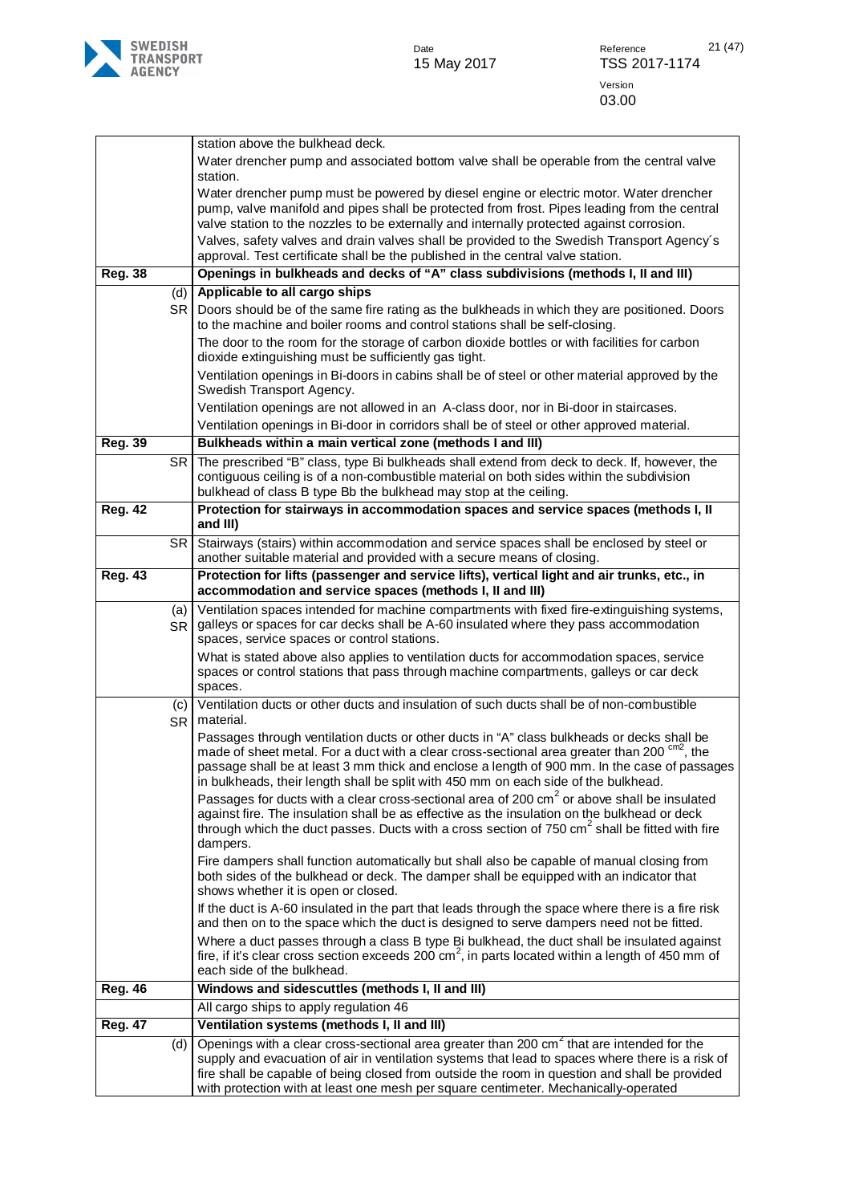| | |
|---|---|
| | station above the bulkhead deck.<br>Water drencher pump and associated bottom valve shall be operable from the central valve station.<br>Water drencher pump must be powered by diesel engine or electric motor. Water drencher pump, valve manifold and pipes shall be protected from frost. Pipes leading from the central valve station to the nozzles to be externally and internally protected against corrosion.<br>Valves, safety valves and drain valves shall be provided to the Swedish Transport Agency´s approval. Test certificate shall be the published in the central valve station. |
| **Reg. 38** | **Openings in bulkheads and decks of "A" class subdivisions (methods I, II and III)** |
| (d) | **Applicable to all cargo ships** |
| SR | Doors should be of the same fire rating as the bulkheads in which they are positioned. Doors to the machine and boiler rooms and control stations shall be self-closing.<br>The door to the room for the storage of carbon dioxide bottles or with facilities for carbon dioxide extinguishing must be sufficiently gas tight.<br>Ventilation openings in Bi-doors in cabins shall be of steel or other material approved by the Swedish Transport Agency.<br>Ventilation openings are not allowed in an A-class door, nor in Bi-door in staircases.<br>Ventilation openings in Bi-door in corridors shall be of steel or other approved material. |
| **Reg. 39** | **Bulkheads within a main vertical zone (methods I and III)** |
| SR | The prescribed "B" class, type Bi bulkheads shall extend from deck to deck. If, however, the contiguous ceiling is of a non-combustible material on both sides within the subdivision bulkhead of class B type Bb the bulkhead may stop at the ceiling. |
| **Reg. 42** | **Protection for stairways in accommodation spaces and service spaces (methods I, II and III)** |
| SR | Stairways (stairs) within accommodation and service spaces shall be enclosed by steel or another suitable material and provided with a secure means of closing. |
| **Reg. 43** | **Protection for lifts (passenger and service lifts), vertical light and air trunks, etc., in accommodation and service spaces (methods I, II and III)** |
| (a) SR | Ventilation spaces intended for machine compartments with fixed fire-extinguishing systems, galleys or spaces for car decks shall be A-60 insulated where they pass accommodation spaces, service spaces or control stations.<br>What is stated above also applies to ventilation ducts for accommodation spaces, service spaces or control stations that pass through machine compartments, galleys or car deck spaces. |
| (c) SR | Ventilation ducts or other ducts and insulation of such ducts shall be of non-combustible material.<br>Passages through ventilation ducts or other ducts in "A" class bulkheads or decks shall be made of sheet metal. For a duct with a clear cross-sectional area greater than 200 $^{cm2}$, the passage shall be at least 3 mm thick and enclose a length of 900 mm. In the case of passages in bulkheads, their length shall be split with 450 mm on each side of the bulkhead.<br>Passages for ducts with a clear cross-sectional area of 200 $cm^2$ or above shall be insulated against fire. The insulation shall be as effective as the insulation on the bulkhead or deck through which the duct passes. Ducts with a cross section of 750 $cm^2$ shall be fitted with fire dampers.<br>Fire dampers shall function automatically but shall also be capable of manual closing from both sides of the bulkhead or deck. The damper shall be equipped with an indicator that shows whether it is open or closed.<br>If the duct is A-60 insulated in the part that leads through the space where there is a fire risk and then on to the space which the duct is designed to serve dampers need not be fitted.<br>Where a duct passes through a class B type Bi bulkhead, the duct shall be insulated against fire, if it's clear cross section exceeds 200 $cm^2$, in parts located within a length of 450 mm of each side of the bulkhead. |
| **Reg. 46** | **Windows and sidescuttles (methods I, II and III)** |
| | All cargo ships to apply regulation 46 |
| **Reg. 47** | **Ventilation systems (methods I, II and III)** |
| (d) | Openings with a clear cross-sectional area greater than 200 $cm^2$ that are intended for the supply and evacuation of air in ventilation systems that lead to spaces where there is a risk of fire shall be capable of being closed from outside the room in question and shall be provided with protection with at least one mesh per square centimeter. Mechanically-operated |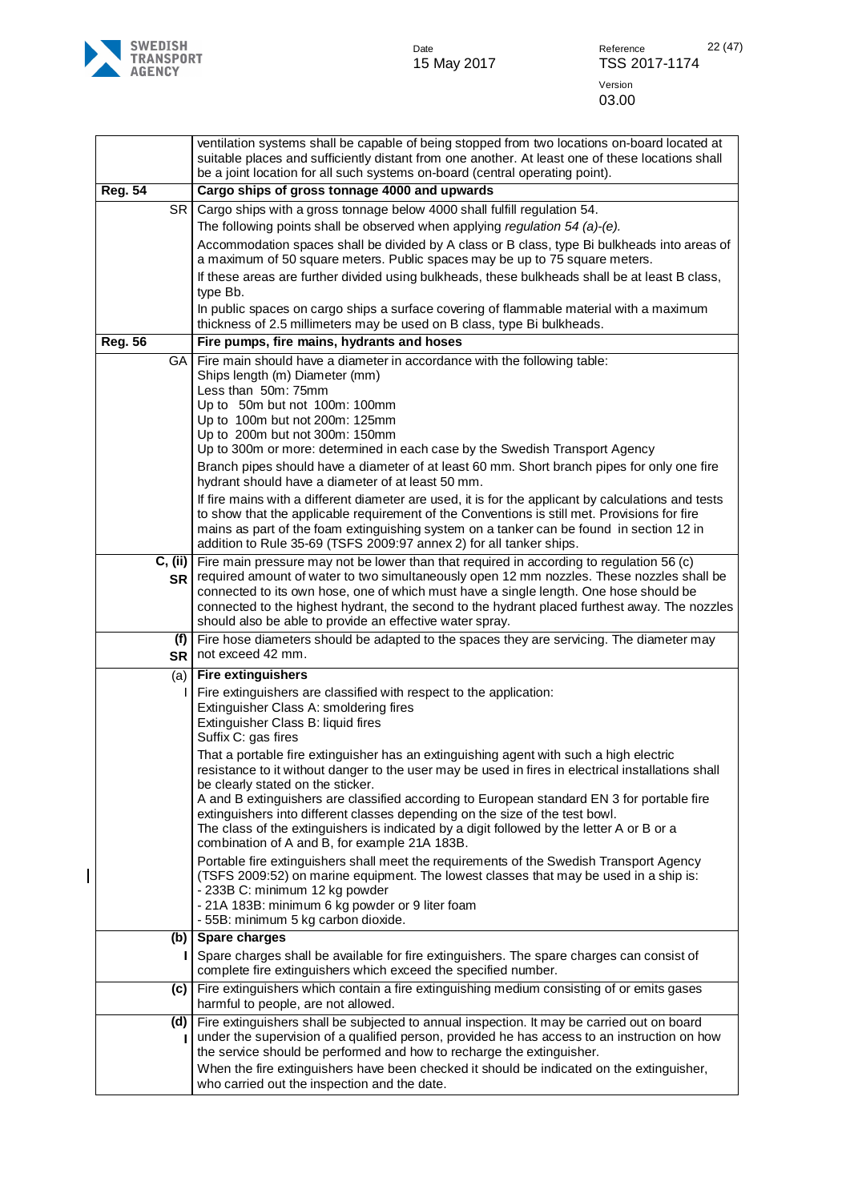| | |
|---|---|
| | ventilation systems shall be capable of being stopped from two locations on-board located at suitable places and sufficiently distant from one another. At least one of these locations shall be a joint location for all such systems on-board (central operating point). |
| **Reg. 54** | **Cargo ships of gross tonnage 4000 and upwards** |
| SR | Cargo ships with a gross tonnage below 4000 shall fulfill regulation 54.<br>The following points shall be observed when applying *regulation 54 (a)-(e).*<br>Accommodation spaces shall be divided by A class or B class, type Bi bulkheads into areas of a maximum of 50 square meters. Public spaces may be up to 75 square meters.<br>If these areas are further divided using bulkheads, these bulkheads shall be at least B class, type Bb.<br>In public spaces on cargo ships a surface covering of flammable material with a maximum thickness of 2.5 millimeters may be used on B class, type Bi bulkheads. |
| **Reg. 56** | **Fire pumps, fire mains, hydrants and hoses** |
| GA | Fire main should have a diameter in accordance with the following table:<br>Ships length (m) Diameter (mm)<br>Less than 50m: 75mm<br>Up to 50m but not 100m: 100mm<br>Up to 100m but not 200m: 125mm<br>Up to 200m but not 300m: 150mm<br>Up to 300m or more: determined in each case by the Swedish Transport Agency<br>Branch pipes should have a diameter of at least 60 mm. Short branch pipes for only one fire hydrant should have a diameter of at least 50 mm.<br>If fire mains with a different diameter are used, it is for the applicant by calculations and tests to show that the applicable requirement of the Conventions is still met. Provisions for fire mains as part of the foam extinguishing system on a tanker can be found in section 12 in addition to Rule 35-69 (TSFS 2009:97 annex 2) for all tanker ships. |
| **C, (ii)**<br>**SR** | Fire main pressure may not be lower than that required in according to regulation 56 (c) required amount of water to two simultaneously open 12 mm nozzles. These nozzles shall be connected to its own hose, one of which must have a single length. One hose should be connected to the highest hydrant, the second to the hydrant placed furthest away. The nozzles should also be able to provide an effective water spray. |
| **(f)**<br>**SR** | Fire hose diameters should be adapted to the spaces they are servicing. The diameter may not exceed 42 mm. |
| (a)<br>I | **Fire extinguishers**<br>Fire extinguishers are classified with respect to the application:<br>Extinguisher Class A: smoldering fires<br>Extinguisher Class B: liquid fires<br>Suffix C: gas fires<br>That a portable fire extinguisher has an extinguishing agent with such a high electric resistance to it without danger to the user may be used in fires in electrical installations shall be clearly stated on the sticker.<br>A and B extinguishers are classified according to European standard EN 3 for portable fire extinguishers into different classes depending on the size of the test bowl.<br>The class of the extinguishers is indicated by a digit followed by the letter A or B or a combination of A and B, for example 21A 183B.<br>Portable fire extinguishers shall meet the requirements of the Swedish Transport Agency (TSFS 2009:52) on marine equipment. The lowest classes that may be used in a ship is:<br>- 233B C: minimum 12 kg powder<br>- 21A 183B: minimum 6 kg powder or 9 liter foam<br>- 55B: minimum 5 kg carbon dioxide. |
| **(b)**<br>**I** | **Spare charges**<br>Spare charges shall be available for fire extinguishers. The spare charges can consist of complete fire extinguishers which exceed the specified number. |
| **(c)** | Fire extinguishers which contain a fire extinguishing medium consisting of or emits gases harmful to people, are not allowed. |
| **(d)**<br>**I** | Fire extinguishers shall be subjected to annual inspection. It may be carried out on board under the supervision of a qualified person, provided he has access to an instruction on how the service should be performed and how to recharge the extinguisher.<br>When the fire extinguishers have been checked it should be indicated on the extinguisher, who carried out the inspection and the date. |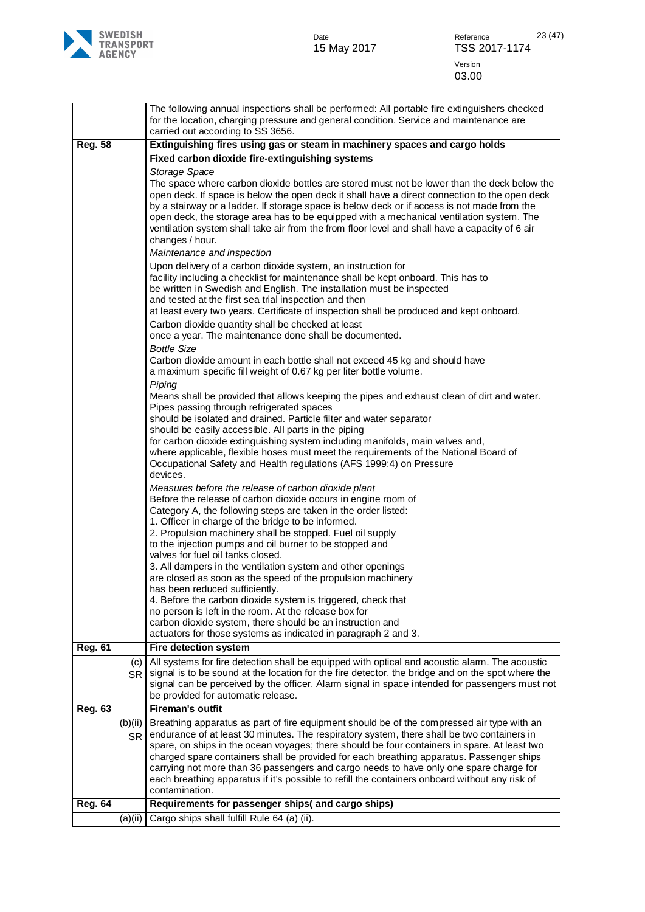| | |
|---|---|
| | The following annual inspections shall be performed: All portable fire extinguishers checked for the location, charging pressure and general condition. Service and maintenance are carried out according to SS 3656. |
| **Reg. 58** | **Extinguishing fires using gas or steam in machinery spaces and cargo holds** |
| | **Fixed carbon dioxide fire-extinguishing systems**<br>*Storage Space*<br>The space where carbon dioxide bottles are stored must not be lower than the deck below the open deck. If space is below the open deck it shall have a direct connection to the open deck by a stairway or a ladder. If storage space is below deck or if access is not made from the open deck, the storage area has to be equipped with a mechanical ventilation system. The ventilation system shall take air from the from floor level and shall have a capacity of 6 air changes / hour.<br>*Maintenance and inspection*<br>Upon delivery of a carbon dioxide system, an instruction for facility including a checklist for maintenance shall be kept onboard. This has to be written in Swedish and English. The installation must be inspected and tested at the first sea trial inspection and then at least every two years. Certificate of inspection shall be produced and kept onboard.<br>Carbon dioxide quantity shall be checked at least once a year. The maintenance done shall be documented.<br>*Bottle Size*<br>Carbon dioxide amount in each bottle shall not exceed 45 kg and should have a maximum specific fill weight of 0.67 kg per liter bottle volume.<br>*Piping*<br>Means shall be provided that allows keeping the pipes and exhaust clean of dirt and water. Pipes passing through refrigerated spaces should be isolated and drained. Particle filter and water separator should be easily accessible. All parts in the piping for carbon dioxide extinguishing system including manifolds, main valves and, where applicable, flexible hoses must meet the requirements of the National Board of Occupational Safety and Health regulations (AFS 1999:4) on Pressure devices.<br>*Measures before the release of carbon dioxide plant*<br>Before the release of carbon dioxide occurs in engine room of Category A, the following steps are taken in the order listed:<br>1. Officer in charge of the bridge to be informed.<br>2. Propulsion machinery shall be stopped. Fuel oil supply to the injection pumps and oil burner to be stopped and valves for fuel oil tanks closed.<br>3. All dampers in the ventilation system and other openings are closed as soon as the speed of the propulsion machinery has been reduced sufficiently.<br>4. Before the carbon dioxide system is triggered, check that no person is left in the room. At the release box for carbon dioxide system, there should be an instruction and actuators for those systems as indicated in paragraph 2 and 3. |
| **Reg. 61** | **Fire detection system** |
| (c) SR | All systems for fire detection shall be equipped with optical and acoustic alarm. The acoustic signal is to be sound at the location for the fire detector, the bridge and on the spot where the signal can be perceived by the officer. Alarm signal in space intended for passengers must not be provided for automatic release. |
| **Reg. 63** | **Fireman's outfit** |
| (b)(ii) SR | Breathing apparatus as part of fire equipment should be of the compressed air type with an endurance of at least 30 minutes. The respiratory system, there shall be two containers in spare, on ships in the ocean voyages; there should be four containers in spare. At least two charged spare containers shall be provided for each breathing apparatus. Passenger ships carrying not more than 36 passengers and cargo needs to have only one spare charge for each breathing apparatus if it's possible to refill the containers onboard without any risk of contamination. |
| **Reg. 64** | **Requirements for passenger ships( and cargo ships)** |
| (a)(ii) | Cargo ships shall fulfill Rule 64 (a) (ii). |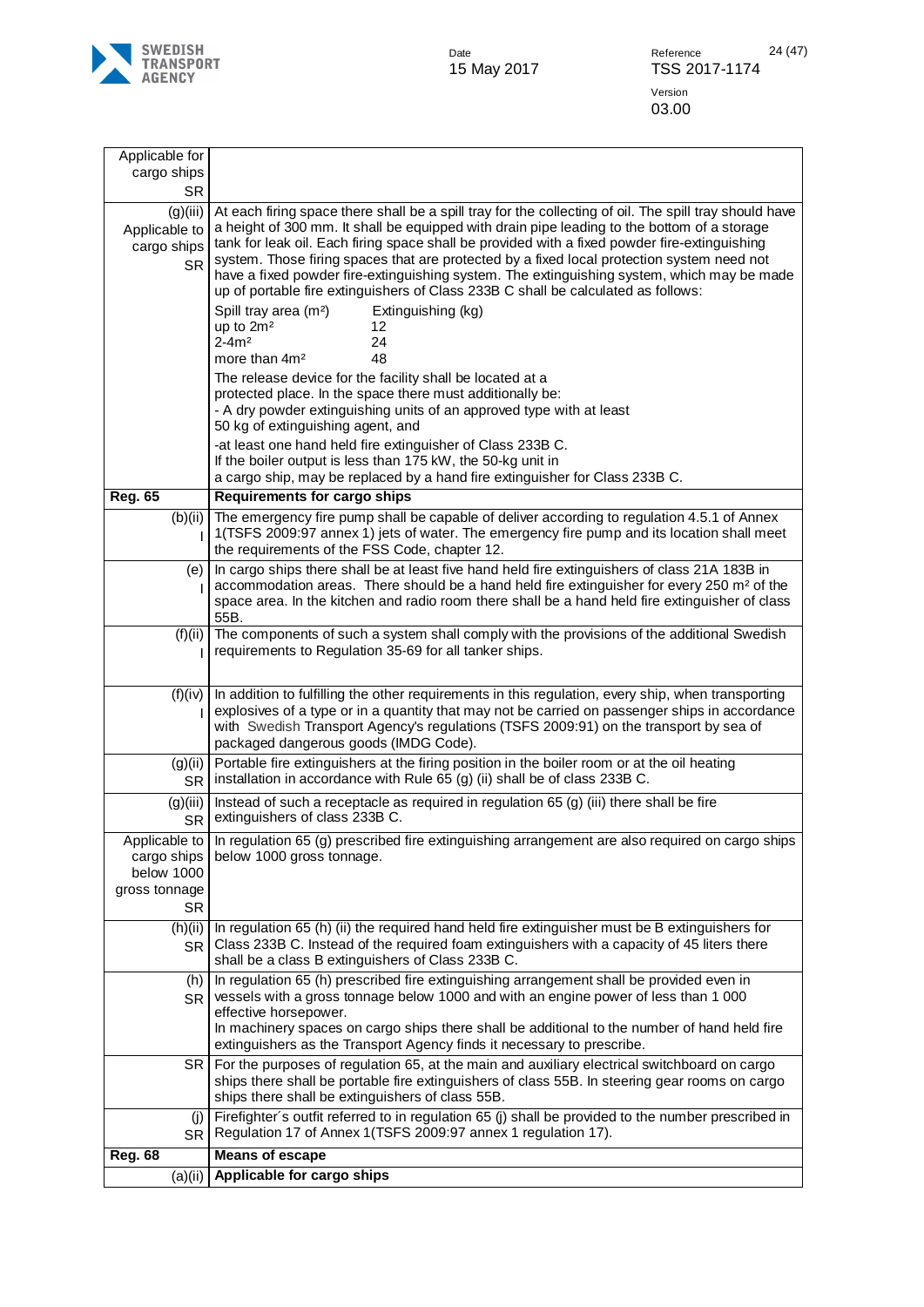| Applicable for cargo ships SR | |
|---|---|
| (g)(iii) Applicable to cargo ships SR | At each firing space there shall be a spill tray for the collecting of oil. The spill tray should have a height of 300 mm. It shall be equipped with drain pipe leading to the bottom of a storage tank for leak oil. Each firing space shall be provided with a fixed powder fire-extinguishing system. Those firing spaces that are protected by a fixed local protection system need not have a fixed powder fire-extinguishing system. The extinguishing system, which may be made up of portable fire extinguishers of Class 233B C shall be calculated as follows:<br><br>Spill tray area (m²) — Extinguishing (kg)<br>up to 2m² — 12<br>2-4m² — 24<br>more than 4m² — 48<br><br>The release device for the facility shall be located at a protected place. In the space there must additionally be:<br>- A dry powder extinguishing units of an approved type with at least 50 kg of extinguishing agent, and<br>-at least one hand held fire extinguisher of Class 233B C.<br>If the boiler output is less than 175 kW, the 50-kg unit in a cargo ship, may be replaced by a hand fire extinguisher for Class 233B C. |
| **Reg. 65** | **Requirements for cargo ships** |
| (b)(ii) I | The emergency fire pump shall be capable of deliver according to regulation 4.5.1 of Annex 1(TSFS 2009:97 annex 1) jets of water. The emergency fire pump and its location shall meet the requirements of the FSS Code, chapter 12. |
| (e) I | In cargo ships there shall be at least five hand held fire extinguishers of class 21A 183B in accommodation areas. There should be a hand held fire extinguisher for every 250 m² of the space area. In the kitchen and radio room there shall be a hand held fire extinguisher of class 55B. |
| (f)(ii) I | The components of such a system shall comply with the provisions of the additional Swedish requirements to Regulation 35-69 for all tanker ships. |
| (f)(iv) I | In addition to fulfilling the other requirements in this regulation, every ship, when transporting explosives of a type or in a quantity that may not be carried on passenger ships in accordance with Swedish Transport Agency's regulations (TSFS 2009:91) on the transport by sea of packaged dangerous goods (IMDG Code). |
| (g)(ii) SR | Portable fire extinguishers at the firing position in the boiler room or at the oil heating installation in accordance with Rule 65 (g) (ii) shall be of class 233B C. |
| (g)(iii) SR | Instead of such a receptacle as required in regulation 65 (g) (iii) there shall be fire extinguishers of class 233B C. |
| Applicable to cargo ships below 1000 gross tonnage SR | In regulation 65 (g) prescribed fire extinguishing arrangement are also required on cargo ships below 1000 gross tonnage. |
| (h)(ii) SR | In regulation 65 (h) (ii) the required hand held fire extinguisher must be B extinguishers for Class 233B C. Instead of the required foam extinguishers with a capacity of 45 liters there shall be a class B extinguishers of Class 233B C. |
| (h) SR | In regulation 65 (h) prescribed fire extinguishing arrangement shall be provided even in vessels with a gross tonnage below 1000 and with an engine power of less than 1 000 effective horsepower.<br>In machinery spaces on cargo ships there shall be additional to the number of hand held fire extinguishers as the Transport Agency finds it necessary to prescribe. |
| SR | For the purposes of regulation 65, at the main and auxiliary electrical switchboard on cargo ships there shall be portable fire extinguishers of class 55B. In steering gear rooms on cargo ships there shall be extinguishers of class 55B. |
| (j) SR | Firefighter´s outfit referred to in regulation 65 (j) shall be provided to the number prescribed in Regulation 17 of Annex 1(TSFS 2009:97 annex 1 regulation 17). |
| **Reg. 68** | **Means of escape** |
| (a)(ii) | **Applicable for cargo ships** |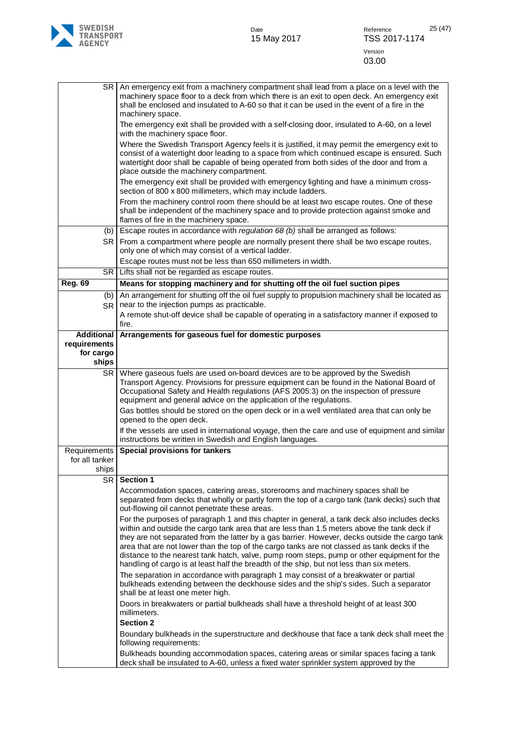| | |
|---|---|
| SR | An emergency exit from a machinery compartment shall lead from a place on a level with the machinery space floor to a deck from which there is an exit to open deck. An emergency exit shall be enclosed and insulated to A-60 so that it can be used in the event of a fire in the machinery space.<br>The emergency exit shall be provided with a self-closing door, insulated to A-60, on a level with the machinery space floor.<br>Where the Swedish Transport Agency feels it is justified, it may permit the emergency exit to consist of a watertight door leading to a space from which continued escape is ensured. Such watertight door shall be capable of being operated from both sides of the door and from a place outside the machinery compartment.<br>The emergency exit shall be provided with emergency lighting and have a minimum cross-section of 800 x 800 millimeters, which may include ladders.<br>From the machinery control room there should be at least two escape routes. One of these shall be independent of the machinery space and to provide protection against smoke and flames of fire in the machinery space. |
| (b) | Escape routes in accordance with *regulation 68 (b)* shall be arranged as follows: |
| SR | From a compartment where people are normally present there shall be two escape routes, only one of which may consist of a vertical ladder.<br>Escape routes must not be less than 650 millimeters in width. |
| SR | Lifts shall not be regarded as escape routes. |
| **Reg. 69** | **Means for stopping machinery and for shutting off the oil fuel suction pipes** |
| (b)<br>SR | An arrangement for shutting off the oil fuel supply to propulsion machinery shall be located as near to the injection pumps as practicable.<br>A remote shut-off device shall be capable of operating in a satisfactory manner if exposed to fire. |
| **Additional requirements for cargo ships** | **Arrangements for gaseous fuel for domestic purposes** |
| SR | Where gaseous fuels are used on-board devices are to be approved by the Swedish Transport Agency. Provisions for pressure equipment can be found in the National Board of Occupational Safety and Health regulations (AFS 2005:3) on the inspection of pressure equipment and general advice on the application of the regulations.<br>Gas bottles should be stored on the open deck or in a well ventilated area that can only be opened to the open deck.<br>If the vessels are used in international voyage, then the care and use of equipment and similar instructions be written in Swedish and English languages. |
| Requirements for all tanker ships | **Special provisions for tankers** |
| SR | **Section 1**<br>Accommodation spaces, catering areas, storerooms and machinery spaces shall be separated from decks that wholly or partly form the top of a cargo tank (tank decks) such that out-flowing oil cannot penetrate these areas.<br>For the purposes of paragraph 1 and this chapter in general, a tank deck also includes decks within and outside the cargo tank area that are less than 1.5 meters above the tank deck if they are not separated from the latter by a gas barrier. However, decks outside the cargo tank area that are not lower than the top of the cargo tanks are not classed as tank decks if the distance to the nearest tank hatch, valve, pump room steps, pump or other equipment for the handling of cargo is at least half the breadth of the ship, but not less than six meters.<br>The separation in accordance with paragraph 1 may consist of a breakwater or partial bulkheads extending between the deckhouse sides and the ship's sides. Such a separator shall be at least one meter high.<br>Doors in breakwaters or partial bulkheads shall have a threshold height of at least 300 millimeters.<br>**Section 2**<br>Boundary bulkheads in the superstructure and deckhouse that face a tank deck shall meet the following requirements:<br>Bulkheads bounding accommodation spaces, catering areas or similar spaces facing a tank deck shall be insulated to A-60, unless a fixed water sprinkler system approved by the |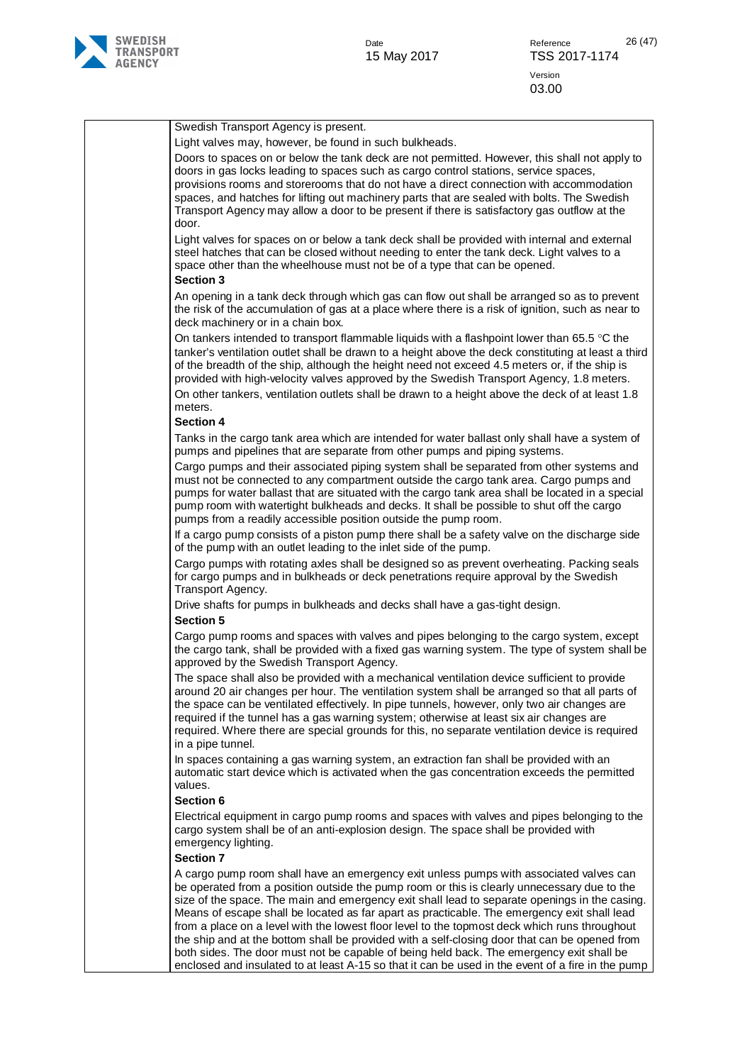Swedish Transport Agency is present.

Light valves may, however, be found in such bulkheads.

Doors to spaces on or below the tank deck are not permitted. However, this shall not apply to doors in gas locks leading to spaces such as cargo control stations, service spaces, provisions rooms and storerooms that do not have a direct connection with accommodation spaces, and hatches for lifting out machinery parts that are sealed with bolts. The Swedish Transport Agency may allow a door to be present if there is satisfactory gas outflow at the door.

Light valves for spaces on or below a tank deck shall be provided with internal and external steel hatches that can be closed without needing to enter the tank deck. Light valves to a space other than the wheelhouse must not be of a type that can be opened.

**Section 3**

An opening in a tank deck through which gas can flow out shall be arranged so as to prevent the risk of the accumulation of gas at a place where there is a risk of ignition, such as near to deck machinery or in a chain box.

On tankers intended to transport flammable liquids with a flashpoint lower than 65.5 °C the tanker's ventilation outlet shall be drawn to a height above the deck constituting at least a third of the breadth of the ship, although the height need not exceed 4.5 meters or, if the ship is provided with high-velocity valves approved by the Swedish Transport Agency, 1.8 meters.

On other tankers, ventilation outlets shall be drawn to a height above the deck of at least 1.8 meters.

**Section 4**

Tanks in the cargo tank area which are intended for water ballast only shall have a system of pumps and pipelines that are separate from other pumps and piping systems.

Cargo pumps and their associated piping system shall be separated from other systems and must not be connected to any compartment outside the cargo tank area. Cargo pumps and pumps for water ballast that are situated with the cargo tank area shall be located in a special pump room with watertight bulkheads and decks. It shall be possible to shut off the cargo pumps from a readily accessible position outside the pump room.

If a cargo pump consists of a piston pump there shall be a safety valve on the discharge side of the pump with an outlet leading to the inlet side of the pump.

Cargo pumps with rotating axles shall be designed so as prevent overheating. Packing seals for cargo pumps and in bulkheads or deck penetrations require approval by the Swedish Transport Agency.

Drive shafts for pumps in bulkheads and decks shall have a gas-tight design.

**Section 5**

Cargo pump rooms and spaces with valves and pipes belonging to the cargo system, except the cargo tank, shall be provided with a fixed gas warning system. The type of system shall be approved by the Swedish Transport Agency.

The space shall also be provided with a mechanical ventilation device sufficient to provide around 20 air changes per hour. The ventilation system shall be arranged so that all parts of the space can be ventilated effectively. In pipe tunnels, however, only two air changes are required if the tunnel has a gas warning system; otherwise at least six air changes are required. Where there are special grounds for this, no separate ventilation device is required in a pipe tunnel.

In spaces containing a gas warning system, an extraction fan shall be provided with an automatic start device which is activated when the gas concentration exceeds the permitted values.

**Section 6**

Electrical equipment in cargo pump rooms and spaces with valves and pipes belonging to the cargo system shall be of an anti-explosion design. The space shall be provided with emergency lighting.

**Section 7**

A cargo pump room shall have an emergency exit unless pumps with associated valves can be operated from a position outside the pump room or this is clearly unnecessary due to the size of the space. The main and emergency exit shall lead to separate openings in the casing. Means of escape shall be located as far apart as practicable. The emergency exit shall lead from a place on a level with the lowest floor level to the topmost deck which runs throughout the ship and at the bottom shall be provided with a self-closing door that can be opened from both sides. The door must not be capable of being held back. The emergency exit shall be enclosed and insulated to at least A-15 so that it can be used in the event of a fire in the pump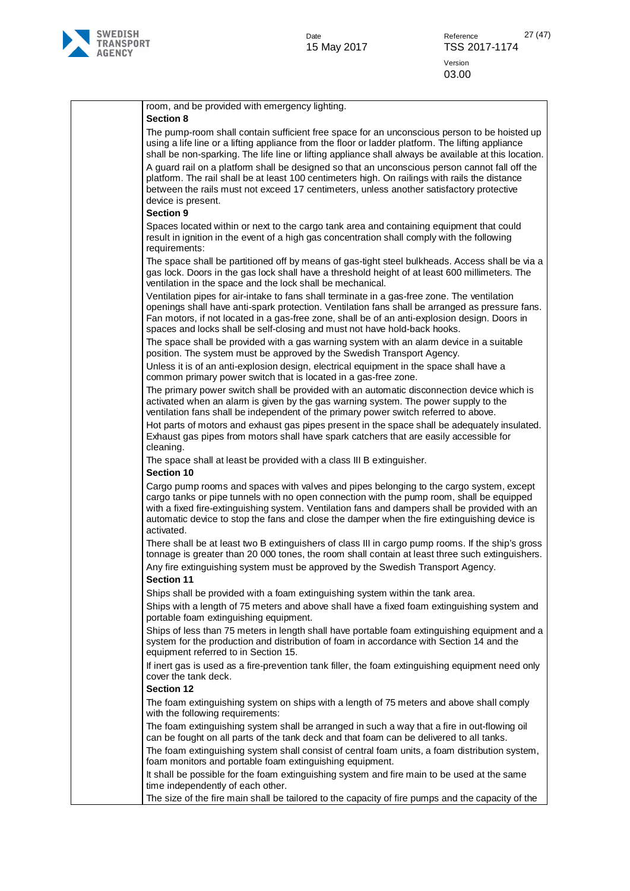room, and be provided with emergency lighting.

**Section 8**

The pump-room shall contain sufficient free space for an unconscious person to be hoisted up using a life line or a lifting appliance from the floor or ladder platform. The lifting appliance shall be non-sparking. The life line or lifting appliance shall always be available at this location.

A guard rail on a platform shall be designed so that an unconscious person cannot fall off the platform. The rail shall be at least 100 centimeters high. On railings with rails the distance between the rails must not exceed 17 centimeters, unless another satisfactory protective device is present.

**Section 9**

Spaces located within or next to the cargo tank area and containing equipment that could result in ignition in the event of a high gas concentration shall comply with the following requirements:

The space shall be partitioned off by means of gas-tight steel bulkheads. Access shall be via a gas lock. Doors in the gas lock shall have a threshold height of at least 600 millimeters. The ventilation in the space and the lock shall be mechanical.

Ventilation pipes for air-intake to fans shall terminate in a gas-free zone. The ventilation openings shall have anti-spark protection. Ventilation fans shall be arranged as pressure fans. Fan motors, if not located in a gas-free zone, shall be of an anti-explosion design. Doors in spaces and locks shall be self-closing and must not have hold-back hooks.

The space shall be provided with a gas warning system with an alarm device in a suitable position. The system must be approved by the Swedish Transport Agency.

Unless it is of an anti-explosion design, electrical equipment in the space shall have a common primary power switch that is located in a gas-free zone.

The primary power switch shall be provided with an automatic disconnection device which is activated when an alarm is given by the gas warning system. The power supply to the ventilation fans shall be independent of the primary power switch referred to above.

Hot parts of motors and exhaust gas pipes present in the space shall be adequately insulated. Exhaust gas pipes from motors shall have spark catchers that are easily accessible for cleaning.

The space shall at least be provided with a class III B extinguisher.

**Section 10**

Cargo pump rooms and spaces with valves and pipes belonging to the cargo system, except cargo tanks or pipe tunnels with no open connection with the pump room, shall be equipped with a fixed fire-extinguishing system. Ventilation fans and dampers shall be provided with an automatic device to stop the fans and close the damper when the fire extinguishing device is activated.

There shall be at least two B extinguishers of class III in cargo pump rooms. If the ship's gross tonnage is greater than 20 000 tones, the room shall contain at least three such extinguishers.

Any fire extinguishing system must be approved by the Swedish Transport Agency.

**Section 11**

Ships shall be provided with a foam extinguishing system within the tank area.

Ships with a length of 75 meters and above shall have a fixed foam extinguishing system and portable foam extinguishing equipment.

Ships of less than 75 meters in length shall have portable foam extinguishing equipment and a system for the production and distribution of foam in accordance with Section 14 and the equipment referred to in Section 15.

If inert gas is used as a fire-prevention tank filler, the foam extinguishing equipment need only cover the tank deck.

**Section 12**

The foam extinguishing system on ships with a length of 75 meters and above shall comply with the following requirements:

The foam extinguishing system shall be arranged in such a way that a fire in out-flowing oil can be fought on all parts of the tank deck and that foam can be delivered to all tanks.

The foam extinguishing system shall consist of central foam units, a foam distribution system, foam monitors and portable foam extinguishing equipment.

It shall be possible for the foam extinguishing system and fire main to be used at the same time independently of each other.

The size of the fire main shall be tailored to the capacity of fire pumps and the capacity of the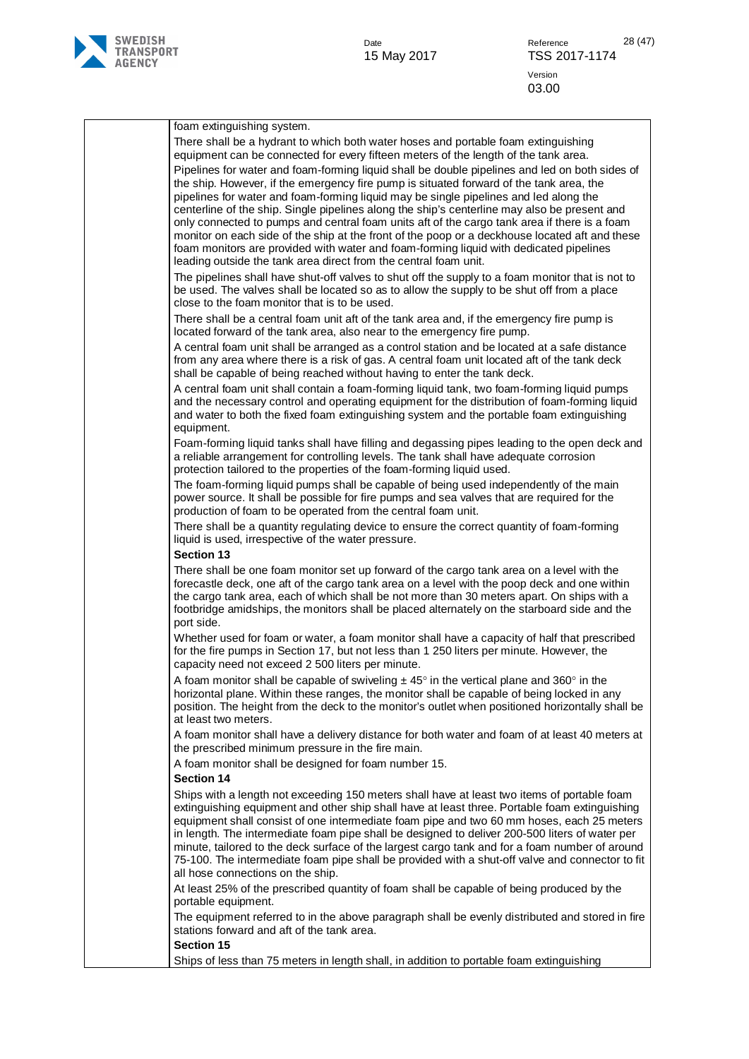foam extinguishing system.

There shall be a hydrant to which both water hoses and portable foam extinguishing equipment can be connected for every fifteen meters of the length of the tank area.

Pipelines for water and foam-forming liquid shall be double pipelines and led on both sides of the ship. However, if the emergency fire pump is situated forward of the tank area, the pipelines for water and foam-forming liquid may be single pipelines and led along the centerline of the ship. Single pipelines along the ship's centerline may also be present and only connected to pumps and central foam units aft of the cargo tank area if there is a foam monitor on each side of the ship at the front of the poop or a deckhouse located aft and these foam monitors are provided with water and foam-forming liquid with dedicated pipelines leading outside the tank area direct from the central foam unit.

The pipelines shall have shut-off valves to shut off the supply to a foam monitor that is not to be used. The valves shall be located so as to allow the supply to be shut off from a place close to the foam monitor that is to be used.

There shall be a central foam unit aft of the tank area and, if the emergency fire pump is located forward of the tank area, also near to the emergency fire pump.

A central foam unit shall be arranged as a control station and be located at a safe distance from any area where there is a risk of gas. A central foam unit located aft of the tank deck shall be capable of being reached without having to enter the tank deck.

A central foam unit shall contain a foam-forming liquid tank, two foam-forming liquid pumps and the necessary control and operating equipment for the distribution of foam-forming liquid and water to both the fixed foam extinguishing system and the portable foam extinguishing equipment.

Foam-forming liquid tanks shall have filling and degassing pipes leading to the open deck and a reliable arrangement for controlling levels. The tank shall have adequate corrosion protection tailored to the properties of the foam-forming liquid used.

The foam-forming liquid pumps shall be capable of being used independently of the main power source. It shall be possible for fire pumps and sea valves that are required for the production of foam to be operated from the central foam unit.

There shall be a quantity regulating device to ensure the correct quantity of foam-forming liquid is used, irrespective of the water pressure.

**Section 13**

There shall be one foam monitor set up forward of the cargo tank area on a level with the forecastle deck, one aft of the cargo tank area on a level with the poop deck and one within the cargo tank area, each of which shall be not more than 30 meters apart. On ships with a footbridge amidships, the monitors shall be placed alternately on the starboard side and the port side.

Whether used for foam or water, a foam monitor shall have a capacity of half that prescribed for the fire pumps in Section 17, but not less than 1 250 liters per minute. However, the capacity need not exceed 2 500 liters per minute.

A foam monitor shall be capable of swiveling ± 45° in the vertical plane and 360° in the horizontal plane. Within these ranges, the monitor shall be capable of being locked in any position. The height from the deck to the monitor's outlet when positioned horizontally shall be at least two meters.

A foam monitor shall have a delivery distance for both water and foam of at least 40 meters at the prescribed minimum pressure in the fire main.

A foam monitor shall be designed for foam number 15.

**Section 14**

Ships with a length not exceeding 150 meters shall have at least two items of portable foam extinguishing equipment and other ship shall have at least three. Portable foam extinguishing equipment shall consist of one intermediate foam pipe and two 60 mm hoses, each 25 meters in length. The intermediate foam pipe shall be designed to deliver 200-500 liters of water per minute, tailored to the deck surface of the largest cargo tank and for a foam number of around 75-100. The intermediate foam pipe shall be provided with a shut-off valve and connector to fit all hose connections on the ship.

At least 25% of the prescribed quantity of foam shall be capable of being produced by the portable equipment.

The equipment referred to in the above paragraph shall be evenly distributed and stored in fire stations forward and aft of the tank area.

**Section 15**

Ships of less than 75 meters in length shall, in addition to portable foam extinguishing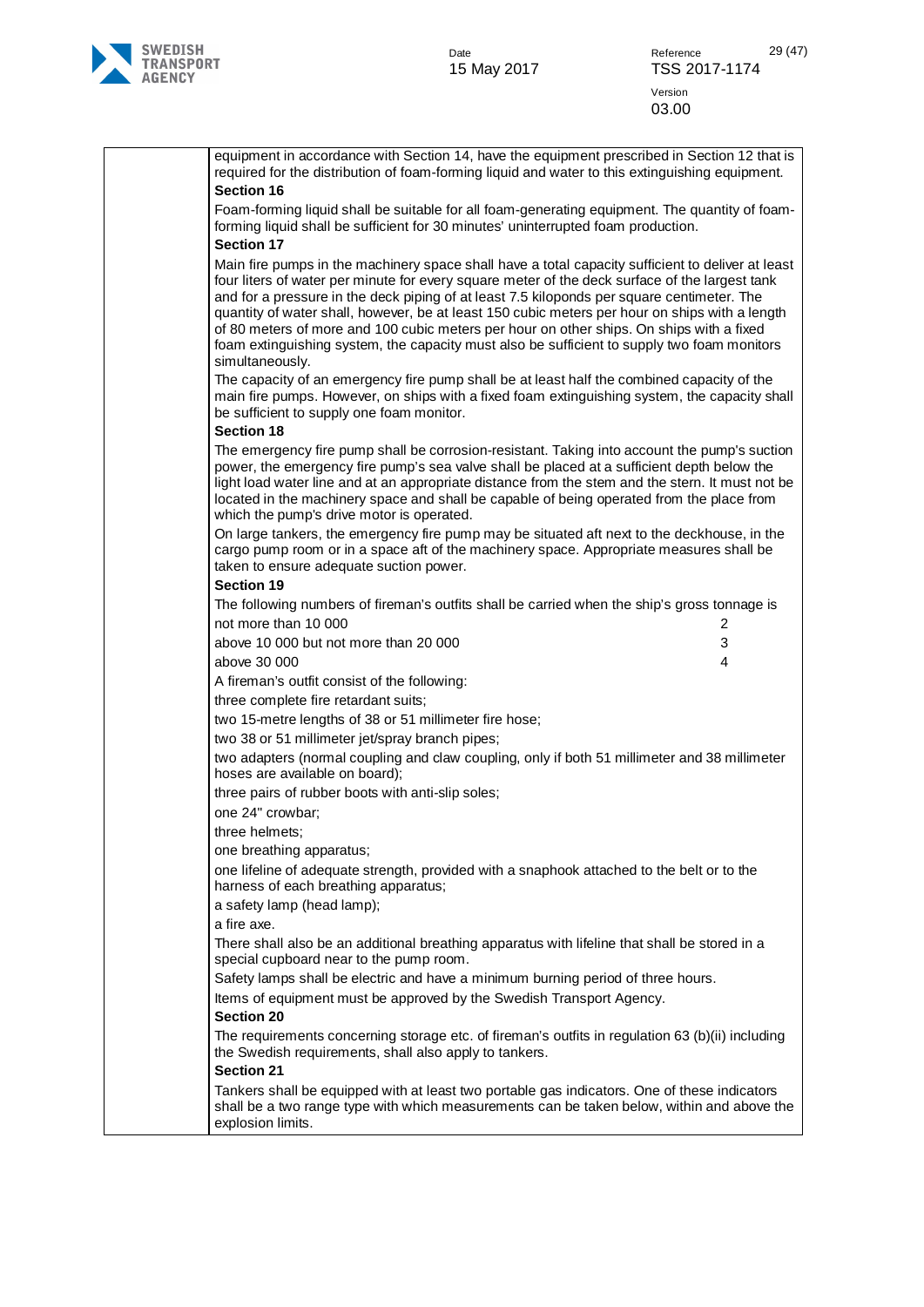equipment in accordance with Section 14, have the equipment prescribed in Section 12 that is required for the distribution of foam-forming liquid and water to this extinguishing equipment.

**Section 16**

Foam-forming liquid shall be suitable for all foam-generating equipment. The quantity of foam-forming liquid shall be sufficient for 30 minutes' uninterrupted foam production.

**Section 17**

Main fire pumps in the machinery space shall have a total capacity sufficient to deliver at least four liters of water per minute for every square meter of the deck surface of the largest tank and for a pressure in the deck piping of at least 7.5 kiloponds per square centimeter. The quantity of water shall, however, be at least 150 cubic meters per hour on ships with a length of 80 meters of more and 100 cubic meters per hour on other ships. On ships with a fixed foam extinguishing system, the capacity must also be sufficient to supply two foam monitors simultaneously.

The capacity of an emergency fire pump shall be at least half the combined capacity of the main fire pumps. However, on ships with a fixed foam extinguishing system, the capacity shall be sufficient to supply one foam monitor.

**Section 18**

The emergency fire pump shall be corrosion-resistant. Taking into account the pump's suction power, the emergency fire pump's sea valve shall be placed at a sufficient depth below the light load water line and at an appropriate distance from the stem and the stern. It must not be located in the machinery space and shall be capable of being operated from the place from which the pump's drive motor is operated.

On large tankers, the emergency fire pump may be situated aft next to the deckhouse, in the cargo pump room or in a space aft of the machinery space. Appropriate measures shall be taken to ensure adequate suction power.

**Section 19**

The following numbers of fireman's outfits shall be carried when the ship's gross tonnage is

| | |
|---|---|
| not more than 10 000 | 2 |
| above 10 000 but not more than 20 000 | 3 |
| above 30 000 | 4 |

A fireman's outfit consist of the following:

three complete fire retardant suits;

two 15-metre lengths of 38 or 51 millimeter fire hose;

two 38 or 51 millimeter jet/spray branch pipes;

two adapters (normal coupling and claw coupling, only if both 51 millimeter and 38 millimeter hoses are available on board);

three pairs of rubber boots with anti-slip soles;

one 24" crowbar;

three helmets;

one breathing apparatus;

one lifeline of adequate strength, provided with a snaphook attached to the belt or to the harness of each breathing apparatus;

a safety lamp (head lamp);

a fire axe.

There shall also be an additional breathing apparatus with lifeline that shall be stored in a special cupboard near to the pump room.

Safety lamps shall be electric and have a minimum burning period of three hours.

Items of equipment must be approved by the Swedish Transport Agency.

**Section 20**

The requirements concerning storage etc. of fireman's outfits in regulation 63 (b)(ii) including the Swedish requirements, shall also apply to tankers.

**Section 21**

Tankers shall be equipped with at least two portable gas indicators. One of these indicators shall be a two range type with which measurements can be taken below, within and above the explosion limits.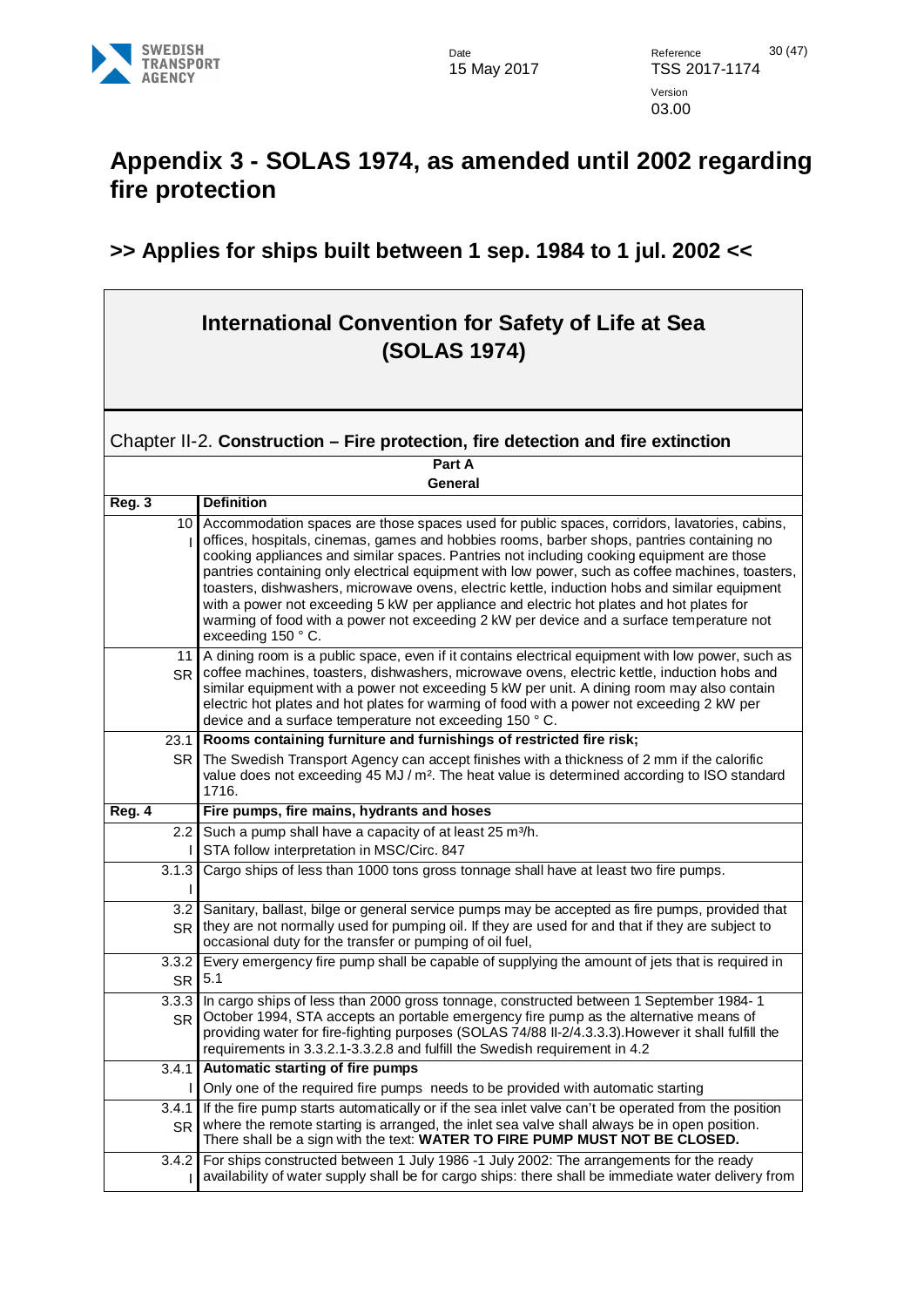# Appendix 3 - SOLAS 1974, as amended until 2002 regarding fire protection

## >> Applies for ships built between 1 sep. 1984 to 1 jul. 2002 <<

## International Convention for Safety of Life at Sea (SOLAS 1974)

### Chapter II-2. **Construction – Fire protection, fire detection and fire extinction**

| Part A<br>General | |
|---|---|
| **Reg. 3** | **Definition** |
| 10<br>I | Accommodation spaces are those spaces used for public spaces, corridors, lavatories, cabins, offices, hospitals, cinemas, games and hobbies rooms, barber shops, pantries containing no cooking appliances and similar spaces. Pantries not including cooking equipment are those pantries containing only electrical equipment with low power, such as coffee machines, toasters, toasters, dishwashers, microwave ovens, electric kettle, induction hobs and similar equipment with a power not exceeding 5 kW per appliance and electric hot plates and hot plates for warming of food with a power not exceeding 2 kW per device and a surface temperature not exceeding 150 ° C. |
| 11<br>SR | A dining room is a public space, even if it contains electrical equipment with low power, such as coffee machines, toasters, dishwashers, microwave ovens, electric kettle, induction hobs and similar equipment with a power not exceeding 5 kW per unit. A dining room may also contain electric hot plates and hot plates for warming of food with a power not exceeding 2 kW per device and a surface temperature not exceeding 150 ° C. |
| 23.1 | **Rooms containing furniture and furnishings of restricted fire risk;** |
| SR | The Swedish Transport Agency can accept finishes with a thickness of 2 mm if the calorific value does not exceeding 45 MJ / m². The heat value is determined according to ISO standard 1716. |
| **Reg. 4** | **Fire pumps, fire mains, hydrants and hoses** |
| 2.2<br>I | Such a pump shall have a capacity of at least 25 m³/h.<br>STA follow interpretation in MSC/Circ. 847 |
| 3.1.3<br>I | Cargo ships of less than 1000 tons gross tonnage shall have at least two fire pumps. |
| 3.2<br>SR | Sanitary, ballast, bilge or general service pumps may be accepted as fire pumps, provided that they are not normally used for pumping oil. If they are used for and that if they are subject to occasional duty for the transfer or pumping of oil fuel, |
| 3.3.2<br>SR | Every emergency fire pump shall be capable of supplying the amount of jets that is required in 5.1 |
| 3.3.3<br>SR | In cargo ships of less than 2000 gross tonnage, constructed between 1 September 1984- 1 October 1994, STA accepts an portable emergency fire pump as the alternative means of providing water for fire-fighting purposes (SOLAS 74/88 II-2/4.3.3.3).However it shall fulfill the requirements in 3.3.2.1-3.3.2.8 and fulfill the Swedish requirement in 4.2 |
| 3.4.1 | **Automatic starting of fire pumps** |
| I | Only one of the required fire pumps needs to be provided with automatic starting |
| 3.4.1<br>SR | If the fire pump starts automatically or if the sea inlet valve can't be operated from the position where the remote starting is arranged, the inlet sea valve shall always be in open position. There shall be a sign with the text: **WATER TO FIRE PUMP MUST NOT BE CLOSED.** |
| 3.4.2<br>I | For ships constructed between 1 July 1986 -1 July 2002: The arrangements for the ready availability of water supply shall be for cargo ships: there shall be immediate water delivery from |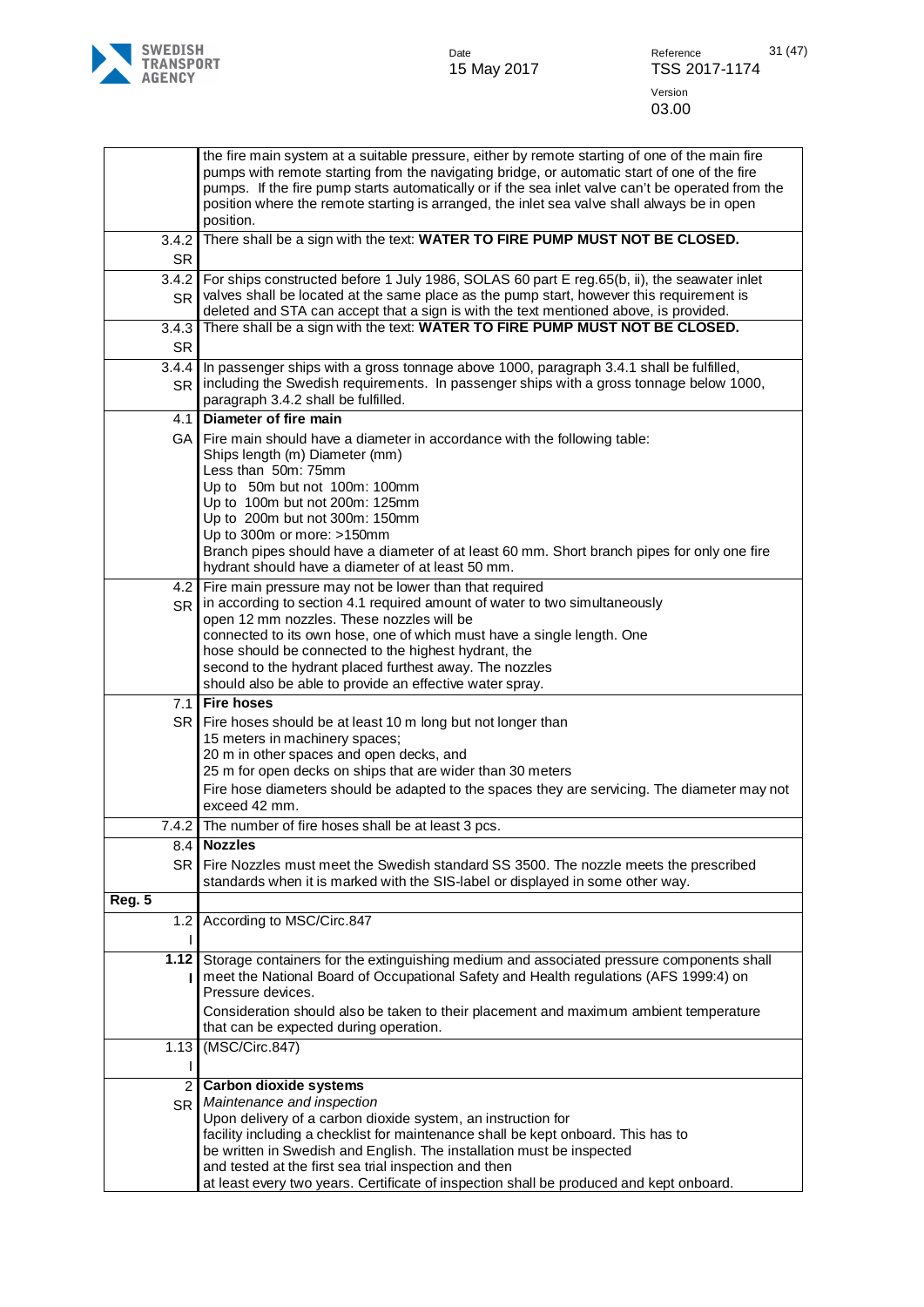| | |
|---|---|
| | the fire main system at a suitable pressure, either by remote starting of one of the main fire pumps with remote starting from the navigating bridge, or automatic start of one of the fire pumps. If the fire pump starts automatically or if the sea inlet valve can't be operated from the position where the remote starting is arranged, the inlet sea valve shall always be in open position. |
| 3.4.2 SR | There shall be a sign with the text: **WATER TO FIRE PUMP MUST NOT BE CLOSED.** |
| 3.4.2 SR | For ships constructed before 1 July 1986, SOLAS 60 part E reg.65(b, ii), the seawater inlet valves shall be located at the same place as the pump start, however this requirement is deleted and STA can accept that a sign is with the text mentioned above, is provided. |
| 3.4.3 SR | There shall be a sign with the text: **WATER TO FIRE PUMP MUST NOT BE CLOSED.** |
| 3.4.4 SR | In passenger ships with a gross tonnage above 1000, paragraph 3.4.1 shall be fulfilled, including the Swedish requirements. In passenger ships with a gross tonnage below 1000, paragraph 3.4.2 shall be fulfilled. |
| 4.1 GA | **Diameter of fire main**<br>Fire main should have a diameter in accordance with the following table:<br>Ships length (m) Diameter (mm)<br>Less than 50m: 75mm<br>Up to 50m but not 100m: 100mm<br>Up to 100m but not 200m: 125mm<br>Up to 200m but not 300m: 150mm<br>Up to 300m or more: >150mm<br>Branch pipes should have a diameter of at least 60 mm. Short branch pipes for only one fire hydrant should have a diameter of at least 50 mm. |
| 4.2 SR | Fire main pressure may not be lower than that required in according to section 4.1 required amount of water to two simultaneously open 12 mm nozzles. These nozzles will be connected to its own hose, one of which must have a single length. One hose should be connected to the highest hydrant, the second to the hydrant placed furthest away. The nozzles should also be able to provide an effective water spray. |
| 7.1 SR | **Fire hoses**<br>Fire hoses should be at least 10 m long but not longer than<br>15 meters in machinery spaces;<br>20 m in other spaces and open decks, and<br>25 m for open decks on ships that are wider than 30 meters<br>Fire hose diameters should be adapted to the spaces they are servicing. The diameter may not exceed 42 mm. |
| 7.4.2 | The number of fire hoses shall be at least 3 pcs. |
| 8.4 SR | **Nozzles**<br>Fire Nozzles must meet the Swedish standard SS 3500. The nozzle meets the prescribed standards when it is marked with the SIS-label or displayed in some other way. |
| **Reg. 5** | |
| 1.2 I | According to MSC/Circ.847 |
| **1.12 I** | Storage containers for the extinguishing medium and associated pressure components shall meet the National Board of Occupational Safety and Health regulations (AFS 1999:4) on Pressure devices.<br>Consideration should also be taken to their placement and maximum ambient temperature that can be expected during operation. |
| 1.13 I | (MSC/Circ.847) |
| 2 SR | **Carbon dioxide systems**<br>*Maintenance and inspection*<br>Upon delivery of a carbon dioxide system, an instruction for facility including a checklist for maintenance shall be kept onboard. This has to be written in Swedish and English. The installation must be inspected and tested at the first sea trial inspection and then at least every two years. Certificate of inspection shall be produced and kept onboard. |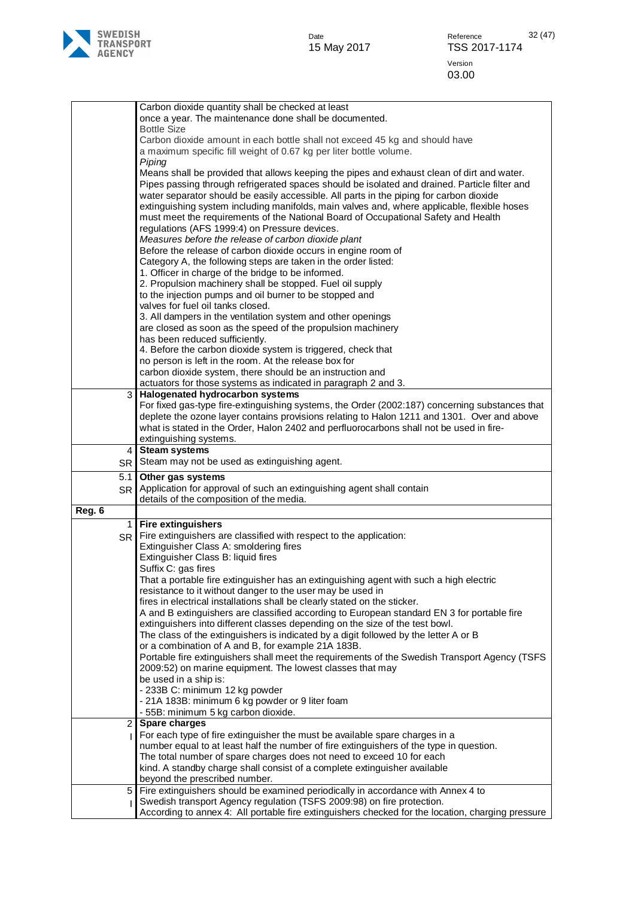| | |
|---|---|
| | Carbon dioxide quantity shall be checked at least once a year. The maintenance done shall be documented.<br>Bottle Size<br>Carbon dioxide amount in each bottle shall not exceed 45 kg and should have a maximum specific fill weight of 0.67 kg per liter bottle volume.<br>*Piping*<br>Means shall be provided that allows keeping the pipes and exhaust clean of dirt and water. Pipes passing through refrigerated spaces should be isolated and drained. Particle filter and water separator should be easily accessible. All parts in the piping for carbon dioxide extinguishing system including manifolds, main valves and, where applicable, flexible hoses must meet the requirements of the National Board of Occupational Safety and Health regulations (AFS 1999:4) on Pressure devices.<br>*Measures before the release of carbon dioxide plant*<br>Before the release of carbon dioxide occurs in engine room of Category A, the following steps are taken in the order listed:<br>1. Officer in charge of the bridge to be informed.<br>2. Propulsion machinery shall be stopped. Fuel oil supply to the injection pumps and oil burner to be stopped and valves for fuel oil tanks closed.<br>3. All dampers in the ventilation system and other openings are closed as soon as the speed of the propulsion machinery has been reduced sufficiently.<br>4. Before the carbon dioxide system is triggered, check that no person is left in the room. At the release box for carbon dioxide system, there should be an instruction and actuators for those systems as indicated in paragraph 2 and 3. |
| 3 | **Halogenated hydrocarbon systems**<br>For fixed gas-type fire-extinguishing systems, the Order (2002:187) concerning substances that deplete the ozone layer contains provisions relating to Halon 1211 and 1301. Over and above what is stated in the Order, Halon 2402 and perfluorocarbons shall not be used in fire-extinguishing systems. |
| 4<br>SR | **Steam systems**<br>Steam may not be used as extinguishing agent. |
| 5.1<br>SR | **Other gas systems**<br>Application for approval of such an extinguishing agent shall contain details of the composition of the media. |
| **Reg. 6** | |
| 1<br>SR | **Fire extinguishers**<br>Fire extinguishers are classified with respect to the application:<br>Extinguisher Class A: smoldering fires<br>Extinguisher Class B: liquid fires<br>Suffix C: gas fires<br>That a portable fire extinguisher has an extinguishing agent with such a high electric resistance to it without danger to the user may be used in fires in electrical installations shall be clearly stated on the sticker.<br>A and B extinguishers are classified according to European standard EN 3 for portable fire extinguishers into different classes depending on the size of the test bowl.<br>The class of the extinguishers is indicated by a digit followed by the letter A or B or a combination of A and B, for example 21A 183B.<br>Portable fire extinguishers shall meet the requirements of the Swedish Transport Agency (TSFS 2009:52) on marine equipment. The lowest classes that may be used in a ship is:<br>- 233B C: minimum 12 kg powder<br>- 21A 183B: minimum 6 kg powder or 9 liter foam<br>- 55B: minimum 5 kg carbon dioxide. |
| 2<br>I | **Spare charges**<br>For each type of fire extinguisher the must be available spare charges in a number equal to at least half the number of fire extinguishers of the type in question. The total number of spare charges does not need to exceed 10 for each kind. A standby charge shall consist of a complete extinguisher available beyond the prescribed number. |
| 5<br>I | Fire extinguishers should be examined periodically in accordance with Annex 4 to Swedish transport Agency regulation (TSFS 2009:98) on fire protection.<br>According to annex 4: All portable fire extinguishers checked for the location, charging pressure |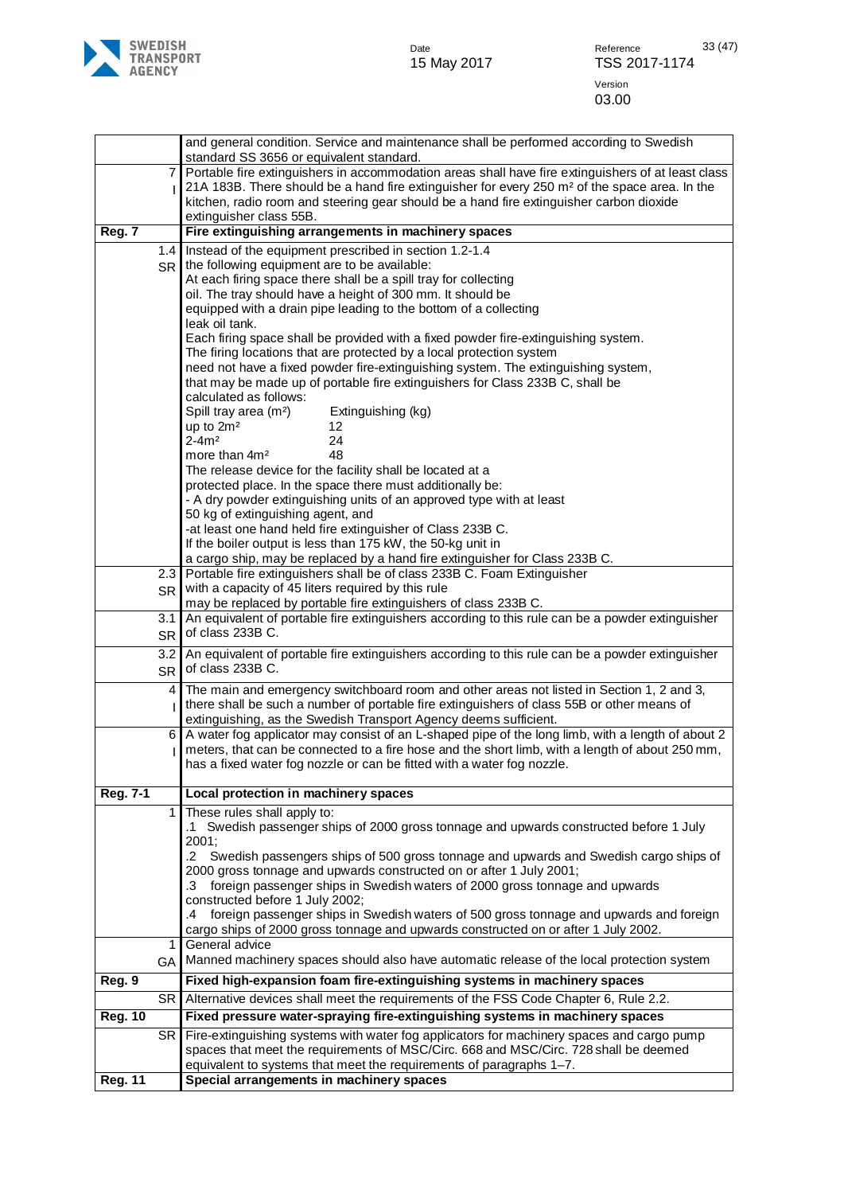| | |
|---|---|
| | and general condition. Service and maintenance shall be performed according to Swedish standard SS 3656 or equivalent standard. |
| 7 I | Portable fire extinguishers in accommodation areas shall have fire extinguishers of at least class 21A 183B. There should be a hand fire extinguisher for every 250 m² of the space area. In the kitchen, radio room and steering gear should be a hand fire extinguisher carbon dioxide extinguisher class 55B. |
| **Reg. 7** | **Fire extinguishing arrangements in machinery spaces** |
| 1.4 SR | Instead of the equipment prescribed in section 1.2-1.4 the following equipment are to be available:<br>At each firing space there shall be a spill tray for collecting oil. The tray should have a height of 300 mm. It should be equipped with a drain pipe leading to the bottom of a collecting leak oil tank.<br>Each firing space shall be provided with a fixed powder fire-extinguishing system. The firing locations that are protected by a local protection system need not have a fixed powder fire-extinguishing system. The extinguishing system, that may be made up of portable fire extinguishers for Class 233B C, shall be calculated as follows:<br>Spill tray area (m²) — Extinguishing (kg)<br>up to 2m² — 12<br>2-4m² — 24<br>more than 4m² — 48<br>The release device for the facility shall be located at a protected place. In the space there must additionally be:<br>- A dry powder extinguishing units of an approved type with at least 50 kg of extinguishing agent, and<br>-at least one hand held fire extinguisher of Class 233B C.<br>If the boiler output is less than 175 kW, the 50-kg unit in a cargo ship, may be replaced by a hand fire extinguisher for Class 233B C. |
| 2.3 SR | Portable fire extinguishers shall be of class 233B C. Foam Extinguisher with a capacity of 45 liters required by this rule may be replaced by portable fire extinguishers of class 233B C. |
| 3.1 SR | An equivalent of portable fire extinguishers according to this rule can be a powder extinguisher of class 233B C. |
| 3.2 SR | An equivalent of portable fire extinguishers according to this rule can be a powder extinguisher of class 233B C. |
| 4 I | The main and emergency switchboard room and other areas not listed in Section 1, 2 and 3, there shall be such a number of portable fire extinguishers of class 55B or other means of extinguishing, as the Swedish Transport Agency deems sufficient. |
| 6 I | A water fog applicator may consist of an L-shaped pipe of the long limb, with a length of about 2 meters, that can be connected to a fire hose and the short limb, with a length of about 250 mm, has a fixed water fog nozzle or can be fitted with a water fog nozzle. |
| **Reg. 7-1** | **Local protection in machinery spaces** |
| 1 | These rules shall apply to:<br>.1 Swedish passenger ships of 2000 gross tonnage and upwards constructed before 1 July 2001;<br>.2 Swedish passengers ships of 500 gross tonnage and upwards and Swedish cargo ships of 2000 gross tonnage and upwards constructed on or after 1 July 2001;<br>.3 foreign passenger ships in Swedish waters of 2000 gross tonnage and upwards constructed before 1 July 2002;<br>.4 foreign passenger ships in Swedish waters of 500 gross tonnage and upwards and foreign cargo ships of 2000 gross tonnage and upwards constructed on or after 1 July 2002. |
| 1 GA | General advice<br>Manned machinery spaces should also have automatic release of the local protection system |
| **Reg. 9** | **Fixed high-expansion foam fire-extinguishing systems in machinery spaces** |
| SR | Alternative devices shall meet the requirements of the FSS Code Chapter 6, Rule 2.2. |
| **Reg. 10** | **Fixed pressure water-spraying fire-extinguishing systems in machinery spaces** |
| SR | Fire-extinguishing systems with water fog applicators for machinery spaces and cargo pump spaces that meet the requirements of MSC/Circ. 668 and MSC/Circ. 728 shall be deemed equivalent to systems that meet the requirements of paragraphs 1–7. |
| **Reg. 11** | **Special arrangements in machinery spaces** |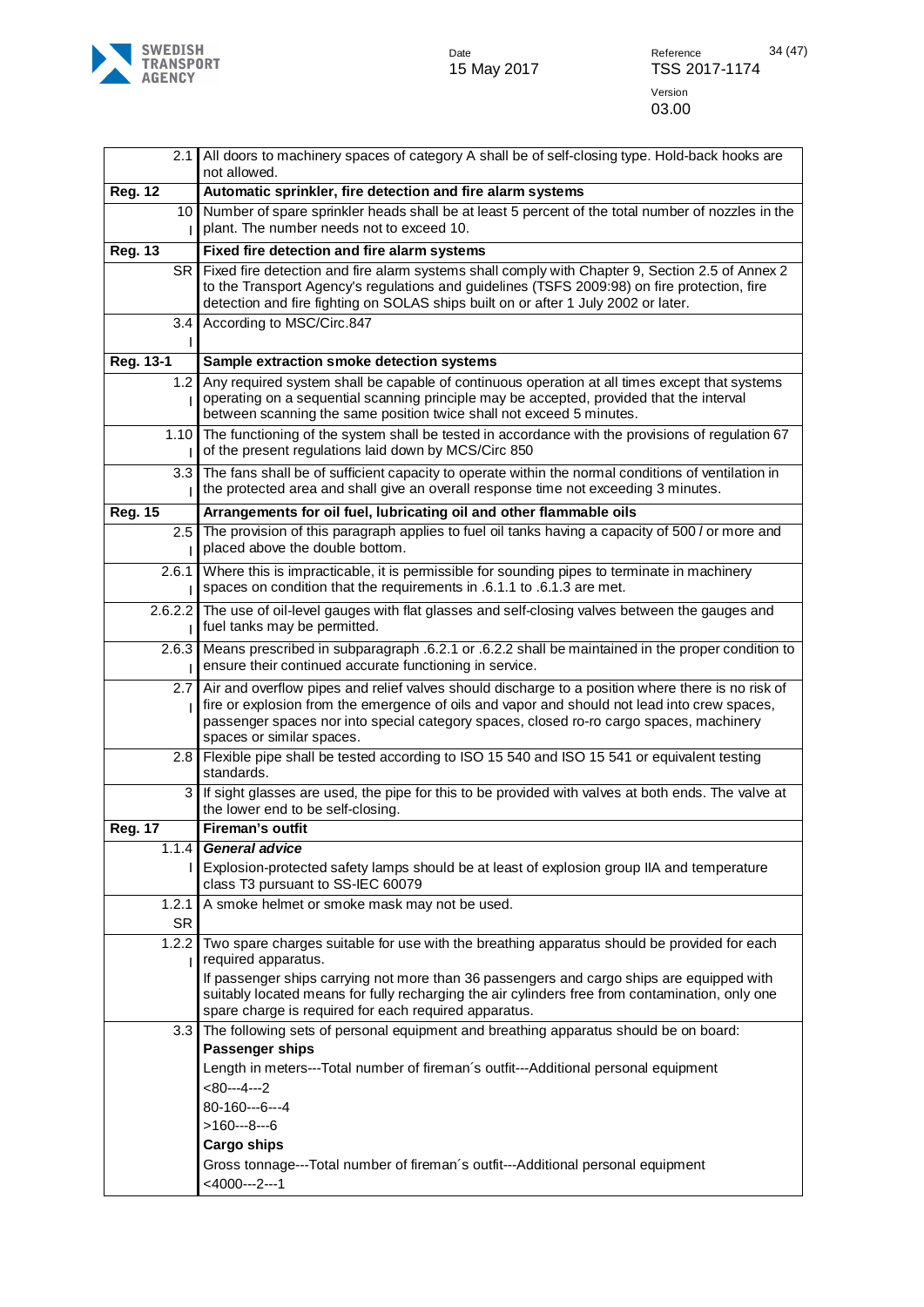| | |
|---|---|
| 2.1 | All doors to machinery spaces of category A shall be of self-closing type. Hold-back hooks are not allowed. |
| **Reg. 12** | **Automatic sprinkler, fire detection and fire alarm systems** |
| 10 I | Number of spare sprinkler heads shall be at least 5 percent of the total number of nozzles in the plant. The number needs not to exceed 10. |
| **Reg. 13** | **Fixed fire detection and fire alarm systems** |
| SR | Fixed fire detection and fire alarm systems shall comply with Chapter 9, Section 2.5 of Annex 2 to the Transport Agency's regulations and guidelines (TSFS 2009:98) on fire protection, fire detection and fire fighting on SOLAS ships built on or after 1 July 2002 or later. |
| 3.4 I | According to MSC/Circ.847 |
| **Reg. 13-1** | **Sample extraction smoke detection systems** |
| 1.2 I | Any required system shall be capable of continuous operation at all times except that systems operating on a sequential scanning principle may be accepted, provided that the interval between scanning the same position twice shall not exceed 5 minutes. |
| 1.10 I | The functioning of the system shall be tested in accordance with the provisions of regulation 67 of the present regulations laid down by MCS/Circ 850 |
| 3.3 I | The fans shall be of sufficient capacity to operate within the normal conditions of ventilation in the protected area and shall give an overall response time not exceeding 3 minutes. |
| **Reg. 15** | **Arrangements for oil fuel, lubricating oil and other flammable oils** |
| 2.5 I | The provision of this paragraph applies to fuel oil tanks having a capacity of 500 *l* or more and placed above the double bottom. |
| 2.6.1 I | Where this is impracticable, it is permissible for sounding pipes to terminate in machinery spaces on condition that the requirements in .6.1.1 to .6.1.3 are met. |
| 2.6.2.2 I | The use of oil-level gauges with flat glasses and self-closing valves between the gauges and fuel tanks may be permitted. |
| 2.6.3 I | Means prescribed in subparagraph .6.2.1 or .6.2.2 shall be maintained in the proper condition to ensure their continued accurate functioning in service. |
| 2.7 I | Air and overflow pipes and relief valves should discharge to a position where there is no risk of fire or explosion from the emergence of oils and vapor and should not lead into crew spaces, passenger spaces nor into special category spaces, closed ro-ro cargo spaces, machinery spaces or similar spaces. |
| 2.8 | Flexible pipe shall be tested according to ISO 15 540 and ISO 15 541 or equivalent testing standards. |
| 3 | If sight glasses are used, the pipe for this to be provided with valves at both ends. The valve at the lower end to be self-closing. |
| **Reg. 17** | **Fireman's outfit** |
| 1.1.4 I | ***General advice***<br>Explosion-protected safety lamps should be at least of explosion group IIA and temperature class T3 pursuant to SS-IEC 60079 |
| 1.2.1 SR | A smoke helmet or smoke mask may not be used. |
| 1.2.2 I | Two spare charges suitable for use with the breathing apparatus should be provided for each required apparatus.<br>If passenger ships carrying not more than 36 passengers and cargo ships are equipped with suitably located means for fully recharging the air cylinders free from contamination, only one spare charge is required for each required apparatus. |
| 3.3 | The following sets of personal equipment and breathing apparatus should be on board:<br>**Passenger ships**<br>Length in meters---Total number of fireman´s outfit---Additional personal equipment<br><80---4---2<br>80-160---6---4<br>>160---8---6<br>**Cargo ships**<br>Gross tonnage---Total number of fireman´s outfit---Additional personal equipment<br><4000---2---1 |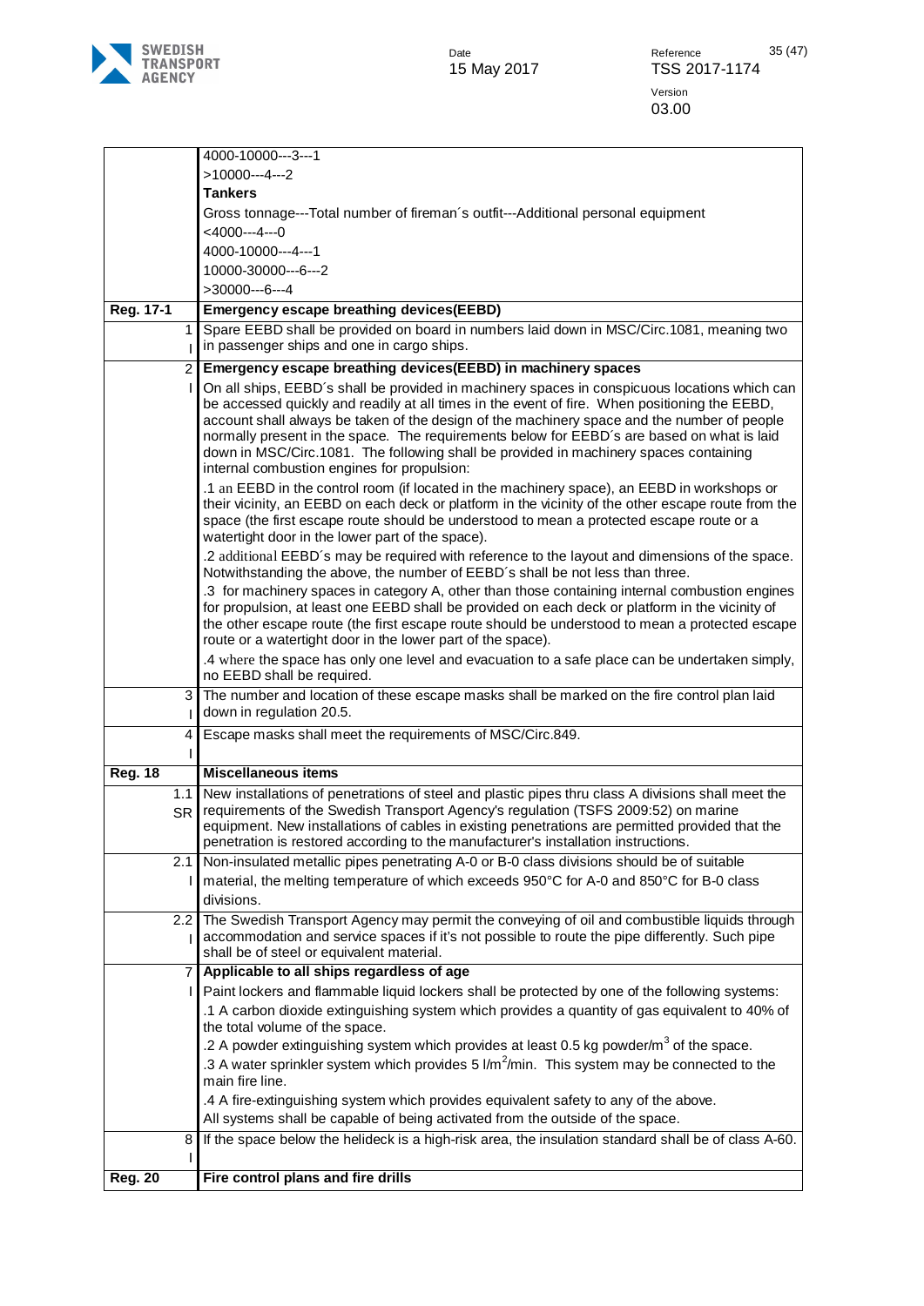| | |
|---|---|
| | 4000-10000---3---1<br>>10000---4---2<br>**Tankers**<br>Gross tonnage---Total number of fireman´s outfit---Additional personal equipment<br><4000---4---0<br>4000-10000---4---1<br>10000-30000---6---2<br>>30000---6---4 |
| **Reg. 17-1** | **Emergency escape breathing devices(EEBD)** |
| 1<br>I | Spare EEBD shall be provided on board in numbers laid down in MSC/Circ.1081, meaning two in passenger ships and one in cargo ships. |
| 2 | **Emergency escape breathing devices(EEBD) in machinery spaces** |
| I | On all ships, EEBD´s shall be provided in machinery spaces in conspicuous locations which can be accessed quickly and readily at all times in the event of fire. When positioning the EEBD, account shall always be taken of the design of the machinery space and the number of people normally present in the space. The requirements below for EEBD´s are based on what is laid down in MSC/Circ.1081. The following shall be provided in machinery spaces containing internal combustion engines for propulsion:<br>.1 an EEBD in the control room (if located in the machinery space), an EEBD in workshops or their vicinity, an EEBD on each deck or platform in the vicinity of the other escape route from the space (the first escape route should be understood to mean a protected escape route or a watertight door in the lower part of the space).<br>.2 additional EEBD´s may be required with reference to the layout and dimensions of the space. Notwithstanding the above, the number of EEBD´s shall be not less than three.<br>.3 for machinery spaces in category A, other than those containing internal combustion engines for propulsion, at least one EEBD shall be provided on each deck or platform in the vicinity of the other escape route (the first escape route should be understood to mean a protected escape route or a watertight door in the lower part of the space).<br>.4 where the space has only one level and evacuation to a safe place can be undertaken simply, no EEBD shall be required. |
| 3<br>I | The number and location of these escape masks shall be marked on the fire control plan laid down in regulation 20.5. |
| 4<br>I | Escape masks shall meet the requirements of MSC/Circ.849. |
| **Reg. 18** | **Miscellaneous items** |
| 1.1<br>SR | New installations of penetrations of steel and plastic pipes thru class A divisions shall meet the requirements of the Swedish Transport Agency's regulation (TSFS 2009:52) on marine equipment. New installations of cables in existing penetrations are permitted provided that the penetration is restored according to the manufacturer's installation instructions. |
| 2.1<br>I | Non-insulated metallic pipes penetrating A-0 or B-0 class divisions should be of suitable material, the melting temperature of which exceeds 950°C for A-0 and 850°C for B-0 class divisions. |
| 2.2<br>I | The Swedish Transport Agency may permit the conveying of oil and combustible liquids through accommodation and service spaces if it's not possible to route the pipe differently. Such pipe shall be of steel or equivalent material. |
| 7 | **Applicable to all ships regardless of age** |
| I | Paint lockers and flammable liquid lockers shall be protected by one of the following systems:<br>.1 A carbon dioxide extinguishing system which provides a quantity of gas equivalent to 40% of the total volume of the space.<br>.2 A powder extinguishing system which provides at least 0.5 kg powder/m$^3$ of the space.<br>.3 A water sprinkler system which provides 5 l/m$^2$/min. This system may be connected to the main fire line.<br>.4 A fire-extinguishing system which provides equivalent safety to any of the above.<br>All systems shall be capable of being activated from the outside of the space. |
| 8<br>I | If the space below the helideck is a high-risk area, the insulation standard shall be of class A-60. |
| **Reg. 20** | **Fire control plans and fire drills** |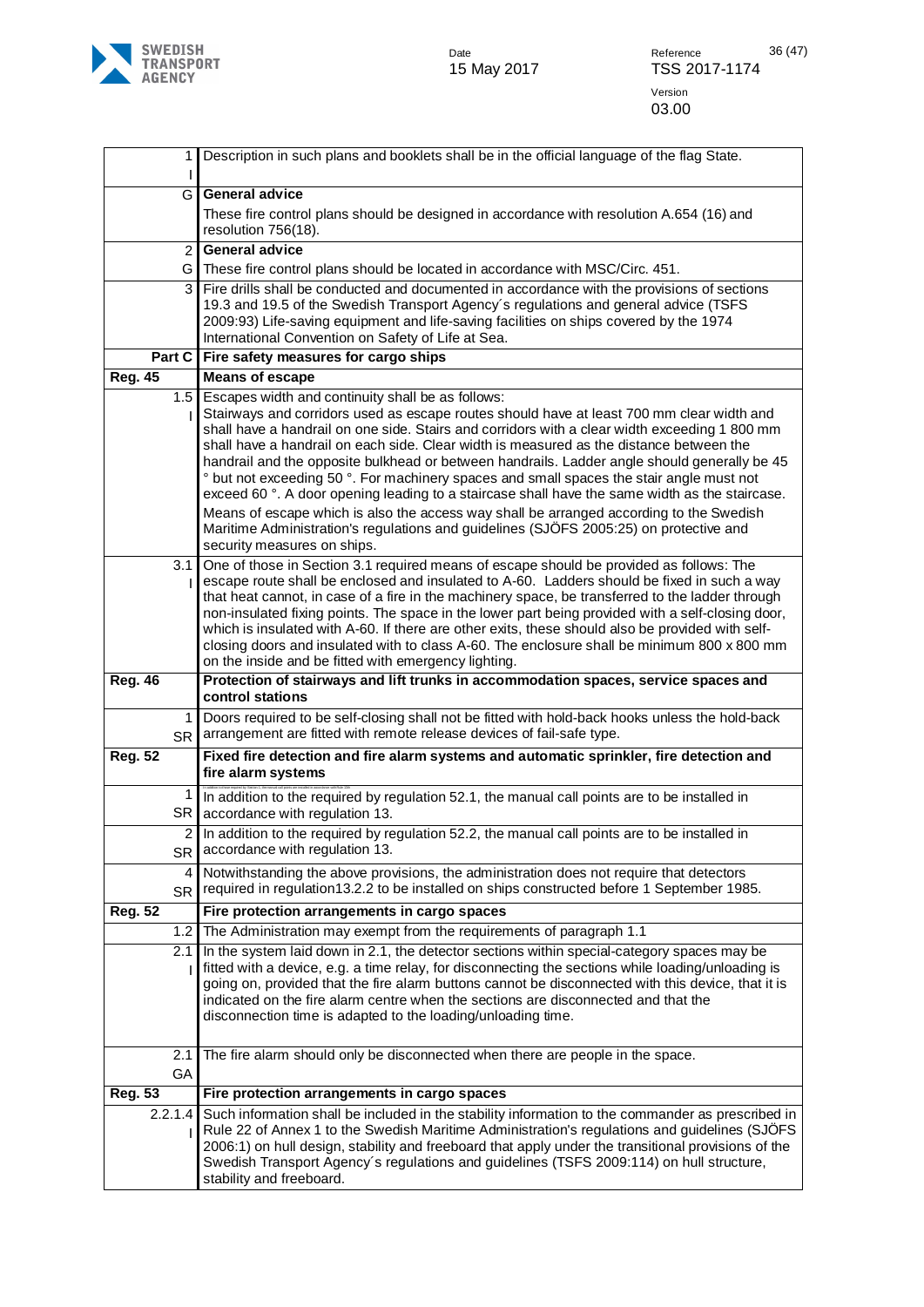| | |
|---|---|
| 1 I | Description in such plans and booklets shall be in the official language of the flag State. |
| G | **General advice**<br>These fire control plans should be designed in accordance with resolution A.654 (16) and resolution 756(18). |
| 2 G | **General advice**<br>These fire control plans should be located in accordance with MSC/Circ. 451. |
| 3 | Fire drills shall be conducted and documented in accordance with the provisions of sections 19.3 and 19.5 of the Swedish Transport Agency´s regulations and general advice (TSFS 2009:93) Life-saving equipment and life-saving facilities on ships covered by the 1974 International Convention on Safety of Life at Sea. |
| **Part C** | **Fire safety measures for cargo ships** |
| **Reg. 45** | **Means of escape** |
| 1.5 I | Escapes width and continuity shall be as follows:<br>Stairways and corridors used as escape routes should have at least 700 mm clear width and shall have a handrail on one side. Stairs and corridors with a clear width exceeding 1 800 mm shall have a handrail on each side. Clear width is measured as the distance between the handrail and the opposite bulkhead or between handrails. Ladder angle should generally be 45 ° but not exceeding 50 °. For machinery spaces and small spaces the stair angle must not exceed 60 °. A door opening leading to a staircase shall have the same width as the staircase.<br>Means of escape which is also the access way shall be arranged according to the Swedish Maritime Administration's regulations and guidelines (SJÖFS 2005:25) on protective and security measures on ships. |
| 3.1 I | One of those in Section 3.1 required means of escape should be provided as follows: The escape route shall be enclosed and insulated to A-60. Ladders should be fixed in such a way that heat cannot, in case of a fire in the machinery space, be transferred to the ladder through non-insulated fixing points. The space in the lower part being provided with a self-closing door, which is insulated with A-60. If there are other exits, these should also be provided with self-closing doors and insulated with to class A-60. The enclosure shall be minimum 800 x 800 mm on the inside and be fitted with emergency lighting. |
| **Reg. 46** | **Protection of stairways and lift trunks in accommodation spaces, service spaces and control stations** |
| 1 SR | Doors required to be self-closing shall not be fitted with hold-back hooks unless the hold-back arrangement are fitted with remote release devices of fail-safe type. |
| **Reg. 52** | **Fixed fire detection and fire alarm systems and automatic sprinkler, fire detection and fire alarm systems** |
| 1 SR | In addition to the required by regulation 52.1, the manual call points are to be installed in accordance with regulation 13. |
| 2 SR | In addition to the required by regulation 52.2, the manual call points are to be installed in accordance with regulation 13. |
| 4 SR | Notwithstanding the above provisions, the administration does not require that detectors required in regulation13.2.2 to be installed on ships constructed before 1 September 1985. |
| **Reg. 52** | **Fire protection arrangements in cargo spaces** |
| 1.2 | The Administration may exempt from the requirements of paragraph 1.1 |
| 2.1 I | In the system laid down in 2.1, the detector sections within special-category spaces may be fitted with a device, e.g. a time relay, for disconnecting the sections while loading/unloading is going on, provided that the fire alarm buttons cannot be disconnected with this device, that it is indicated on the fire alarm centre when the sections are disconnected and that the disconnection time is adapted to the loading/unloading time. |
| 2.1 GA | The fire alarm should only be disconnected when there are people in the space. |
| **Reg. 53** | **Fire protection arrangements in cargo spaces** |
| 2.2.1.4 I | Such information shall be included in the stability information to the commander as prescribed in Rule 22 of Annex 1 to the Swedish Maritime Administration's regulations and guidelines (SJÖFS 2006:1) on hull design, stability and freeboard that apply under the transitional provisions of the Swedish Transport Agency´s regulations and guidelines (TSFS 2009:114) on hull structure, stability and freeboard. |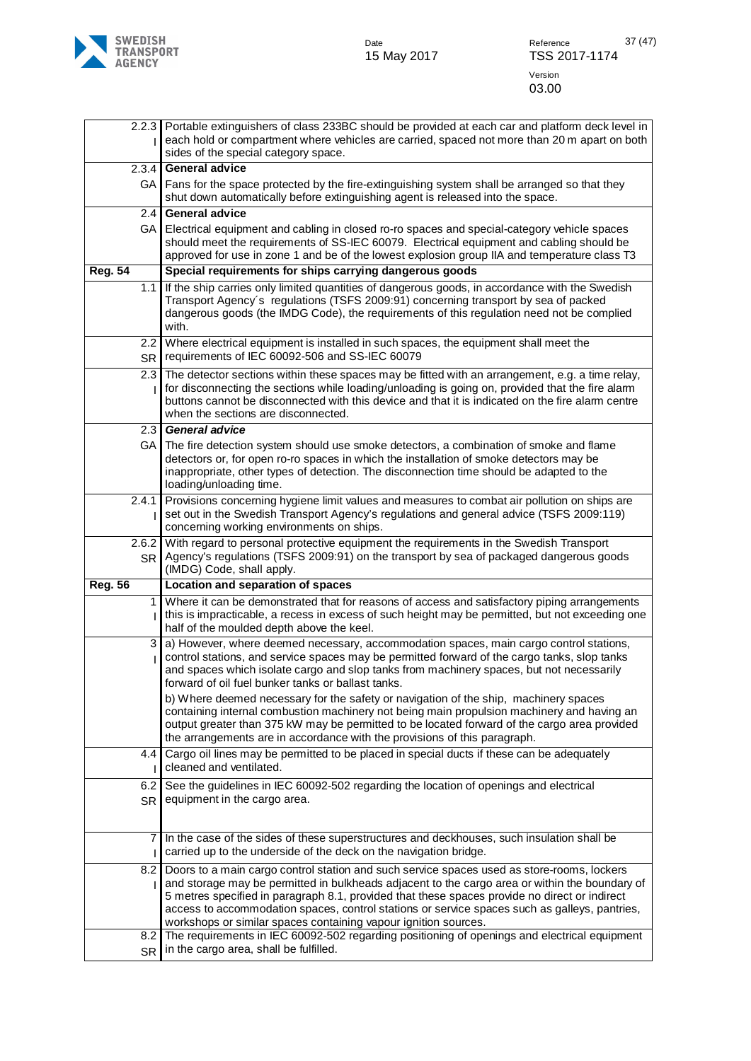| | |
|---|---|
| 2.2.3 I | Portable extinguishers of class 233BC should be provided at each car and platform deck level in each hold or compartment where vehicles are carried, spaced not more than 20 m apart on both sides of the special category space. |
| 2.3.4 GA | **General advice**<br>Fans for the space protected by the fire-extinguishing system shall be arranged so that they shut down automatically before extinguishing agent is released into the space. |
| 2.4 GA | **General advice**<br>Electrical equipment and cabling in closed ro-ro spaces and special-category vehicle spaces should meet the requirements of SS-IEC 60079. Electrical equipment and cabling should be approved for use in zone 1 and be of the lowest explosion group IIA and temperature class T3 |
| **Reg. 54** | **Special requirements for ships carrying dangerous goods** |
| 1.1 | If the ship carries only limited quantities of dangerous goods, in accordance with the Swedish Transport Agency´s regulations (TSFS 2009:91) concerning transport by sea of packed dangerous goods (the IMDG Code), the requirements of this regulation need not be complied with. |
| 2.2 SR | Where electrical equipment is installed in such spaces, the equipment shall meet the requirements of IEC 60092-506 and SS-IEC 60079 |
| 2.3 I | The detector sections within these spaces may be fitted with an arrangement, e.g. a time relay, for disconnecting the sections while loading/unloading is going on, provided that the fire alarm buttons cannot be disconnected with this device and that it is indicated on the fire alarm centre when the sections are disconnected. |
| 2.3 GA | ***General advice***<br>The fire detection system should use smoke detectors, a combination of smoke and flame detectors or, for open ro-ro spaces in which the installation of smoke detectors may be inappropriate, other types of detection. The disconnection time should be adapted to the loading/unloading time. |
| 2.4.1 I | Provisions concerning hygiene limit values and measures to combat air pollution on ships are set out in the Swedish Transport Agency's regulations and general advice (TSFS 2009:119) concerning working environments on ships. |
| 2.6.2 SR | With regard to personal protective equipment the requirements in the Swedish Transport Agency's regulations (TSFS 2009:91) on the transport by sea of packaged dangerous goods (IMDG) Code, shall apply. |
| **Reg. 56** | **Location and separation of spaces** |
| 1 I | Where it can be demonstrated that for reasons of access and satisfactory piping arrangements this is impracticable, a recess in excess of such height may be permitted, but not exceeding one half of the moulded depth above the keel. |
| 3 I | a) However, where deemed necessary, accommodation spaces, main cargo control stations, control stations, and service spaces may be permitted forward of the cargo tanks, slop tanks and spaces which isolate cargo and slop tanks from machinery spaces, but not necessarily forward of oil fuel bunker tanks or ballast tanks.<br>b) Where deemed necessary for the safety or navigation of the ship, machinery spaces containing internal combustion machinery not being main propulsion machinery and having an output greater than 375 kW may be permitted to be located forward of the cargo area provided the arrangements are in accordance with the provisions of this paragraph. |
| 4.4 I | Cargo oil lines may be permitted to be placed in special ducts if these can be adequately cleaned and ventilated. |
| 6.2 SR | See the guidelines in IEC 60092-502 regarding the location of openings and electrical equipment in the cargo area. |
| 7 I | In the case of the sides of these superstructures and deckhouses, such insulation shall be carried up to the underside of the deck on the navigation bridge. |
| 8.2 I | Doors to a main cargo control station and such service spaces used as store-rooms, lockers and storage may be permitted in bulkheads adjacent to the cargo area or within the boundary of 5 metres specified in paragraph 8.1, provided that these spaces provide no direct or indirect access to accommodation spaces, control stations or service spaces such as galleys, pantries, workshops or similar spaces containing vapour ignition sources. |
| 8.2 SR | The requirements in IEC 60092-502 regarding positioning of openings and electrical equipment in the cargo area, shall be fulfilled. |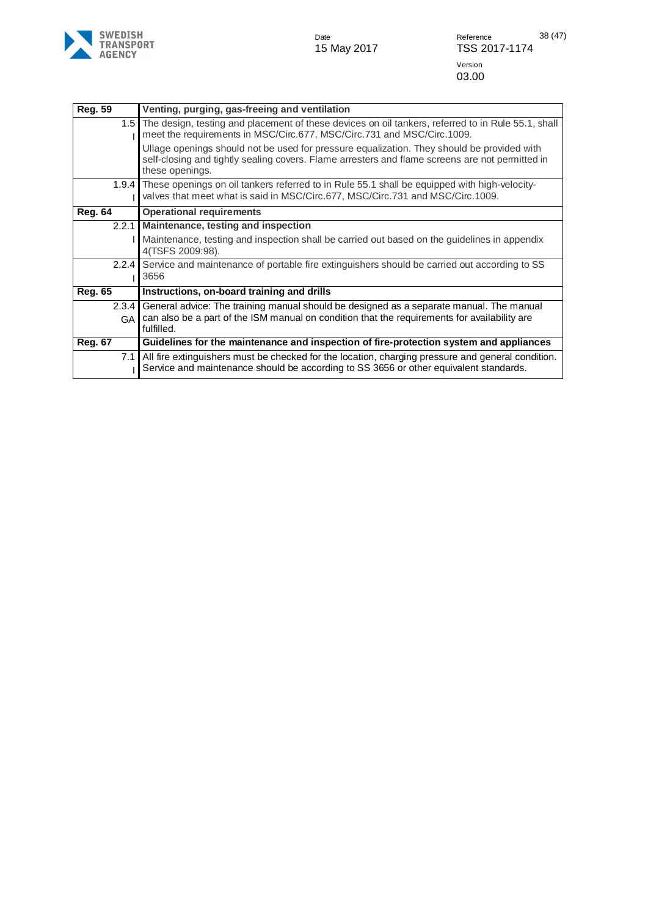| Reg. 59 | **Venting, purging, gas-freeing and ventilation** |
|---|---|
| 1.5 I | The design, testing and placement of these devices on oil tankers, referred to in Rule 55.1, shall meet the requirements in MSC/Circ.677, MSC/Circ.731 and MSC/Circ.1009. Ullage openings should not be used for pressure equalization. They should be provided with self-closing and tightly sealing covers. Flame arresters and flame screens are not permitted in these openings. |
| 1.9.4 I | These openings on oil tankers referred to in Rule 55.1 shall be equipped with high-velocity-valves that meet what is said in MSC/Circ.677, MSC/Circ.731 and MSC/Circ.1009. |
| **Reg. 64** | **Operational requirements** |
| 2.2.1 I | **Maintenance, testing and inspection** Maintenance, testing and inspection shall be carried out based on the guidelines in appendix 4(TSFS 2009:98). |
| 2.2.4 I | Service and maintenance of portable fire extinguishers should be carried out according to SS 3656 |
| **Reg. 65** | **Instructions, on-board training and drills** |
| 2.3.4 GA | General advice: The training manual should be designed as a separate manual. The manual can also be a part of the ISM manual on condition that the requirements for availability are fulfilled. |
| **Reg. 67** | **Guidelines for the maintenance and inspection of fire-protection system and appliances** |
| 7.1 I | All fire extinguishers must be checked for the location, charging pressure and general condition. Service and maintenance should be according to SS 3656 or other equivalent standards. |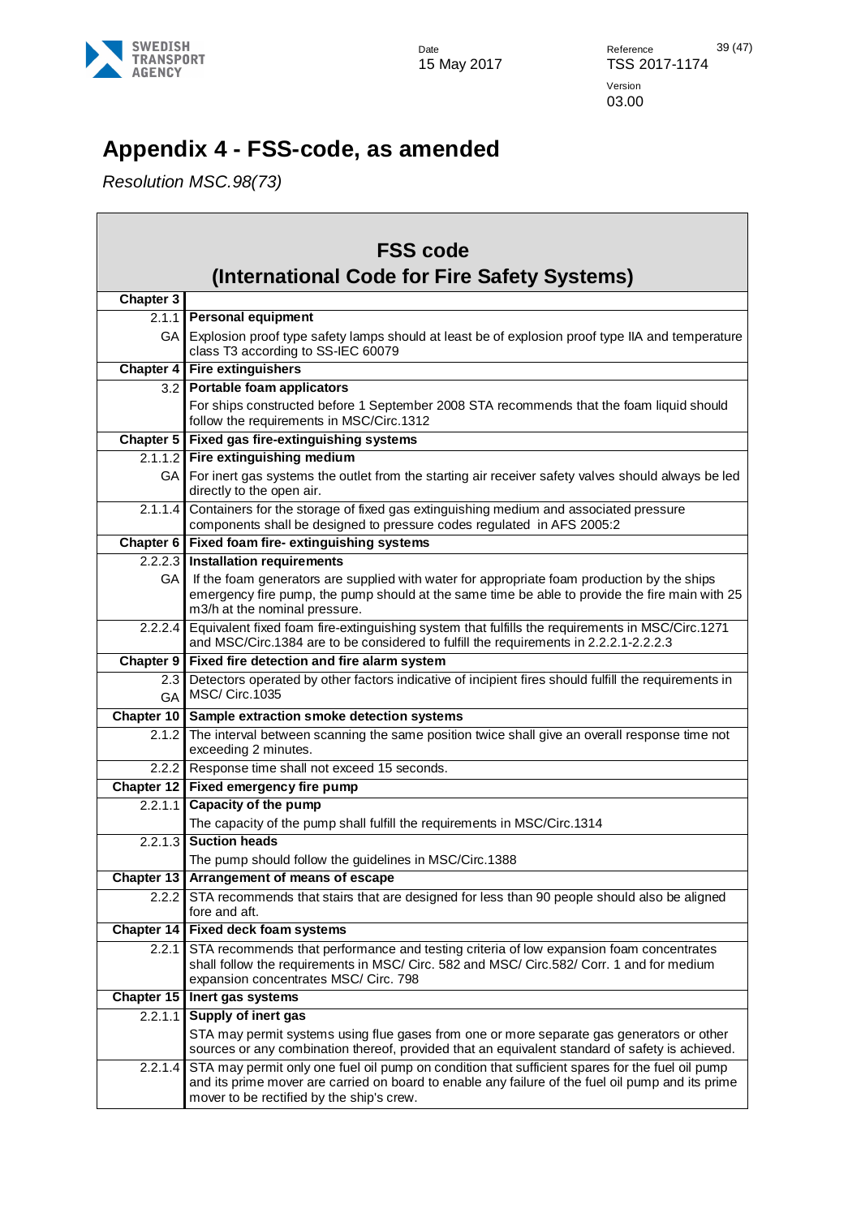# Appendix 4 - FSS-code, as amended

*Resolution MSC.98(73)*

| FSS code (International Code for Fire Safety Systems) | |
|---|---|
| **Chapter 3** | |
| 2.1.1 | **Personal equipment** |
| GA | Explosion proof type safety lamps should at least be of explosion proof type IIA and temperature class T3 according to SS-IEC 60079 |
| **Chapter 4** | **Fire extinguishers** |
| 3.2 | **Portable foam applicators** |
| | For ships constructed before 1 September 2008 STA recommends that the foam liquid should follow the requirements in MSC/Circ.1312 |
| **Chapter 5** | **Fixed gas fire-extinguishing systems** |
| 2.1.1.2 | **Fire extinguishing medium** |
| GA | For inert gas systems the outlet from the starting air receiver safety valves should always be led directly to the open air. |
| 2.1.1.4 | Containers for the storage of fixed gas extinguishing medium and associated pressure components shall be designed to pressure codes regulated in AFS 2005:2 |
| **Chapter 6** | **Fixed foam fire- extinguishing systems** |
| 2.2.2.3 | **Installation requirements** |
| GA | If the foam generators are supplied with water for appropriate foam production by the ships emergency fire pump, the pump should at the same time be able to provide the fire main with 25 m3/h at the nominal pressure. |
| 2.2.2.4 | Equivalent fixed foam fire-extinguishing system that fulfills the requirements in MSC/Circ.1271 and MSC/Circ.1384 are to be considered to fulfill the requirements in 2.2.2.1-2.2.2.3 |
| **Chapter 9** | **Fixed fire detection and fire alarm system** |
| 2.3 GA | Detectors operated by other factors indicative of incipient fires should fulfill the requirements in MSC/ Circ.1035 |
| **Chapter 10** | **Sample extraction smoke detection systems** |
| 2.1.2 | The interval between scanning the same position twice shall give an overall response time not exceeding 2 minutes. |
| 2.2.2 | Response time shall not exceed 15 seconds. |
| **Chapter 12** | **Fixed emergency fire pump** |
| 2.2.1.1 | **Capacity of the pump** |
| | The capacity of the pump shall fulfill the requirements in MSC/Circ.1314 |
| 2.2.1.3 | **Suction heads** |
| | The pump should follow the guidelines in MSC/Circ.1388 |
| **Chapter 13** | **Arrangement of means of escape** |
| 2.2.2 | STA recommends that stairs that are designed for less than 90 people should also be aligned fore and aft. |
| **Chapter 14** | **Fixed deck foam systems** |
| 2.2.1 | STA recommends that performance and testing criteria of low expansion foam concentrates shall follow the requirements in MSC/ Circ. 582 and MSC/ Circ.582/ Corr. 1 and for medium expansion concentrates MSC/ Circ. 798 |
| **Chapter 15** | **Inert gas systems** |
| 2.2.1.1 | **Supply of inert gas** |
| | STA may permit systems using flue gases from one or more separate gas generators or other sources or any combination thereof, provided that an equivalent standard of safety is achieved. |
| 2.2.1.4 | STA may permit only one fuel oil pump on condition that sufficient spares for the fuel oil pump and its prime mover are carried on board to enable any failure of the fuel oil pump and its prime mover to be rectified by the ship's crew. |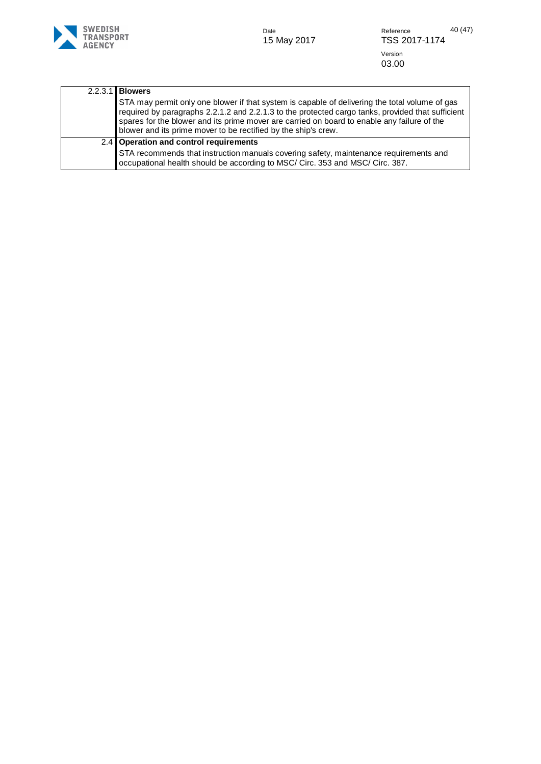| | |
|---|---|
| 2.2.3.1 | **Blowers**<br>STA may permit only one blower if that system is capable of delivering the total volume of gas required by paragraphs 2.2.1.2 and 2.2.1.3 to the protected cargo tanks, provided that sufficient spares for the blower and its prime mover are carried on board to enable any failure of the blower and its prime mover to be rectified by the ship's crew. |
| 2.4 | **Operation and control requirements**<br>STA recommends that instruction manuals covering safety, maintenance requirements and occupational health should be according to MSC/ Circ. 353 and MSC/ Circ. 387. |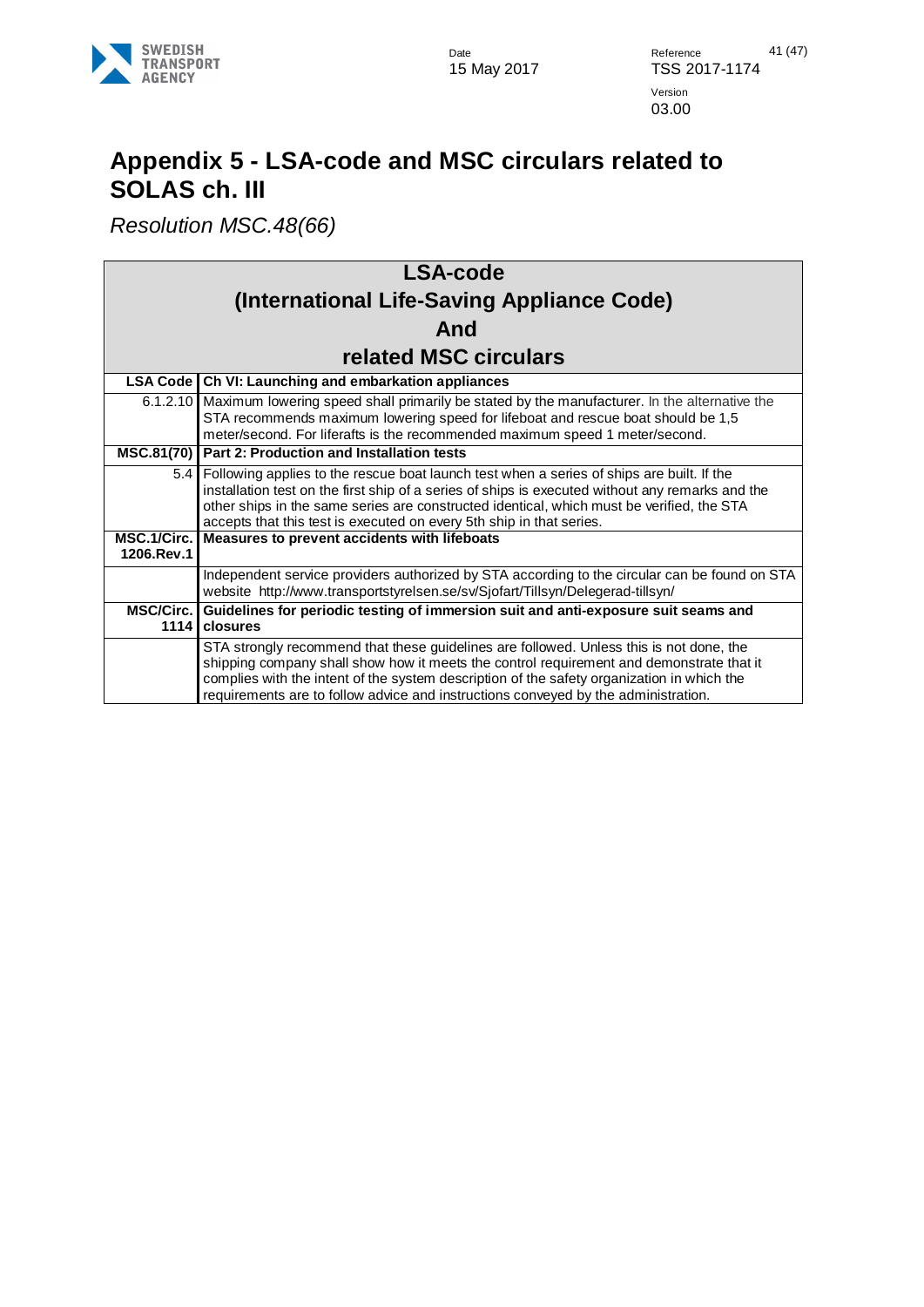# Appendix 5 - LSA-code and MSC circulars related to SOLAS ch. III

*Resolution MSC.48(66)*

| LSA-code (International Life-Saving Appliance Code) And related MSC circulars | |
|---|---|
| **LSA Code** | **Ch VI: Launching and embarkation appliances** |
| 6.1.2.10 | Maximum lowering speed shall primarily be stated by the manufacturer. In the alternative the STA recommends maximum lowering speed for lifeboat and rescue boat should be 1,5 meter/second. For liferafts is the recommended maximum speed 1 meter/second. |
| **MSC.81(70)** | **Part 2: Production and Installation tests** |
| 5.4 | Following applies to the rescue boat launch test when a series of ships are built. If the installation test on the first ship of a series of ships is executed without any remarks and the other ships in the same series are constructed identical, which must be verified, the STA accepts that this test is executed on every 5th ship in that series. |
| **MSC.1/Circ. 1206.Rev.1** | **Measures to prevent accidents with lifeboats** |
| | Independent service providers authorized by STA according to the circular can be found on STA website http://www.transportstyrelsen.se/sv/Sjofart/Tillsyn/Delegerad-tillsyn/ |
| **MSC/Circ. 1114** | **Guidelines for periodic testing of immersion suit and anti-exposure suit seams and closures** |
| | STA strongly recommend that these guidelines are followed. Unless this is not done, the shipping company shall show how it meets the control requirement and demonstrate that it complies with the intent of the system description of the safety organization in which the requirements are to follow advice and instructions conveyed by the administration. |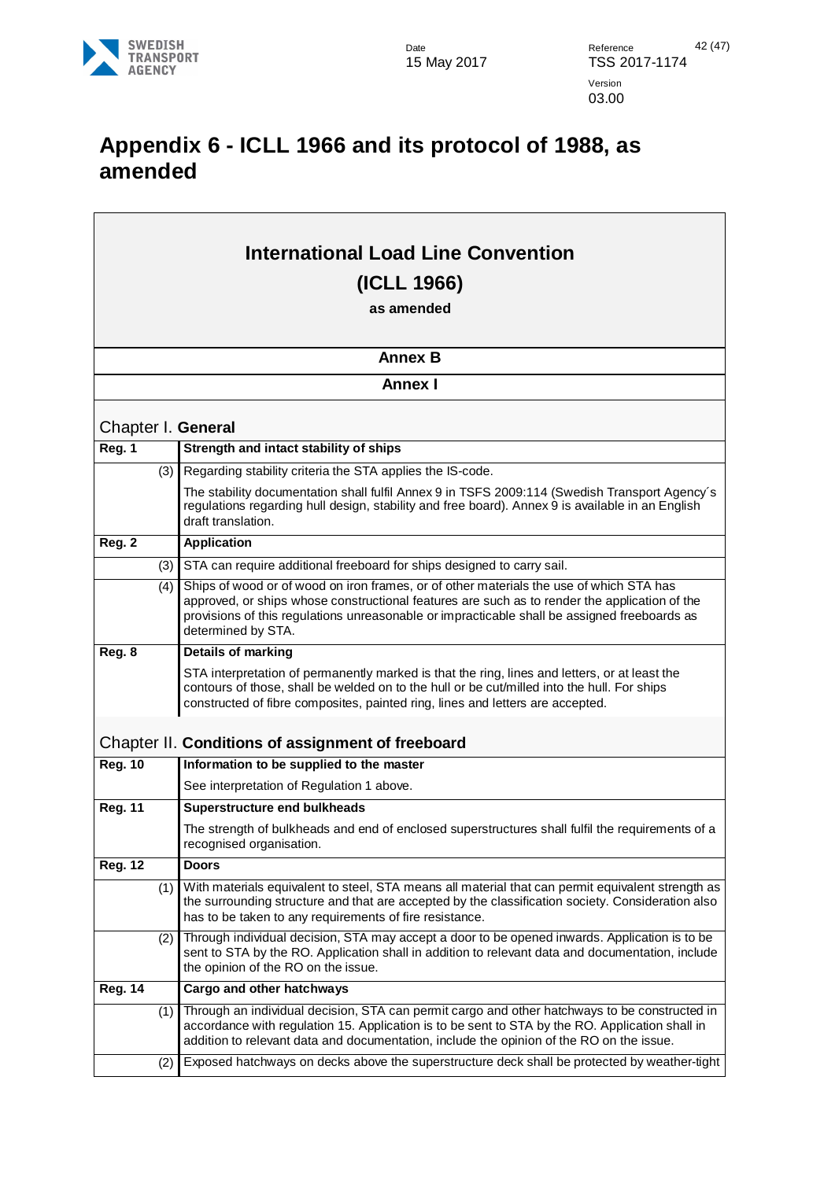# Appendix 6 - ICLL 1966 and its protocol of 1988, as amended

## International Load Line Convention

## (ICLL 1966)

**as amended**

**Annex B**

**Annex I**

### Chapter I. General

| | |
|---|---|
| **Reg. 1** | **Strength and intact stability of ships** |
| (3) | Regarding stability criteria the STA applies the IS-code. |
| | The stability documentation shall fulfil Annex 9 in TSFS 2009:114 (Swedish Transport Agency´s regulations regarding hull design, stability and free board). Annex 9 is available in an English draft translation. |
| **Reg. 2** | **Application** |
| (3) | STA can require additional freeboard for ships designed to carry sail. |
| (4) | Ships of wood or of wood on iron frames, or of other materials the use of which STA has approved, or ships whose constructional features are such as to render the application of the provisions of this regulations unreasonable or impracticable shall be assigned freeboards as determined by STA. |
| **Reg. 8** | **Details of marking** |
| | STA interpretation of permanently marked is that the ring, lines and letters, or at least the contours of those, shall be welded on to the hull or be cut/milled into the hull. For ships constructed of fibre composites, painted ring, lines and letters are accepted. |

### Chapter II. Conditions of assignment of freeboard

| | |
|---|---|
| **Reg. 10** | **Information to be supplied to the master** |
| | See interpretation of Regulation 1 above. |
| **Reg. 11** | **Superstructure end bulkheads** |
| | The strength of bulkheads and end of enclosed superstructures shall fulfil the requirements of a recognised organisation. |
| **Reg. 12** | **Doors** |
| (1) | With materials equivalent to steel, STA means all material that can permit equivalent strength as the surrounding structure and that are accepted by the classification society. Consideration also has to be taken to any requirements of fire resistance. |
| (2) | Through individual decision, STA may accept a door to be opened inwards. Application is to be sent to STA by the RO. Application shall in addition to relevant data and documentation, include the opinion of the RO on the issue. |
| **Reg. 14** | **Cargo and other hatchways** |
| (1) | Through an individual decision, STA can permit cargo and other hatchways to be constructed in accordance with regulation 15. Application is to be sent to STA by the RO. Application shall in addition to relevant data and documentation, include the opinion of the RO on the issue. |
| (2) | Exposed hatchways on decks above the superstructure deck shall be protected by weather-tight |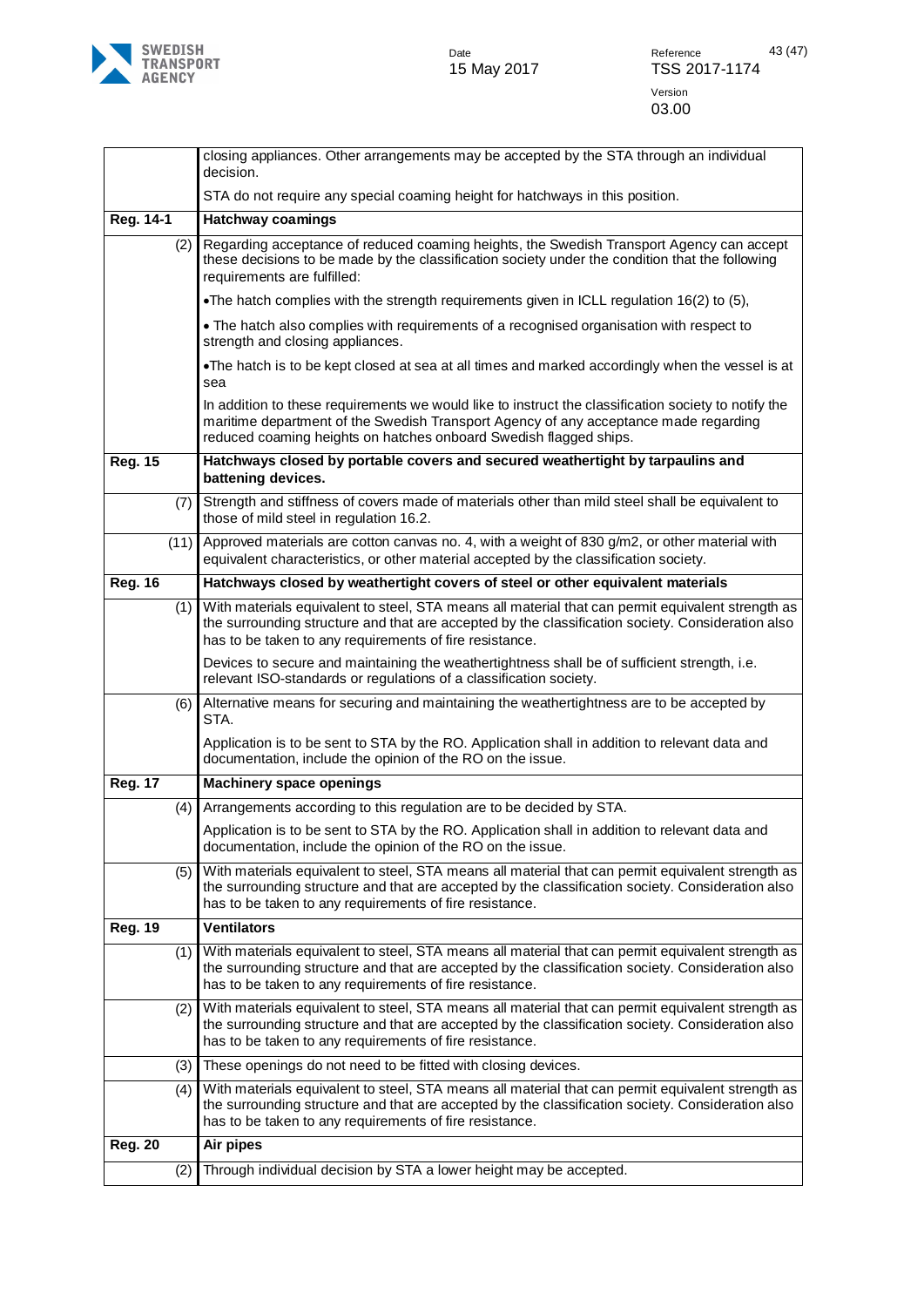| | |
|---|---|
| | closing appliances. Other arrangements may be accepted by the STA through an individual decision.<br><br>STA do not require any special coaming height for hatchways in this position. |
| **Reg. 14-1** | **Hatchway coamings** |
| (2) | Regarding acceptance of reduced coaming heights, the Swedish Transport Agency can accept these decisions to be made by the classification society under the condition that the following requirements are fulfilled:<br><br>•The hatch complies with the strength requirements given in ICLL regulation 16(2) to (5),<br><br>• The hatch also complies with requirements of a recognised organisation with respect to strength and closing appliances.<br><br>•The hatch is to be kept closed at sea at all times and marked accordingly when the vessel is at sea<br><br>In addition to these requirements we would like to instruct the classification society to notify the maritime department of the Swedish Transport Agency of any acceptance made regarding reduced coaming heights on hatches onboard Swedish flagged ships. |
| **Reg. 15** | **Hatchways closed by portable covers and secured weathertight by tarpaulins and battening devices.** |
| (7) | Strength and stiffness of covers made of materials other than mild steel shall be equivalent to those of mild steel in regulation 16.2. |
| (11) | Approved materials are cotton canvas no. 4, with a weight of 830 g/m2, or other material with equivalent characteristics, or other material accepted by the classification society. |
| **Reg. 16** | **Hatchways closed by weathertight covers of steel or other equivalent materials** |
| (1) | With materials equivalent to steel, STA means all material that can permit equivalent strength as the surrounding structure and that are accepted by the classification society. Consideration also has to be taken to any requirements of fire resistance.<br><br>Devices to secure and maintaining the weathertightness shall be of sufficient strength, i.e. relevant ISO-standards or regulations of a classification society. |
| (6) | Alternative means for securing and maintaining the weathertightness are to be accepted by STA.<br><br>Application is to be sent to STA by the RO. Application shall in addition to relevant data and documentation, include the opinion of the RO on the issue. |
| **Reg. 17** | **Machinery space openings** |
| (4) | Arrangements according to this regulation are to be decided by STA.<br><br>Application is to be sent to STA by the RO. Application shall in addition to relevant data and documentation, include the opinion of the RO on the issue. |
| (5) | With materials equivalent to steel, STA means all material that can permit equivalent strength as the surrounding structure and that are accepted by the classification society. Consideration also has to be taken to any requirements of fire resistance. |
| **Reg. 19** | **Ventilators** |
| (1) | With materials equivalent to steel, STA means all material that can permit equivalent strength as the surrounding structure and that are accepted by the classification society. Consideration also has to be taken to any requirements of fire resistance. |
| (2) | With materials equivalent to steel, STA means all material that can permit equivalent strength as the surrounding structure and that are accepted by the classification society. Consideration also has to be taken to any requirements of fire resistance. |
| (3) | These openings do not need to be fitted with closing devices. |
| (4) | With materials equivalent to steel, STA means all material that can permit equivalent strength as the surrounding structure and that are accepted by the classification society. Consideration also has to be taken to any requirements of fire resistance. |
| **Reg. 20** | **Air pipes** |
| (2) | Through individual decision by STA a lower height may be accepted. |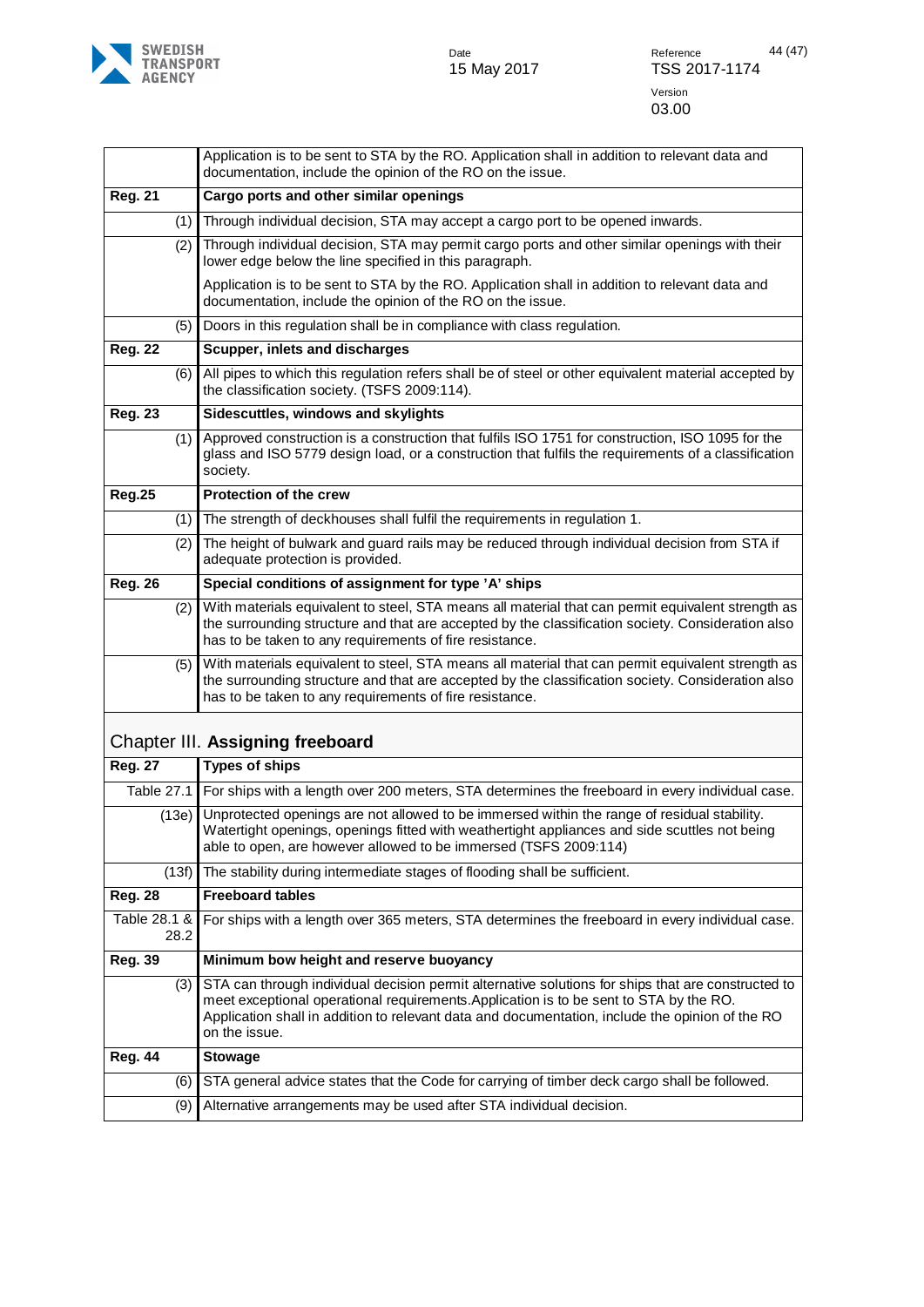| | |
|---|---|
| | Application is to be sent to STA by the RO. Application shall in addition to relevant data and documentation, include the opinion of the RO on the issue. |
| **Reg. 21** | **Cargo ports and other similar openings** |
| (1) | Through individual decision, STA may accept a cargo port to be opened inwards. |
| (2) | Through individual decision, STA may permit cargo ports and other similar openings with their lower edge below the line specified in this paragraph.<br><br>Application is to be sent to STA by the RO. Application shall in addition to relevant data and documentation, include the opinion of the RO on the issue. |
| (5) | Doors in this regulation shall be in compliance with class regulation. |
| **Reg. 22** | **Scupper, inlets and discharges** |
| (6) | All pipes to which this regulation refers shall be of steel or other equivalent material accepted by the classification society. (TSFS 2009:114). |
| **Reg. 23** | **Sidescuttles, windows and skylights** |
| (1) | Approved construction is a construction that fulfils ISO 1751 for construction, ISO 1095 for the glass and ISO 5779 design load, or a construction that fulfils the requirements of a classification society. |
| **Reg.25** | **Protection of the crew** |
| (1) | The strength of deckhouses shall fulfil the requirements in regulation 1. |
| (2) | The height of bulwark and guard rails may be reduced through individual decision from STA if adequate protection is provided. |
| **Reg. 26** | **Special conditions of assignment for type 'A' ships** |
| (2) | With materials equivalent to steel, STA means all material that can permit equivalent strength as the surrounding structure and that are accepted by the classification society. Consideration also has to be taken to any requirements of fire resistance. |
| (5) | With materials equivalent to steel, STA means all material that can permit equivalent strength as the surrounding structure and that are accepted by the classification society. Consideration also has to be taken to any requirements of fire resistance. |

## Chapter III. **Assigning freeboard**

| | |
|---|---|
| **Reg. 27** | **Types of ships** |
| Table 27.1 | For ships with a length over 200 meters, STA determines the freeboard in every individual case. |
| (13e) | Unprotected openings are not allowed to be immersed within the range of residual stability. Watertight openings, openings fitted with weathertight appliances and side scuttles not being able to open, are however allowed to be immersed (TSFS 2009:114) |
| (13f) | The stability during intermediate stages of flooding shall be sufficient. |
| **Reg. 28** | **Freeboard tables** |
| Table 28.1 & 28.2 | For ships with a length over 365 meters, STA determines the freeboard in every individual case. |
| **Reg. 39** | **Minimum bow height and reserve buoyancy** |
| (3) | STA can through individual decision permit alternative solutions for ships that are constructed to meet exceptional operational requirements.Application is to be sent to STA by the RO. Application shall in addition to relevant data and documentation, include the opinion of the RO on the issue. |
| **Reg. 44** | **Stowage** |
| (6) | STA general advice states that the Code for carrying of timber deck cargo shall be followed. |
| (9) | Alternative arrangements may be used after STA individual decision. |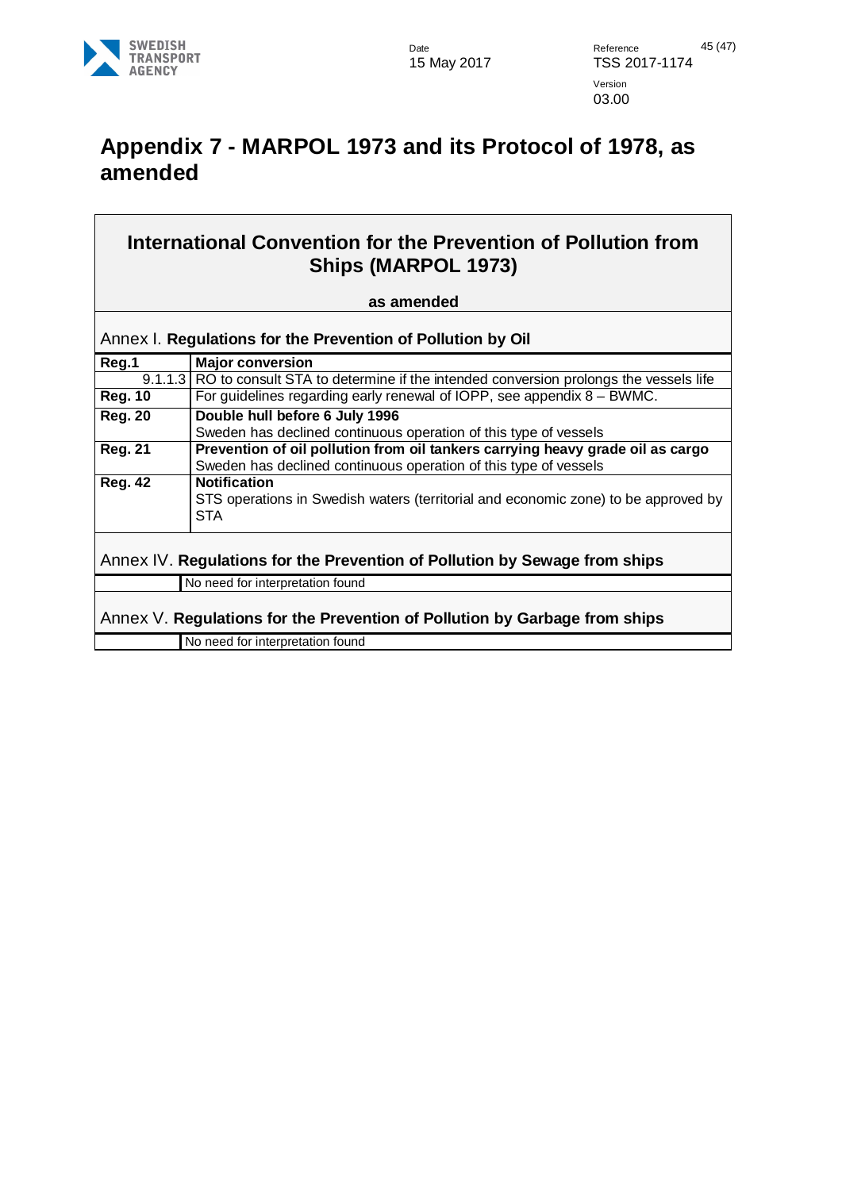# Appendix 7 - MARPOL 1973 and its Protocol of 1978, as amended

## International Convention for the Prevention of Pollution from Ships (MARPOL 1973)

**as amended**

### Annex I. **Regulations for the Prevention of Pollution by Oil**

| | |
|---|---|
| **Reg.1** | **Major conversion** |
| 9.1.1.3 | RO to consult STA to determine if the intended conversion prolongs the vessels life |
| **Reg. 10** | For guidelines regarding early renewal of IOPP, see appendix 8 – BWMC. |
| **Reg. 20** | **Double hull before 6 July 1996**<br>Sweden has declined continuous operation of this type of vessels |
| **Reg. 21** | **Prevention of oil pollution from oil tankers carrying heavy grade oil as cargo**<br>Sweden has declined continuous operation of this type of vessels |
| **Reg. 42** | **Notification**<br>STS operations in Swedish waters (territorial and economic zone) to be approved by STA |

### Annex IV. **Regulations for the Prevention of Pollution by Sewage from ships**

| | |
|---|---|
| | No need for interpretation found |

### Annex V. **Regulations for the Prevention of Pollution by Garbage from ships**

| | |
|---|---|
| | No need for interpretation found |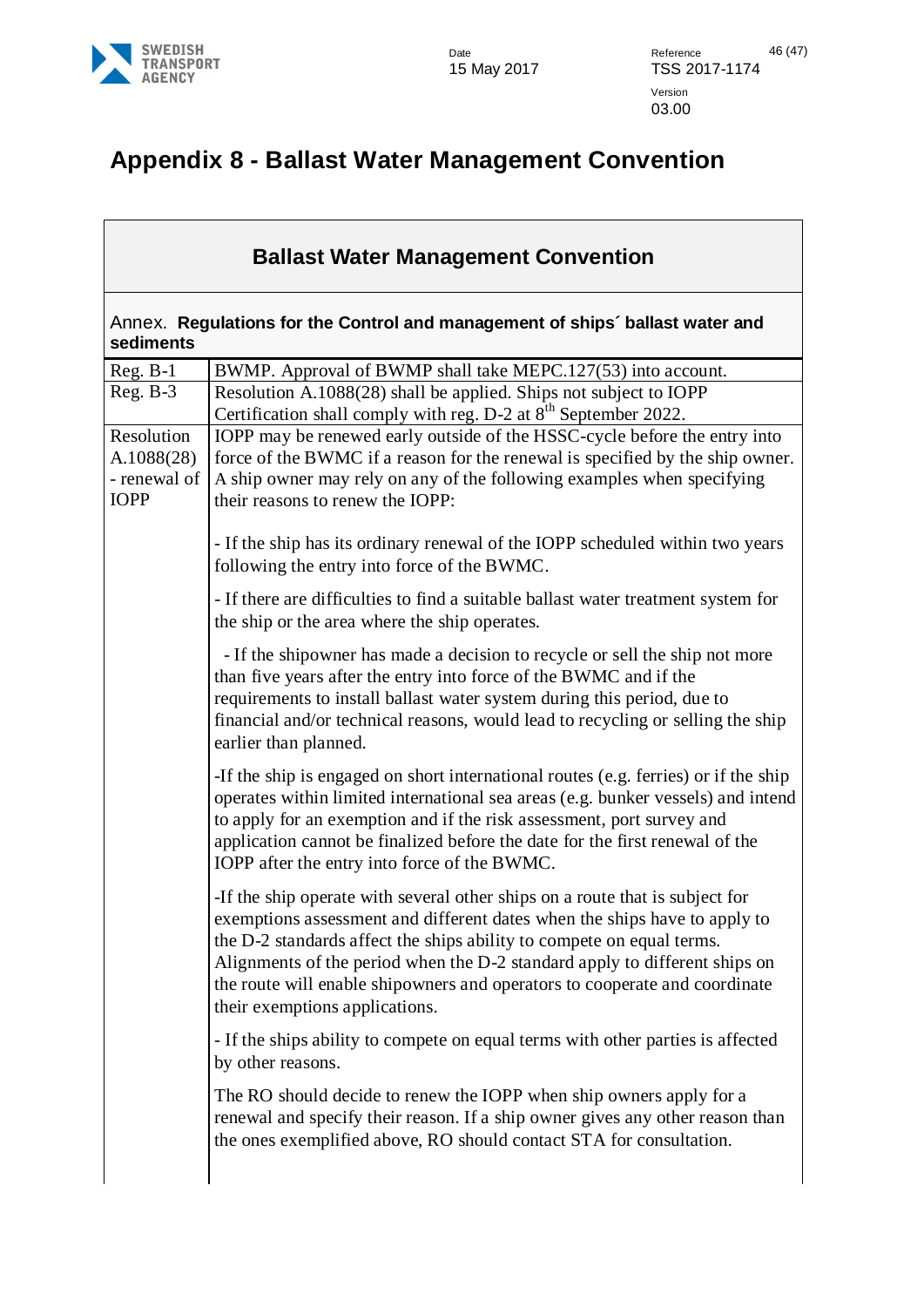# Appendix 8 - Ballast Water Management Convention

| Ballast Water Management Convention | |
|---|---|
| Annex. **Regulations for the Control and management of ships´ ballast water and sediments** | |
| Reg. B-1 | BWMP. Approval of BWMP shall take MEPC.127(53) into account. |
| Reg. B-3 | Resolution A.1088(28) shall be applied. Ships not subject to IOPP Certification shall comply with reg. D-2 at 8th September 2022. |
| Resolution A.1088(28) - renewal of IOPP | IOPP may be renewed early outside of the HSSC-cycle before the entry into force of the BWMC if a reason for the renewal is specified by the ship owner. A ship owner may rely on any of the following examples when specifying their reasons to renew the IOPP:<br><br>- If the ship has its ordinary renewal of the IOPP scheduled within two years following the entry into force of the BWMC.<br><br>- If there are difficulties to find a suitable ballast water treatment system for the ship or the area where the ship operates.<br><br>- If the shipowner has made a decision to recycle or sell the ship not more than five years after the entry into force of the BWMC and if the requirements to install ballast water system during this period, due to financial and/or technical reasons, would lead to recycling or selling the ship earlier than planned.<br><br>-If the ship is engaged on short international routes (e.g. ferries) or if the ship operates within limited international sea areas (e.g. bunker vessels) and intend to apply for an exemption and if the risk assessment, port survey and application cannot be finalized before the date for the first renewal of the IOPP after the entry into force of the BWMC.<br><br>-If the ship operate with several other ships on a route that is subject for exemptions assessment and different dates when the ships have to apply to the D-2 standards affect the ships ability to compete on equal terms. Alignments of the period when the D-2 standard apply to different ships on the route will enable shipowners and operators to cooperate and coordinate their exemptions applications.<br><br>- If the ships ability to compete on equal terms with other parties is affected by other reasons.<br><br>The RO should decide to renew the IOPP when ship owners apply for a renewal and specify their reason. If a ship owner gives any other reason than the ones exemplified above, RO should contact STA for consultation. |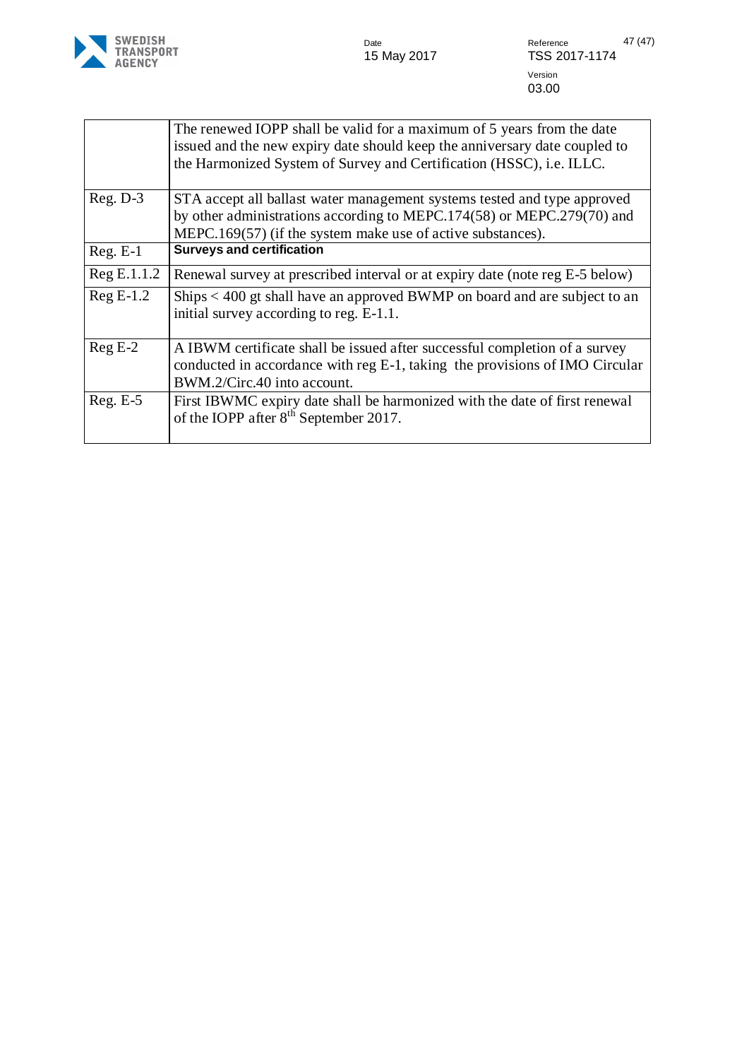| | |
|---|---|
| | The renewed IOPP shall be valid for a maximum of 5 years from the date issued and the new expiry date should keep the anniversary date coupled to the Harmonized System of Survey and Certification (HSSC), i.e. ILLC. |
| Reg. D-3 | STA accept all ballast water management systems tested and type approved by other administrations according to MEPC.174(58) or MEPC.279(70) and MEPC.169(57) (if the system make use of active substances). |
| Reg. E-1 | **Surveys and certification** |
| Reg E.1.1.2 | Renewal survey at prescribed interval or at expiry date (note reg E-5 below) |
| Reg E-1.2 | Ships < 400 gt shall have an approved BWMP on board and are subject to an initial survey according to reg. E-1.1. |
| Reg E-2 | A IBWM certificate shall be issued after successful completion of a survey conducted in accordance with reg E-1, taking the provisions of IMO Circular BWM.2/Circ.40 into account. |
| Reg. E-5 | First IBWMC expiry date shall be harmonized with the date of first renewal of the IOPP after 8th September 2017. |